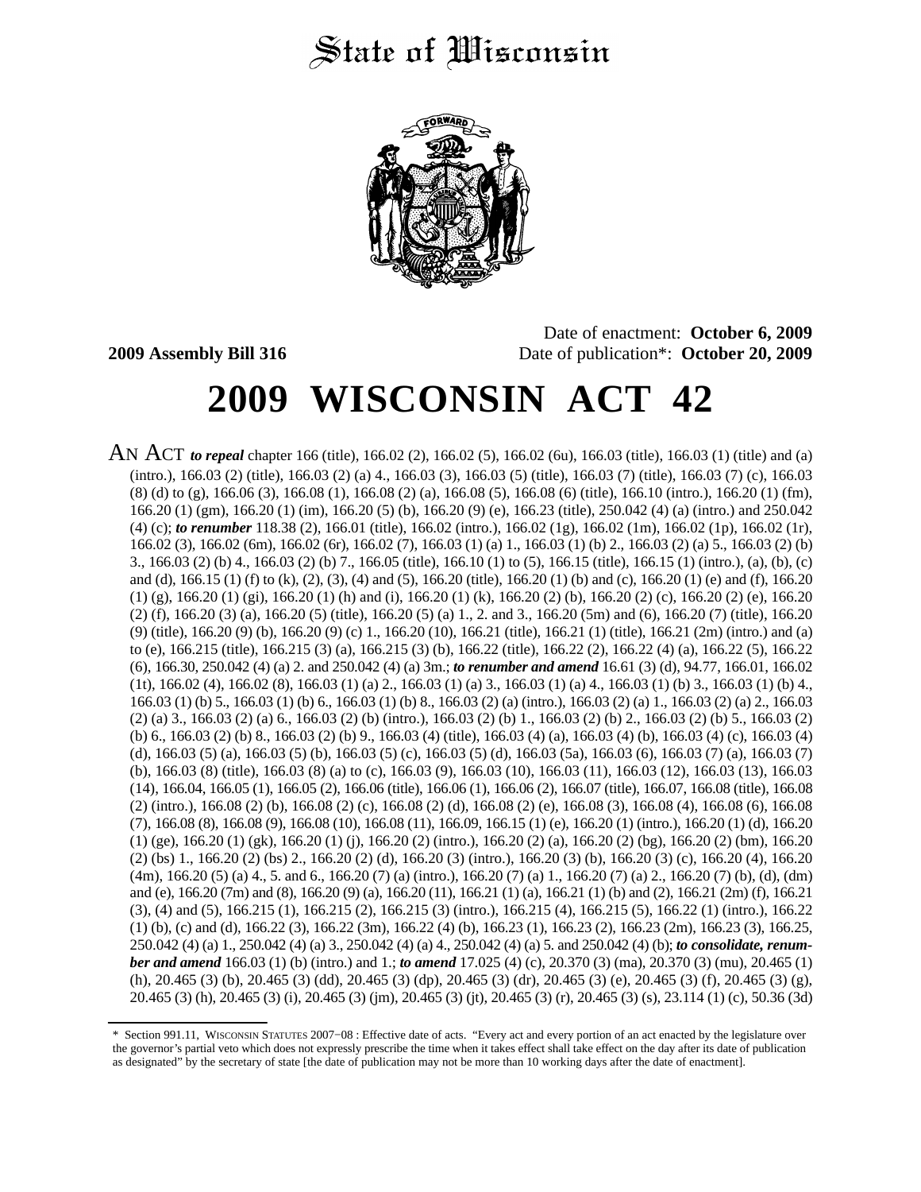# State of Wisconsin

**2009 Assembly Bill 316**

Date of enactment: **October 6, 2009**
Date of publication*: **October 20, 2009**

# 2009 WISCONSIN ACT 42

AN ACT ***to repeal*** chapter 166 (title), 166.02 (2), 166.02 (5), 166.02 (6u), 166.03 (title), 166.03 (1) (title) and (a) (intro.), 166.03 (2) (title), 166.03 (2) (a) 4., 166.03 (3), 166.03 (5) (title), 166.03 (7) (title), 166.03 (7) (c), 166.03 (8) (d) to (g), 166.06 (3), 166.08 (1), 166.08 (2) (a), 166.08 (5), 166.08 (6) (title), 166.10 (intro.), 166.20 (1) (fm), 166.20 (1) (gm), 166.20 (1) (im), 166.20 (5) (b), 166.20 (9) (e), 166.23 (title), 250.042 (4) (a) (intro.) and 250.042 (4) (c); ***to renumber*** 118.38 (2), 166.01 (title), 166.02 (intro.), 166.02 (1g), 166.02 (1m), 166.02 (1p), 166.02 (1r), 166.02 (3), 166.02 (6m), 166.02 (6r), 166.02 (7), 166.03 (1) (a) 1., 166.03 (1) (b) 2., 166.03 (2) (a) 5., 166.03 (2) (b) 3., 166.03 (2) (b) 4., 166.03 (2) (b) 7., 166.05 (title), 166.10 (1) to (5), 166.15 (title), 166.15 (1) (intro.), (a), (b), (c) and (d), 166.15 (1) (f) to (k), (2), (3), (4) and (5), 166.20 (title), 166.20 (1) (b) and (c), 166.20 (1) (e) and (f), 166.20 (1) (g), 166.20 (1) (gi), 166.20 (1) (h) and (i), 166.20 (1) (k), 166.20 (2) (b), 166.20 (2) (c), 166.20 (2) (e), 166.20 (2) (f), 166.20 (3) (a), 166.20 (5) (title), 166.20 (5) (a) 1., 2. and 3., 166.20 (5m) and (6), 166.20 (7) (title), 166.20 (9) (title), 166.20 (9) (b), 166.20 (9) (c) 1., 166.20 (10), 166.21 (title), 166.21 (1) (title), 166.21 (2m) (intro.) and (a) to (e), 166.215 (title), 166.215 (3) (a), 166.215 (3) (b), 166.22 (title), 166.22 (2), 166.22 (4) (a), 166.22 (5), 166.22 (6), 166.30, 250.042 (4) (a) 2. and 250.042 (4) (a) 3m.; ***to renumber and amend*** 16.61 (3) (d), 94.77, 166.01, 166.02 (1t), 166.02 (4), 166.02 (8), 166.03 (1) (a) 2., 166.03 (1) (a) 3., 166.03 (1) (a) 4., 166.03 (1) (b) 3., 166.03 (1) (b) 4., 166.03 (1) (b) 5., 166.03 (1) (b) 6., 166.03 (1) (b) 8., 166.03 (2) (a) (intro.), 166.03 (2) (a) 1., 166.03 (2) (a) 2., 166.03 (2) (a) 3., 166.03 (2) (a) 6., 166.03 (2) (b) (intro.), 166.03 (2) (b) 1., 166.03 (2) (b) 2., 166.03 (2) (b) 5., 166.03 (2) (b) 6., 166.03 (2) (b) 8., 166.03 (2) (b) 9., 166.03 (4) (title), 166.03 (4) (a), 166.03 (4) (b), 166.03 (4) (c), 166.03 (4) (d), 166.03 (5) (a), 166.03 (5) (b), 166.03 (5) (c), 166.03 (5) (d), 166.03 (5a), 166.03 (6), 166.03 (7) (a), 166.03 (7) (b), 166.03 (8) (title), 166.03 (8) (a) to (c), 166.03 (9), 166.03 (10), 166.03 (11), 166.03 (12), 166.03 (13), 166.03 (14), 166.04, 166.05 (1), 166.05 (2), 166.06 (title), 166.06 (1), 166.06 (2), 166.07 (title), 166.07, 166.08 (title), 166.08 (2) (intro.), 166.08 (2) (b), 166.08 (2) (c), 166.08 (2) (d), 166.08 (2) (e), 166.08 (3), 166.08 (4), 166.08 (6), 166.08 (7), 166.08 (8), 166.08 (9), 166.08 (10), 166.08 (11), 166.09, 166.15 (1) (e), 166.20 (1) (intro.), 166.20 (1) (d), 166.20 (1) (ge), 166.20 (1) (gk), 166.20 (1) (j), 166.20 (2) (intro.), 166.20 (2) (a), 166.20 (2) (bg), 166.20 (2) (bm), 166.20 (2) (bs) 1., 166.20 (2) (bs) 2., 166.20 (2) (d), 166.20 (3) (intro.), 166.20 (3) (b), 166.20 (3) (c), 166.20 (4), 166.20 (4m), 166.20 (5) (a) 4., 5. and 6., 166.20 (7) (a) (intro.), 166.20 (7) (a) 1., 166.20 (7) (a) 2., 166.20 (7) (b), (d), (dm) and (e), 166.20 (7m) and (8), 166.20 (9) (a), 166.20 (11), 166.21 (1) (a), 166.21 (1) (b) and (2), 166.21 (2m) (f), 166.21 (3), (4) and (5), 166.215 (1), 166.215 (2), 166.215 (3) (intro.), 166.215 (4), 166.215 (5), 166.22 (1) (intro.), 166.22 (1) (b), (c) and (d), 166.22 (3), 166.22 (3m), 166.22 (4) (b), 166.23 (1), 166.23 (2), 166.23 (2m), 166.23 (3), 166.25, 250.042 (4) (a) 1., 250.042 (4) (a) 3., 250.042 (4) (a) 4., 250.042 (4) (a) 5. and 250.042 (4) (b); ***to consolidate, renumber and amend*** 166.03 (1) (b) (intro.) and 1.; ***to amend*** 17.025 (4) (c), 20.370 (3) (ma), 20.370 (3) (mu), 20.465 (1) (h), 20.465 (3) (b), 20.465 (3) (dd), 20.465 (3) (dp), 20.465 (3) (dr), 20.465 (3) (e), 20.465 (3) (f), 20.465 (3) (g), 20.465 (3) (h), 20.465 (3) (i), 20.465 (3) (jm), 20.465 (3) (jt), 20.465 (3) (r), 20.465 (3) (s), 23.114 (1) (c), 50.36 (3d)

\* Section 991.11, WISCONSIN STATUTES 2007−08 : Effective date of acts. "Every act and every portion of an act enacted by the legislature over the governor's partial veto which does not expressly prescribe the time when it takes effect shall take effect on the day after its date of publication as designated" by the secretary of state [the date of publication may not be more than 10 working days after the date of enactment].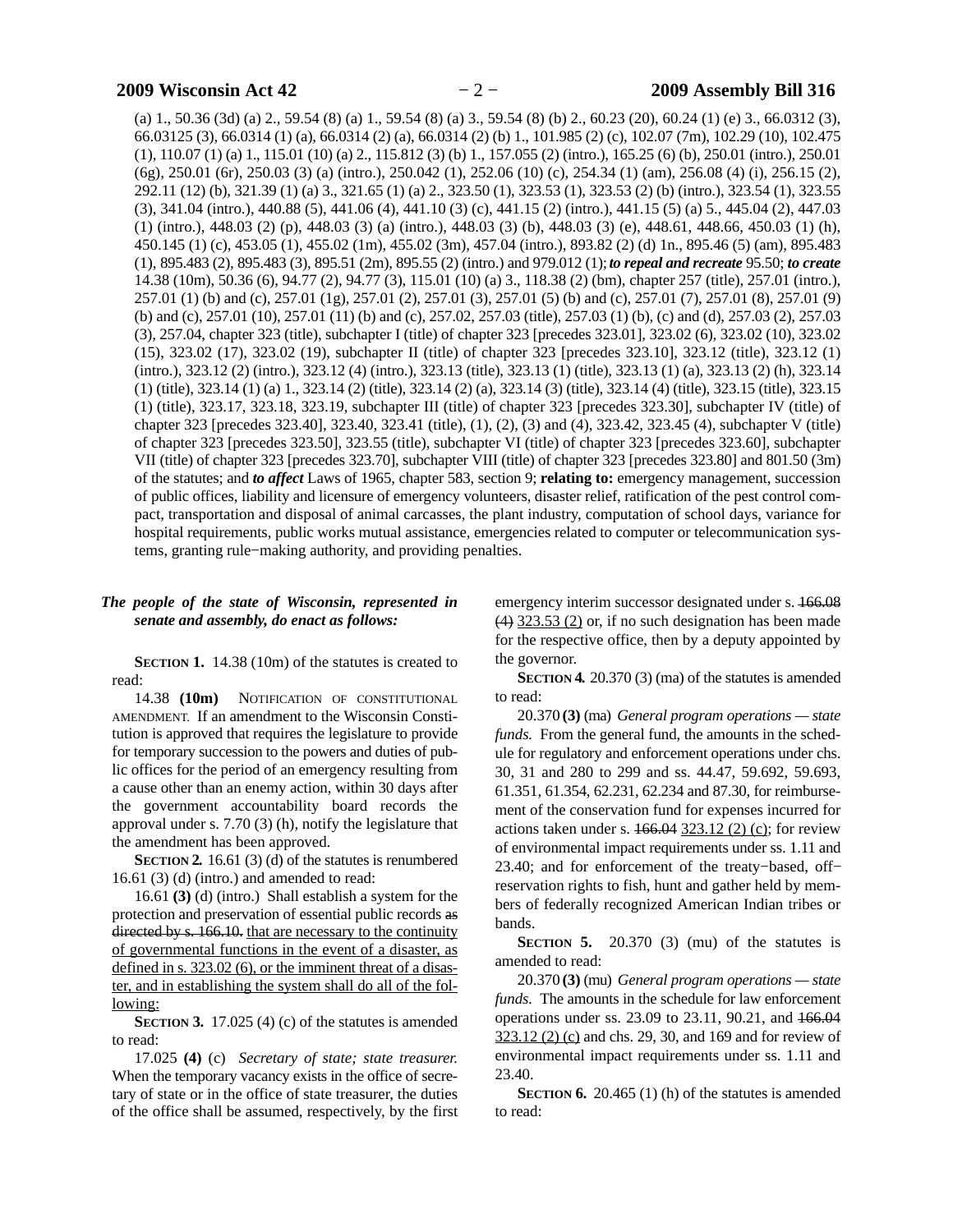(a) 1., 50.36 (3d) (a) 2., 59.54 (8) (a) 1., 59.54 (8) (a) 3., 59.54 (8) (b) 2., 60.23 (20), 60.24 (1) (e) 3., 66.0312 (3), 66.03125 (3), 66.0314 (1) (a), 66.0314 (2) (a), 66.0314 (2) (b) 1., 101.985 (2) (c), 102.07 (7m), 102.29 (10), 102.475 (1), 110.07 (1) (a) 1., 115.01 (10) (a) 2., 115.812 (3) (b) 1., 157.055 (2) (intro.), 165.25 (6) (b), 250.01 (intro.), 250.01 (6g), 250.01 (6r), 250.03 (3) (a) (intro.), 250.042 (1), 252.06 (10) (c), 254.34 (1) (am), 256.08 (4) (i), 256.15 (2), 292.11 (12) (b), 321.39 (1) (a) 3., 321.65 (1) (a) 2., 323.50 (1), 323.53 (1), 323.53 (2) (b) (intro.), 323.54 (1), 323.55 (3), 341.04 (intro.), 440.88 (5), 441.06 (4), 441.10 (3) (c), 441.15 (2) (intro.), 441.15 (5) (a) 5., 445.04 (2), 447.03 (1) (intro.), 448.03 (2) (p), 448.03 (3) (a) (intro.), 448.03 (3) (b), 448.03 (3) (e), 448.61, 448.66, 450.03 (1) (h), 450.145 (1) (c), 453.05 (1), 455.02 (1m), 455.02 (3m), 457.04 (intro.), 893.82 (2) (d) 1n., 895.46 (5) (am), 895.483 (1), 895.483 (2), 895.483 (3), 895.51 (2m), 895.55 (2) (intro.) and 979.012 (1); ***to repeal and recreate*** 95.50; ***to create*** 14.38 (10m), 50.36 (6), 94.77 (2), 94.77 (3), 115.01 (10) (a) 3., 118.38 (2) (bm), chapter 257 (title), 257.01 (intro.), 257.01 (1) (b) and (c), 257.01 (1g), 257.01 (2), 257.01 (3), 257.01 (5) (b) and (c), 257.01 (7), 257.01 (8), 257.01 (9) (b) and (c), 257.01 (10), 257.01 (11) (b) and (c), 257.02, 257.03 (title), 257.03 (1) (b), (c) and (d), 257.03 (2), 257.03 (3), 257.04, chapter 323 (title), subchapter I (title) of chapter 323 [precedes 323.01], 323.02 (6), 323.02 (10), 323.02 (15), 323.02 (17), 323.02 (19), subchapter II (title) of chapter 323 [precedes 323.10], 323.12 (title), 323.12 (1) (intro.), 323.12 (2) (intro.), 323.12 (4) (intro.), 323.13 (title), 323.13 (1) (title), 323.13 (1) (a), 323.13 (2) (h), 323.14 (1) (title), 323.14 (1) (a) 1., 323.14 (2) (title), 323.14 (2) (a), 323.14 (3) (title), 323.14 (4) (title), 323.15 (title), 323.15 (1) (title), 323.17, 323.18, 323.19, subchapter III (title) of chapter 323 [precedes 323.30], subchapter IV (title) of chapter 323 [precedes 323.40], 323.40, 323.41 (title), (1), (2), (3) and (4), 323.42, 323.45 (4), subchapter V (title) of chapter 323 [precedes 323.50], 323.55 (title), subchapter VI (title) of chapter 323 [precedes 323.60], subchapter VII (title) of chapter 323 [precedes 323.70], subchapter VIII (title) of chapter 323 [precedes 323.80] and 801.50 (3m) of the statutes; and ***to affect*** Laws of 1965, chapter 583, section 9; **relating to:** emergency management, succession of public offices, liability and licensure of emergency volunteers, disaster relief, ratification of the pest control compact, transportation and disposal of animal carcasses, the plant industry, computation of school days, variance for hospital requirements, public works mutual assistance, emergencies related to computer or telecommunication systems, granting rule−making authority, and providing penalties.

***The people of the state of Wisconsin, represented in senate and assembly, do enact as follows:***

**SECTION 1.** 14.38 (10m) of the statutes is created to read:

14.38 **(10m)** NOTIFICATION OF CONSTITUTIONAL AMENDMENT. If an amendment to the Wisconsin Constitution is approved that requires the legislature to provide for temporary succession to the powers and duties of public offices for the period of an emergency resulting from a cause other than an enemy action, within 30 days after the government accountability board records the approval under s. 7.70 (3) (h), notify the legislature that the amendment has been approved.

**SECTION 2.** 16.61 (3) (d) of the statutes is renumbered 16.61 (3) (d) (intro.) and amended to read:

16.61 **(3)** (d) (intro.) Shall establish a system for the protection and preservation of essential public records ~~as directed by s. 166.10.~~ that are necessary to the continuity of governmental functions in the event of a disaster, as defined in s. 323.02 (6), or the imminent threat of a disaster, and in establishing the system shall do all of the following:

**SECTION 3.** 17.025 (4) (c) of the statutes is amended to read:

17.025 **(4)** (c) *Secretary of state; state treasurer.* When the temporary vacancy exists in the office of secretary of state or in the office of state treasurer, the duties of the office shall be assumed, respectively, by the first emergency interim successor designated under s. ~~166.08 (4)~~ 323.53 (2) or, if no such designation has been made for the respective office, then by a deputy appointed by the governor.

**SECTION 4.** 20.370 (3) (ma) of the statutes is amended to read:

20.370 **(3)** (ma) *General program operations — state funds.* From the general fund, the amounts in the schedule for regulatory and enforcement operations under chs. 30, 31 and 280 to 299 and ss. 44.47, 59.692, 59.693, 61.351, 61.354, 62.231, 62.234 and 87.30, for reimbursement of the conservation fund for expenses incurred for actions taken under s. ~~166.04~~ 323.12 (2) (c); for review of environmental impact requirements under ss. 1.11 and 23.40; and for enforcement of the treaty−based, off−reservation rights to fish, hunt and gather held by members of federally recognized American Indian tribes or bands.

**SECTION 5.** 20.370 (3) (mu) of the statutes is amended to read:

20.370 **(3)** (mu) *General program operations — state funds.* The amounts in the schedule for law enforcement operations under ss. 23.09 to 23.11, 90.21, and ~~166.04~~ 323.12 (2) (c) and chs. 29, 30, and 169 and for review of environmental impact requirements under ss. 1.11 and 23.40.

**SECTION 6.** 20.465 (1) (h) of the statutes is amended to read: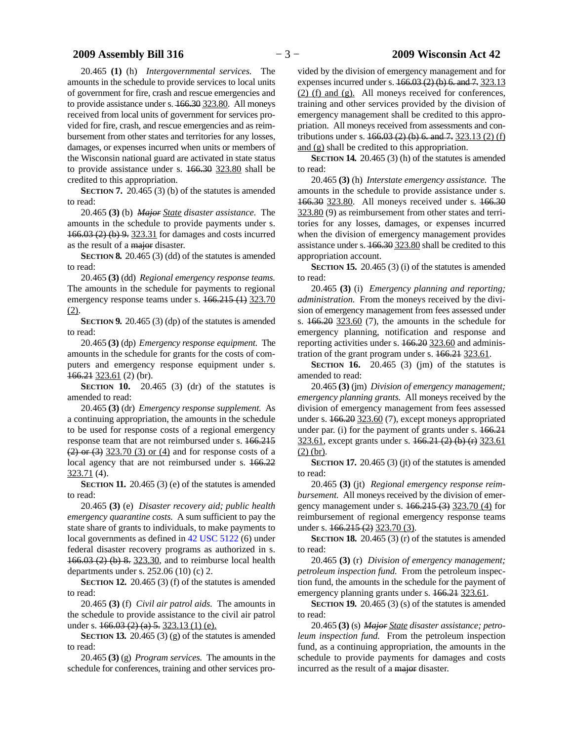20.465 **(1)** (h) *Intergovernmental services.* The amounts in the schedule to provide services to local units of government for fire, crash and rescue emergencies and to provide assistance under s. ~~166.30~~ <u>323.80</u>. All moneys received from local units of government for services provided for fire, crash, and rescue emergencies and as reimbursement from other states and territories for any losses, damages, or expenses incurred when units or members of the Wisconsin national guard are activated in state status to provide assistance under s. ~~166.30~~ <u>323.80</u> shall be credited to this appropriation.

**SECTION 7.** 20.465 (3) (b) of the statutes is amended to read:

20.465 **(3)** (b) ~~*Major*~~ <u>*State*</u> *disaster assistance.* The amounts in the schedule to provide payments under s. ~~166.03 (2) (b) 9.~~ <u>323.31</u> for damages and costs incurred as the result of a ~~major~~ disaster.

**SECTION 8.** 20.465 (3) (dd) of the statutes is amended to read:

20.465 **(3)** (dd) *Regional emergency response teams.* The amounts in the schedule for payments to regional emergency response teams under s. ~~166.215 (1)~~ <u>323.70 (2)</u>.

**SECTION 9.** 20.465 (3) (dp) of the statutes is amended to read:

20.465 **(3)** (dp) *Emergency response equipment.* The amounts in the schedule for grants for the costs of computers and emergency response equipment under s. ~~166.21~~ <u>323.61</u> (2) (br).

**SECTION 10.** 20.465 (3) (dr) of the statutes is amended to read:

20.465 **(3)** (dr) *Emergency response supplement.* As a continuing appropriation, the amounts in the schedule to be used for response costs of a regional emergency response team that are not reimbursed under s. ~~166.215 (2) or (3)~~ <u>323.70 (3) or (4)</u> and for response costs of a local agency that are not reimbursed under s. ~~166.22~~ <u>323.71</u> (4).

**SECTION 11.** 20.465 (3) (e) of the statutes is amended to read:

20.465 **(3)** (e) *Disaster recovery aid; public health emergency quarantine costs.* A sum sufficient to pay the state share of grants to individuals, to make payments to local governments as defined in 42 USC 5122 (6) under federal disaster recovery programs as authorized in s. ~~166.03 (2) (b) 8.~~ <u>323.30</u>, and to reimburse local health departments under s. 252.06 (10) (c) 2.

**SECTION 12.** 20.465 (3) (f) of the statutes is amended to read:

20.465 **(3)** (f) *Civil air patrol aids.* The amounts in the schedule to provide assistance to the civil air patrol under s. ~~166.03 (2) (a) 5.~~ <u>323.13 (1) (e)</u>.

**SECTION 13.** 20.465 (3) (g) of the statutes is amended to read:

20.465 **(3)** (g) *Program services.* The amounts in the schedule for conferences, training and other services provided by the division of emergency management and for expenses incurred under s. ~~166.03 (2) (b) 6. and 7.~~ <u>323.13 (2) (f) and (g)</u>. All moneys received for conferences, training and other services provided by the division of emergency management shall be credited to this appropriation. All moneys received from assessments and contributions under s. ~~166.03 (2) (b) 6. and 7.~~ <u>323.13 (2) (f) and (g)</u> shall be credited to this appropriation.

**SECTION 14.** 20.465 (3) (h) of the statutes is amended to read:

20.465 **(3)** (h) *Interstate emergency assistance.* The amounts in the schedule to provide assistance under s. ~~166.30~~ <u>323.80</u>. All moneys received under s. ~~166.30~~ <u>323.80</u> (9) as reimbursement from other states and territories for any losses, damages, or expenses incurred when the division of emergency management provides assistance under s. ~~166.30~~ <u>323.80</u> shall be credited to this appropriation account.

**SECTION 15.** 20.465 (3) (i) of the statutes is amended to read:

20.465 **(3)** (i) *Emergency planning and reporting; administration.* From the moneys received by the division of emergency management from fees assessed under s. ~~166.20~~ <u>323.60</u> (7), the amounts in the schedule for emergency planning, notification and response and reporting activities under s. ~~166.20~~ <u>323.60</u> and administration of the grant program under s. ~~166.21~~ <u>323.61</u>.

**SECTION 16.** 20.465 (3) (jm) of the statutes is amended to read:

20.465 **(3)** (jm) *Division of emergency management; emergency planning grants.* All moneys received by the division of emergency management from fees assessed under s. ~~166.20~~ <u>323.60</u> (7), except moneys appropriated under par. (i) for the payment of grants under s. ~~166.21~~ <u>323.61</u>, except grants under s. ~~166.21 (2) (b) (r)~~ <u>323.61 (2) (br)</u>.

**SECTION 17.** 20.465 (3) (jt) of the statutes is amended to read:

20.465 **(3)** (jt) *Regional emergency response reimbursement.* All moneys received by the division of emergency management under s. ~~166.215 (3)~~ <u>323.70 (4)</u> for reimbursement of regional emergency response teams under s. ~~166.215 (2)~~ <u>323.70 (3)</u>.

**SECTION 18.** 20.465 (3) (r) of the statutes is amended to read:

20.465 **(3)** (r) *Division of emergency management; petroleum inspection fund.* From the petroleum inspection fund, the amounts in the schedule for the payment of emergency planning grants under s. ~~166.21~~ <u>323.61</u>.

**SECTION 19.** 20.465 (3) (s) of the statutes is amended to read:

20.465 **(3)** (s) ~~*Major*~~ <u>*State*</u> *disaster assistance; petroleum inspection fund.* From the petroleum inspection fund, as a continuing appropriation, the amounts in the schedule to provide payments for damages and costs incurred as the result of a ~~major~~ disaster.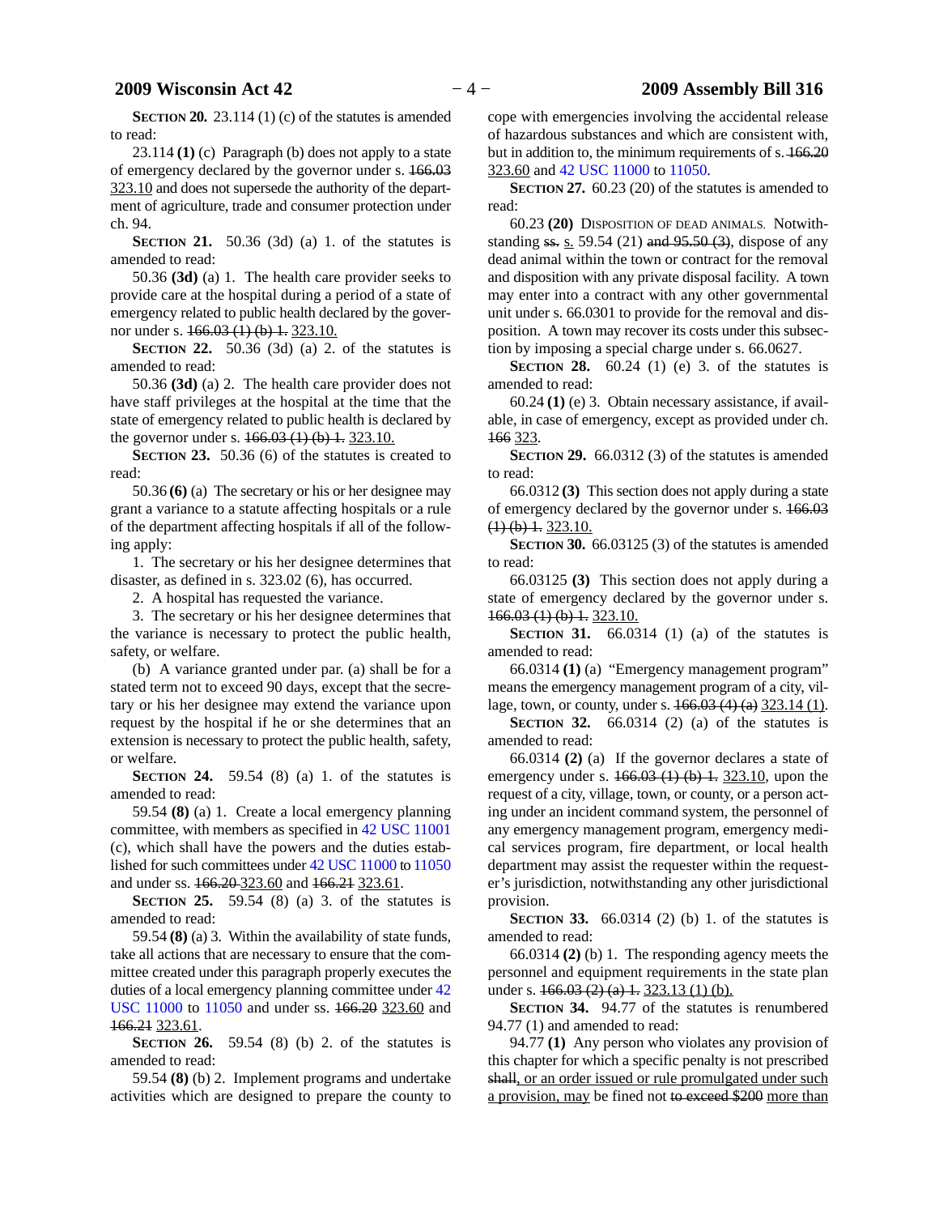**SECTION 20.** 23.114 (1) (c) of the statutes is amended to read:

23.114 **(1)** (c) Paragraph (b) does not apply to a state of emergency declared by the governor under s. ~~166.03~~ 323.10 and does not supersede the authority of the department of agriculture, trade and consumer protection under ch. 94.

**SECTION 21.** 50.36 (3d) (a) 1. of the statutes is amended to read:

50.36 **(3d)** (a) 1. The health care provider seeks to provide care at the hospital during a period of a state of emergency related to public health declared by the governor under s. ~~166.03 (1) (b) 1.~~ 323.10.

**SECTION 22.** 50.36 (3d) (a) 2. of the statutes is amended to read:

50.36 **(3d)** (a) 2. The health care provider does not have staff privileges at the hospital at the time that the state of emergency related to public health is declared by the governor under s. ~~166.03 (1) (b) 1.~~ 323.10.

**SECTION 23.** 50.36 (6) of the statutes is created to read:

50.36 **(6)** (a) The secretary or his or her designee may grant a variance to a statute affecting hospitals or a rule of the department affecting hospitals if all of the following apply:

1. The secretary or his her designee determines that disaster, as defined in s. 323.02 (6), has occurred.

2. A hospital has requested the variance.

3. The secretary or his her designee determines that the variance is necessary to protect the public health, safety, or welfare.

(b) A variance granted under par. (a) shall be for a stated term not to exceed 90 days, except that the secretary or his her designee may extend the variance upon request by the hospital if he or she determines that an extension is necessary to protect the public health, safety, or welfare.

**SECTION 24.** 59.54 (8) (a) 1. of the statutes is amended to read:

59.54 **(8)** (a) 1. Create a local emergency planning committee, with members as specified in 42 USC 11001 (c), which shall have the powers and the duties established for such committees under 42 USC 11000 to 11050 and under ss. ~~166.20~~ 323.60 and ~~166.21~~ 323.61.

**SECTION 25.** 59.54 (8) (a) 3. of the statutes is amended to read:

59.54 **(8)** (a) 3. Within the availability of state funds, take all actions that are necessary to ensure that the committee created under this paragraph properly executes the duties of a local emergency planning committee under 42 USC 11000 to 11050 and under ss. ~~166.20~~ 323.60 and ~~166.21~~ 323.61.

**SECTION 26.** 59.54 (8) (b) 2. of the statutes is amended to read:

59.54 **(8)** (b) 2. Implement programs and undertake activities which are designed to prepare the county to cope with emergencies involving the accidental release of hazardous substances and which are consistent with, but in addition to, the minimum requirements of s. ~~166.20~~ 323.60 and 42 USC 11000 to 11050.

**SECTION 27.** 60.23 (20) of the statutes is amended to read:

60.23 **(20)** DISPOSITION OF DEAD ANIMALS. Notwithstanding ~~ss.~~ s. 59.54 (21) ~~and 95.50 (3)~~, dispose of any dead animal within the town or contract for the removal and disposition with any private disposal facility. A town may enter into a contract with any other governmental unit under s. 66.0301 to provide for the removal and disposition. A town may recover its costs under this subsection by imposing a special charge under s. 66.0627.

**SECTION 28.** 60.24 (1) (e) 3. of the statutes is amended to read:

60.24 **(1)** (e) 3. Obtain necessary assistance, if available, in case of emergency, except as provided under ch. ~~166~~ 323.

**SECTION 29.** 66.0312 (3) of the statutes is amended to read:

66.0312 **(3)** This section does not apply during a state of emergency declared by the governor under s. ~~166.03 (1) (b) 1.~~ 323.10.

**SECTION 30.** 66.03125 (3) of the statutes is amended to read:

66.03125 **(3)** This section does not apply during a state of emergency declared by the governor under s. ~~166.03 (1) (b) 1.~~ 323.10.

**SECTION 31.** 66.0314 (1) (a) of the statutes is amended to read:

66.0314 **(1)** (a) "Emergency management program" means the emergency management program of a city, village, town, or county, under s. ~~166.03 (4) (a)~~ 323.14 (1).

**SECTION 32.** 66.0314 (2) (a) of the statutes is amended to read:

66.0314 **(2)** (a) If the governor declares a state of emergency under s. ~~166.03 (1) (b) 1.~~ 323.10, upon the request of a city, village, town, or county, or a person acting under an incident command system, the personnel of any emergency management program, emergency medical services program, fire department, or local health department may assist the requester within the requester's jurisdiction, notwithstanding any other jurisdictional provision.

**SECTION 33.** 66.0314 (2) (b) 1. of the statutes is amended to read:

66.0314 **(2)** (b) 1. The responding agency meets the personnel and equipment requirements in the state plan under s. ~~166.03 (2) (a) 1.~~ 323.13 (1) (b).

**SECTION 34.** 94.77 of the statutes is renumbered 94.77 (1) and amended to read:

94.77 **(1)** Any person who violates any provision of this chapter for which a specific penalty is not prescribed ~~shall~~, or an order issued or rule promulgated under such a provision, may be fined not ~~to exceed $200~~ more than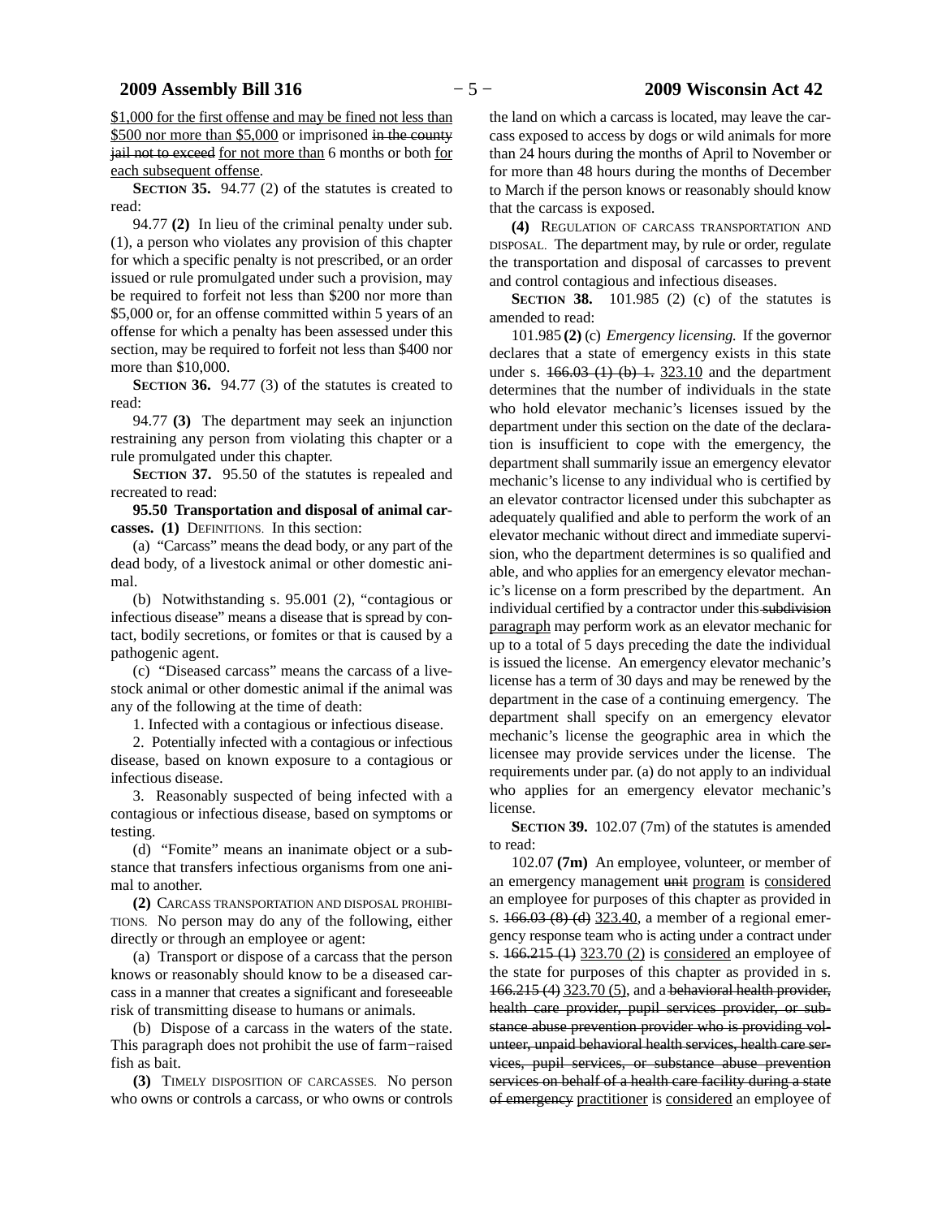$1,000 for the first offense and may be fined not less than $500 nor more than $5,000 or imprisoned ~~in the county jail not to exceed~~ for not more than 6 months or both for each subsequent offense.

**SECTION 35.** 94.77 (2) of the statutes is created to read:

94.77 **(2)** In lieu of the criminal penalty under sub. (1), a person who violates any provision of this chapter for which a specific penalty is not prescribed, or an order issued or rule promulgated under such a provision, may be required to forfeit not less than $200 nor more than $5,000 or, for an offense committed within 5 years of an offense for which a penalty has been assessed under this section, may be required to forfeit not less than $400 nor more than $10,000.

**SECTION 36.** 94.77 (3) of the statutes is created to read:

94.77 **(3)** The department may seek an injunction restraining any person from violating this chapter or a rule promulgated under this chapter.

**SECTION 37.** 95.50 of the statutes is repealed and recreated to read:

**95.50 Transportation and disposal of animal carcasses. (1)** DEFINITIONS. In this section:

(a) "Carcass" means the dead body, or any part of the dead body, of a livestock animal or other domestic animal.

(b) Notwithstanding s. 95.001 (2), "contagious or infectious disease" means a disease that is spread by contact, bodily secretions, or fomites or that is caused by a pathogenic agent.

(c) "Diseased carcass" means the carcass of a livestock animal or other domestic animal if the animal was any of the following at the time of death:

1. Infected with a contagious or infectious disease.

2. Potentially infected with a contagious or infectious disease, based on known exposure to a contagious or infectious disease.

3. Reasonably suspected of being infected with a contagious or infectious disease, based on symptoms or testing.

(d) "Fomite" means an inanimate object or a substance that transfers infectious organisms from one animal to another.

**(2)** CARCASS TRANSPORTATION AND DISPOSAL PROHIBITIONS. No person may do any of the following, either directly or through an employee or agent:

(a) Transport or dispose of a carcass that the person knows or reasonably should know to be a diseased carcass in a manner that creates a significant and foreseeable risk of transmitting disease to humans or animals.

(b) Dispose of a carcass in the waters of the state. This paragraph does not prohibit the use of farm-raised fish as bait.

**(3)** TIMELY DISPOSITION OF CARCASSES. No person who owns or controls a carcass, or who owns or controls the land on which a carcass is located, may leave the carcass exposed to access by dogs or wild animals for more than 24 hours during the months of April to November or for more than 48 hours during the months of December to March if the person knows or reasonably should know that the carcass is exposed.

**(4)** REGULATION OF CARCASS TRANSPORTATION AND DISPOSAL. The department may, by rule or order, regulate the transportation and disposal of carcasses to prevent and control contagious and infectious diseases.

**SECTION 38.** 101.985 (2) (c) of the statutes is amended to read:

101.985 **(2)** (c) *Emergency licensing.* If the governor declares that a state of emergency exists in this state under s. ~~166.03 (1) (b) 1.~~ 323.10 and the department determines that the number of individuals in the state who hold elevator mechanic's licenses issued by the department under this section on the date of the declaration is insufficient to cope with the emergency, the department shall summarily issue an emergency elevator mechanic's license to any individual who is certified by an elevator contractor licensed under this subchapter as adequately qualified and able to perform the work of an elevator mechanic without direct and immediate supervision, who the department determines is so qualified and able, and who applies for an emergency elevator mechanic's license on a form prescribed by the department. An individual certified by a contractor under this ~~subdivision~~ paragraph may perform work as an elevator mechanic for up to a total of 5 days preceding the date the individual is issued the license. An emergency elevator mechanic's license has a term of 30 days and may be renewed by the department in the case of a continuing emergency. The department shall specify on an emergency elevator mechanic's license the geographic area in which the licensee may provide services under the license. The requirements under par. (a) do not apply to an individual who applies for an emergency elevator mechanic's license.

**SECTION 39.** 102.07 (7m) of the statutes is amended to read:

102.07 **(7m)** An employee, volunteer, or member of an emergency management ~~unit~~ program is considered an employee for purposes of this chapter as provided in s. ~~166.03 (8) (d)~~ 323.40, a member of a regional emergency response team who is acting under a contract under s. ~~166.215 (1)~~ 323.70 (2) is considered an employee of the state for purposes of this chapter as provided in s. ~~166.215 (4)~~ 323.70 (5), and a ~~behavioral health provider, health care provider, pupil services provider, or substance abuse prevention provider who is providing volunteer, unpaid behavioral health services, health care services, pupil services, or substance abuse prevention services on behalf of a health care facility during a state of emergency~~ practitioner is considered an employee of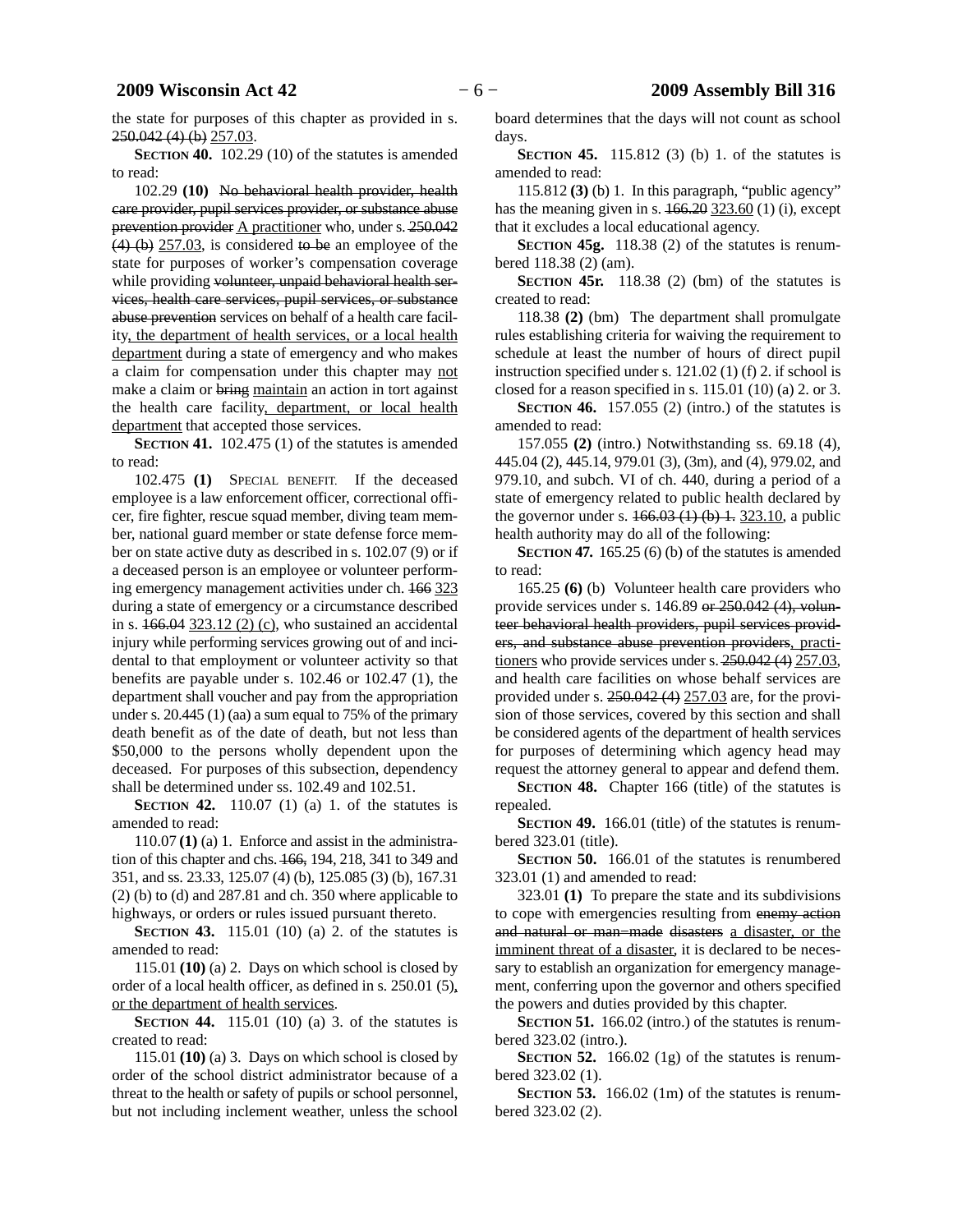the state for purposes of this chapter as provided in s. ~~250.042 (4) (b)~~ 257.03.

**SECTION 40.** 102.29 (10) of the statutes is amended to read:

102.29 **(10)** ~~No behavioral health provider, health care provider, pupil services provider, or substance abuse prevention provider~~ A practitioner who, under s. ~~250.042 (4) (b)~~ 257.03, is considered ~~to be~~ an employee of the state for purposes of worker's compensation coverage while providing ~~volunteer, unpaid behavioral health services, health care services, pupil services, or substance abuse prevention~~ services on behalf of a health care facility, the department of health services, or a local health department during a state of emergency and who makes a claim for compensation under this chapter may not make a claim or ~~bring~~ maintain an action in tort against the health care facility, department, or local health department that accepted those services.

**SECTION 41.** 102.475 (1) of the statutes is amended to read:

102.475 **(1)** SPECIAL BENEFIT. If the deceased employee is a law enforcement officer, correctional officer, fire fighter, rescue squad member, diving team member, national guard member or state defense force member on state active duty as described in s. 102.07 (9) or if a deceased person is an employee or volunteer performing emergency management activities under ch. ~~166~~ 323 during a state of emergency or a circumstance described in s. ~~166.04~~ 323.12 (2) (c), who sustained an accidental injury while performing services growing out of and incidental to that employment or volunteer activity so that benefits are payable under s. 102.46 or 102.47 (1), the department shall voucher and pay from the appropriation under s. 20.445 (1) (aa) a sum equal to 75% of the primary death benefit as of the date of death, but not less than \$50,000 to the persons wholly dependent upon the deceased. For purposes of this subsection, dependency shall be determined under ss. 102.49 and 102.51.

**SECTION 42.** 110.07 (1) (a) 1. of the statutes is amended to read:

110.07 **(1)** (a) 1. Enforce and assist in the administration of this chapter and chs. ~~166,~~ 194, 218, 341 to 349 and 351, and ss. 23.33, 125.07 (4) (b), 125.085 (3) (b), 167.31 (2) (b) to (d) and 287.81 and ch. 350 where applicable to highways, or orders or rules issued pursuant thereto.

**SECTION 43.** 115.01 (10) (a) 2. of the statutes is amended to read:

115.01 **(10)** (a) 2. Days on which school is closed by order of a local health officer, as defined in s. 250.01 (5), or the department of health services.

**SECTION 44.** 115.01 (10) (a) 3. of the statutes is created to read:

115.01 **(10)** (a) 3. Days on which school is closed by order of the school district administrator because of a threat to the health or safety of pupils or school personnel, but not including inclement weather, unless the school board determines that the days will not count as school days.

**SECTION 45.** 115.812 (3) (b) 1. of the statutes is amended to read:

115.812 **(3)** (b) 1. In this paragraph, "public agency" has the meaning given in s. ~~166.20~~ 323.60 (1) (i), except that it excludes a local educational agency.

**SECTION 45g.** 118.38 (2) of the statutes is renumbered 118.38 (2) (am).

**SECTION 45r.** 118.38 (2) (bm) of the statutes is created to read:

118.38 **(2)** (bm) The department shall promulgate rules establishing criteria for waiving the requirement to schedule at least the number of hours of direct pupil instruction specified under s. 121.02 (1) (f) 2. if school is closed for a reason specified in s. 115.01 (10) (a) 2. or 3.

**SECTION 46.** 157.055 (2) (intro.) of the statutes is amended to read:

157.055 **(2)** (intro.) Notwithstanding ss. 69.18 (4), 445.04 (2), 445.14, 979.01 (3), (3m), and (4), 979.02, and 979.10, and subch. VI of ch. 440, during a period of a state of emergency related to public health declared by the governor under s. ~~166.03 (1) (b) 1.~~ 323.10, a public health authority may do all of the following:

**SECTION 47.** 165.25 (6) (b) of the statutes is amended to read:

165.25 **(6)** (b) Volunteer health care providers who provide services under s. 146.89 ~~or 250.042 (4), volunteer behavioral health providers, pupil services providers, and substance abuse prevention providers~~, practitioners who provide services under s. ~~250.042 (4)~~ 257.03, and health care facilities on whose behalf services are provided under s. ~~250.042 (4)~~ 257.03 are, for the provision of those services, covered by this section and shall be considered agents of the department of health services for purposes of determining which agency head may request the attorney general to appear and defend them.

**SECTION 48.** Chapter 166 (title) of the statutes is repealed.

**SECTION 49.** 166.01 (title) of the statutes is renumbered 323.01 (title).

**SECTION 50.** 166.01 of the statutes is renumbered 323.01 (1) and amended to read:

323.01 **(1)** To prepare the state and its subdivisions to cope with emergencies resulting from ~~enemy action and natural or man-made disasters~~ a disaster, or the imminent threat of a disaster, it is declared to be necessary to establish an organization for emergency management, conferring upon the governor and others specified the powers and duties provided by this chapter.

**SECTION 51.** 166.02 (intro.) of the statutes is renumbered 323.02 (intro.).

**SECTION 52.** 166.02 (1g) of the statutes is renumbered 323.02 (1).

**SECTION 53.** 166.02 (1m) of the statutes is renumbered 323.02 (2).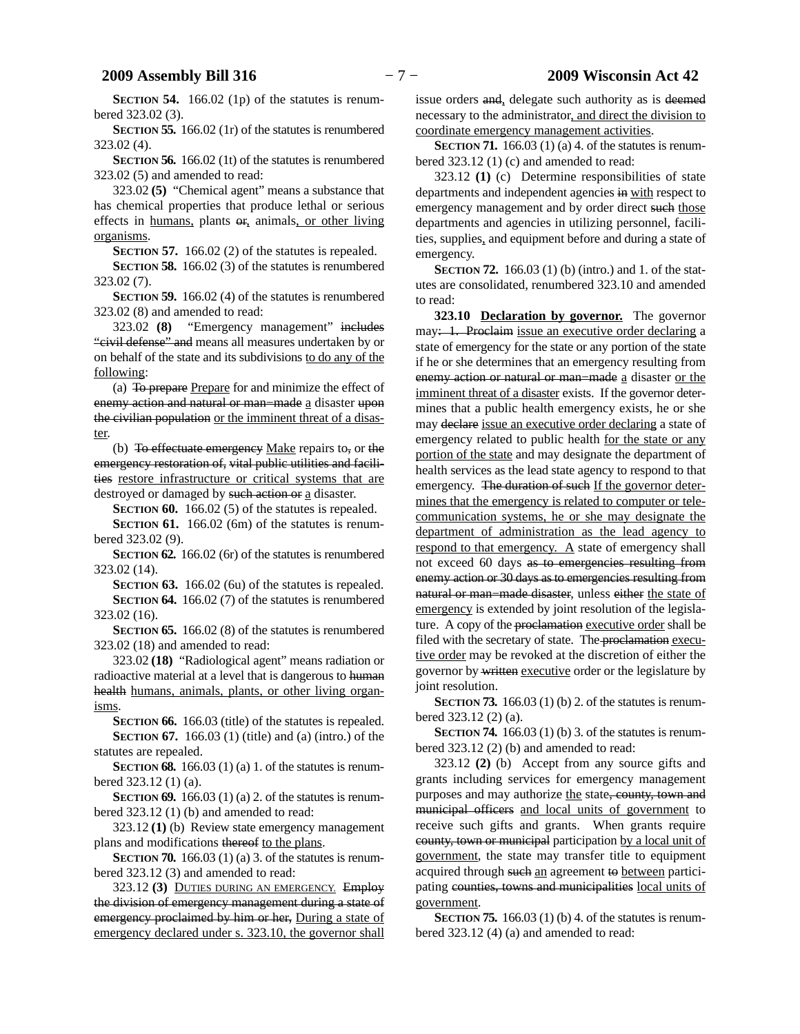**SECTION 54.** 166.02 (1p) of the statutes is renumbered 323.02 (3).

**SECTION 55.** 166.02 (1r) of the statutes is renumbered 323.02 (4).

**SECTION 56.** 166.02 (1t) of the statutes is renumbered 323.02 (5) and amended to read:

323.02 **(5)** "Chemical agent" means a substance that has chemical properties that produce lethal or serious effects in <u>humans,</u> plants ~~or~~<u>,</u> animals<u>, or other living organisms</u>.

**SECTION 57.** 166.02 (2) of the statutes is repealed.

**SECTION 58.** 166.02 (3) of the statutes is renumbered 323.02 (7).

**SECTION 59.** 166.02 (4) of the statutes is renumbered 323.02 (8) and amended to read:

323.02 **(8)** "Emergency management" ~~includes "civil defense" and~~ means all measures undertaken by or on behalf of the state and its subdivisions <u>to do any of the following</u>:

(a) ~~To prepare~~ <u>Prepare</u> for and minimize the effect of ~~enemy action and natural or man-made~~ <u>a</u> disaster ~~upon the civilian population~~ <u>or the imminent threat of a disaster</u>.

(b) ~~To effectuate emergency~~ <u>Make</u> repairs to~~,~~ or ~~the emergency restoration of, vital public utilities and facilities~~ <u>restore infrastructure or critical systems that are</u> destroyed or damaged by ~~such action or~~ <u>a</u> disaster.

**SECTION 60.** 166.02 (5) of the statutes is repealed.

**SECTION 61.** 166.02 (6m) of the statutes is renumbered 323.02 (9).

**SECTION 62.** 166.02 (6r) of the statutes is renumbered 323.02 (14).

**SECTION 63.** 166.02 (6u) of the statutes is repealed.

**SECTION 64.** 166.02 (7) of the statutes is renumbered 323.02 (16).

**SECTION 65.** 166.02 (8) of the statutes is renumbered 323.02 (18) and amended to read:

323.02 **(18)** "Radiological agent" means radiation or radioactive material at a level that is dangerous to ~~human health~~ <u>humans, animals, plants, or other living organisms</u>.

**SECTION 66.** 166.03 (title) of the statutes is repealed.

**SECTION 67.** 166.03 (1) (title) and (a) (intro.) of the statutes are repealed.

**SECTION 68.** 166.03 (1) (a) 1. of the statutes is renumbered 323.12 (1) (a).

**SECTION 69.** 166.03 (1) (a) 2. of the statutes is renumbered 323.12 (1) (b) and amended to read:

323.12 **(1)** (b) Review state emergency management plans and modifications ~~thereof~~ <u>to the plans</u>.

**SECTION 70.** 166.03 (1) (a) 3. of the statutes is renumbered 323.12 (3) and amended to read:

323.12 **(3)** <u>DUTIES DURING AN EMERGENCY.</u> ~~Employ the division of emergency management during a state of emergency proclaimed by him or her,~~ <u>During a state of emergency declared under s. 323.10, the governor shall</u> issue orders ~~and~~<u>,</u> delegate such authority as is ~~deemed~~ necessary to the administrator<u>, and direct the division to coordinate emergency management activities</u>.

**SECTION 71.** 166.03 (1) (a) 4. of the statutes is renumbered 323.12 (1) (c) and amended to read:

323.12 **(1)** (c) Determine responsibilities of state departments and independent agencies ~~in~~ <u>with</u> respect to emergency management and by order direct ~~such~~ <u>those</u> departments and agencies in utilizing personnel, facilities, supplies<u>,</u> and equipment before and during a state of emergency.

**SECTION 72.** 166.03 (1) (b) (intro.) and 1. of the statutes are consolidated, renumbered 323.10 and amended to read:

**323.10** <u>**Declaration by governor.**</u> The governor may~~: 1. Proclaim~~ <u>issue an executive order declaring</u> a state of emergency for the state or any portion of the state if he or she determines that an emergency resulting from ~~enemy action or natural or man-made~~ <u>a</u> disaster <u>or the imminent threat of a disaster</u> exists. If the governor determines that a public health emergency exists, he or she may ~~declare~~ <u>issue an executive order declaring</u> a state of emergency related to public health <u>for the state or any portion of the state</u> and may designate the department of health services as the lead state agency to respond to that emergency. ~~The duration of such~~ <u>If the governor determines that the emergency is related to computer or telecommunication systems, he or she may designate the department of administration as the lead agency to respond to that emergency. A</u> state of emergency shall not exceed 60 days ~~as to emergencies resulting from enemy action or 30 days as to emergencies resulting from natural or man-made disaster~~, unless ~~either~~ <u>the state of emergency</u> is extended by joint resolution of the legislature. A copy of the ~~proclamation~~ <u>executive order</u> shall be filed with the secretary of state. The ~~proclamation~~ <u>executive order</u> may be revoked at the discretion of either the governor by ~~written~~ <u>executive</u> order or the legislature by joint resolution.

**SECTION 73.** 166.03 (1) (b) 2. of the statutes is renumbered 323.12 (2) (a).

**SECTION 74.** 166.03 (1) (b) 3. of the statutes is renumbered 323.12 (2) (b) and amended to read:

323.12 **(2)** (b) Accept from any source gifts and grants including services for emergency management purposes and may authorize <u>the</u> state~~, county, town and municipal officers~~ <u>and local units of government</u> to receive such gifts and grants. When grants require ~~county, town or municipal~~ participation <u>by a local unit of government</u>, the state may transfer title to equipment acquired through ~~such~~ <u>an</u> agreement ~~to~~ <u>between</u> participating ~~counties, towns and municipalities~~ <u>local units of government</u>.

**SECTION 75.** 166.03 (1) (b) 4. of the statutes is renumbered 323.12 (4) (a) and amended to read: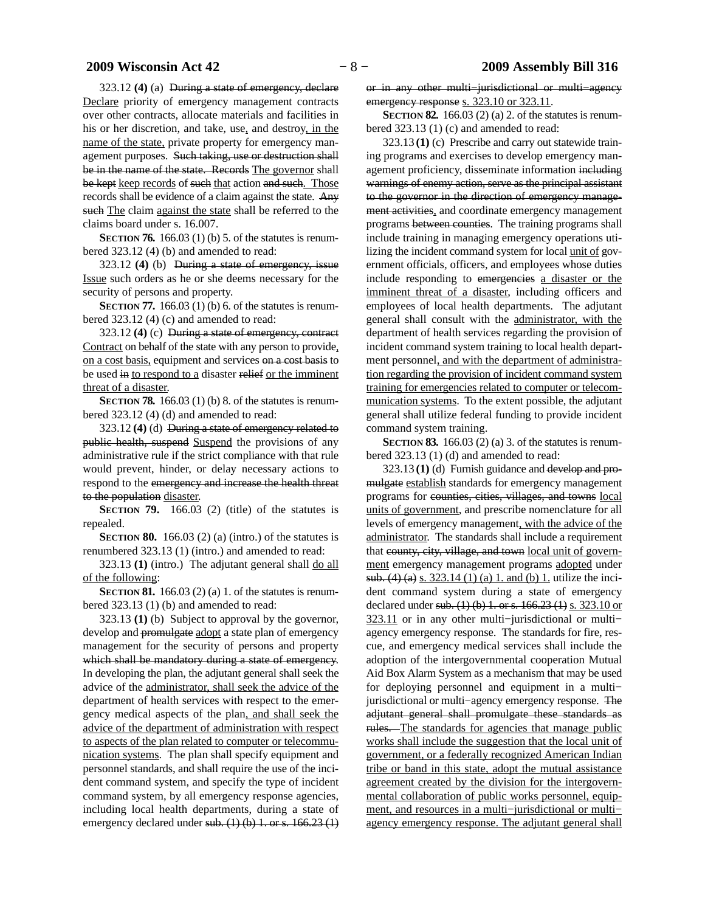323.12 **(4)** (a) ~~During a state of emergency, declare~~ <u>Declare</u> priority of emergency management contracts over other contracts, allocate materials and facilities in his or her discretion, and take, use<u>,</u> and destroy<u>, in the name of the state,</u> private property for emergency management purposes. ~~Such taking, use or destruction shall be in the name of the state. Records~~ <u>The governor</u> shall ~~be kept~~ <u>keep records</u> of ~~such~~ <u>that</u> action ~~and such~~<u>. Those</u> records shall be evidence of a claim against the state. ~~Any such~~ <u>The</u> claim <u>against the state</u> shall be referred to the claims board under s. 16.007.

**SECTION 76.** 166.03 (1) (b) 5. of the statutes is renumbered 323.12 (4) (b) and amended to read:

323.12 **(4)** (b) ~~During a state of emergency, issue~~ <u>Issue</u> such orders as he or she deems necessary for the security of persons and property.

**SECTION 77.** 166.03 (1) (b) 6. of the statutes is renumbered 323.12 (4) (c) and amended to read:

323.12 **(4)** (c) ~~During a state of emergency, contract~~ <u>Contract</u> on behalf of the state with any person to provide<u>, on a cost basis,</u> equipment and services ~~on a cost basis~~ to be used ~~in~~ <u>to respond to a</u> disaster ~~relief~~ <u>or the imminent threat of a disaster</u>.

**SECTION 78.** 166.03 (1) (b) 8. of the statutes is renumbered 323.12 (4) (d) and amended to read:

323.12 **(4)** (d) ~~During a state of emergency related to public health, suspend~~ <u>Suspend</u> the provisions of any administrative rule if the strict compliance with that rule would prevent, hinder, or delay necessary actions to respond to the ~~emergency and increase the health threat to the population~~ <u>disaster</u>.

**SECTION 79.** 166.03 (2) (title) of the statutes is repealed.

**SECTION 80.** 166.03 (2) (a) (intro.) of the statutes is renumbered 323.13 (1) (intro.) and amended to read:

323.13 **(1)** (intro.) The adjutant general shall <u>do all of the following</u>:

**SECTION 81.** 166.03 (2) (a) 1. of the statutes is renumbered 323.13 (1) (b) and amended to read:

323.13 **(1)** (b) Subject to approval by the governor, develop and ~~promulgate~~ <u>adopt</u> a state plan of emergency management for the security of persons and property ~~which shall be mandatory during a state of emergency~~. In developing the plan, the adjutant general shall seek the advice of the <u>administrator, shall seek the advice of the</u> department of health services with respect to the emergency medical aspects of the plan<u>, and shall seek the advice of the department of administration with respect to aspects of the plan related to computer or telecommunication systems</u>. The plan shall specify equipment and personnel standards, and shall require the use of the incident command system, and specify the type of incident command system, by all emergency response agencies, including local health departments, during a state of emergency declared under ~~sub. (1) (b) 1. or s. 166.23 (1) or in any other multi−jurisdictional or multi−agency emergency response~~ <u>s. 323.10 or 323.11</u>.

**SECTION 82.** 166.03 (2) (a) 2. of the statutes is renumbered 323.13 (1) (c) and amended to read:

323.13 **(1)** (c) Prescribe and carry out statewide training programs and exercises to develop emergency management proficiency, disseminate information ~~including warnings of enemy action, serve as the principal assistant to the governor in the direction of emergency management activities,~~ and coordinate emergency management programs ~~between counties~~. The training programs shall include training in managing emergency operations utilizing the incident command system for local <u>unit of</u> government officials, officers, and employees whose duties include responding to ~~emergencies~~ <u>a disaster or the imminent threat of a disaster</u>, including officers and employees of local health departments. The adjutant general shall consult with the <u>administrator, with the</u> department of health services regarding the provision of incident command system training to local health department personnel<u>, and with the department of administration regarding the provision of incident command system training for emergencies related to computer or telecommunication systems</u>. To the extent possible, the adjutant general shall utilize federal funding to provide incident command system training.

**SECTION 83.** 166.03 (2) (a) 3. of the statutes is renumbered 323.13 (1) (d) and amended to read:

323.13 **(1)** (d) Furnish guidance and ~~develop and promulgate~~ <u>establish</u> standards for emergency management programs for ~~counties, cities, villages, and towns~~ <u>local units of government</u>, and prescribe nomenclature for all levels of emergency management<u>, with the advice of the administrator</u>. The standards shall include a requirement that ~~county, city, village, and town~~ <u>local unit of government</u> emergency management programs <u>adopted</u> under ~~sub. (4) (a)~~ <u>s. 323.14 (1) (a) 1. and (b) 1.</u> utilize the incident command system during a state of emergency declared under ~~sub. (1) (b) 1. or s. 166.23 (1)~~ <u>s. 323.10 or 323.11</u> or in any other multi−jurisdictional or multi−agency emergency response. The standards for fire, rescue, and emergency medical services shall include the adoption of the intergovernmental cooperation Mutual Aid Box Alarm System as a mechanism that may be used for deploying personnel and equipment in a multi−jurisdictional or multi−agency emergency response. ~~The adjutant general shall promulgate these standards as rules.~~ <u>The standards for agencies that manage public works shall include the suggestion that the local unit of government, or a federally recognized American Indian tribe or band in this state, adopt the mutual assistance agreement created by the division for the intergovernmental collaboration of public works personnel, equipment, and resources in a multi−jurisdictional or multi−agency emergency response. The adjutant general shall</u>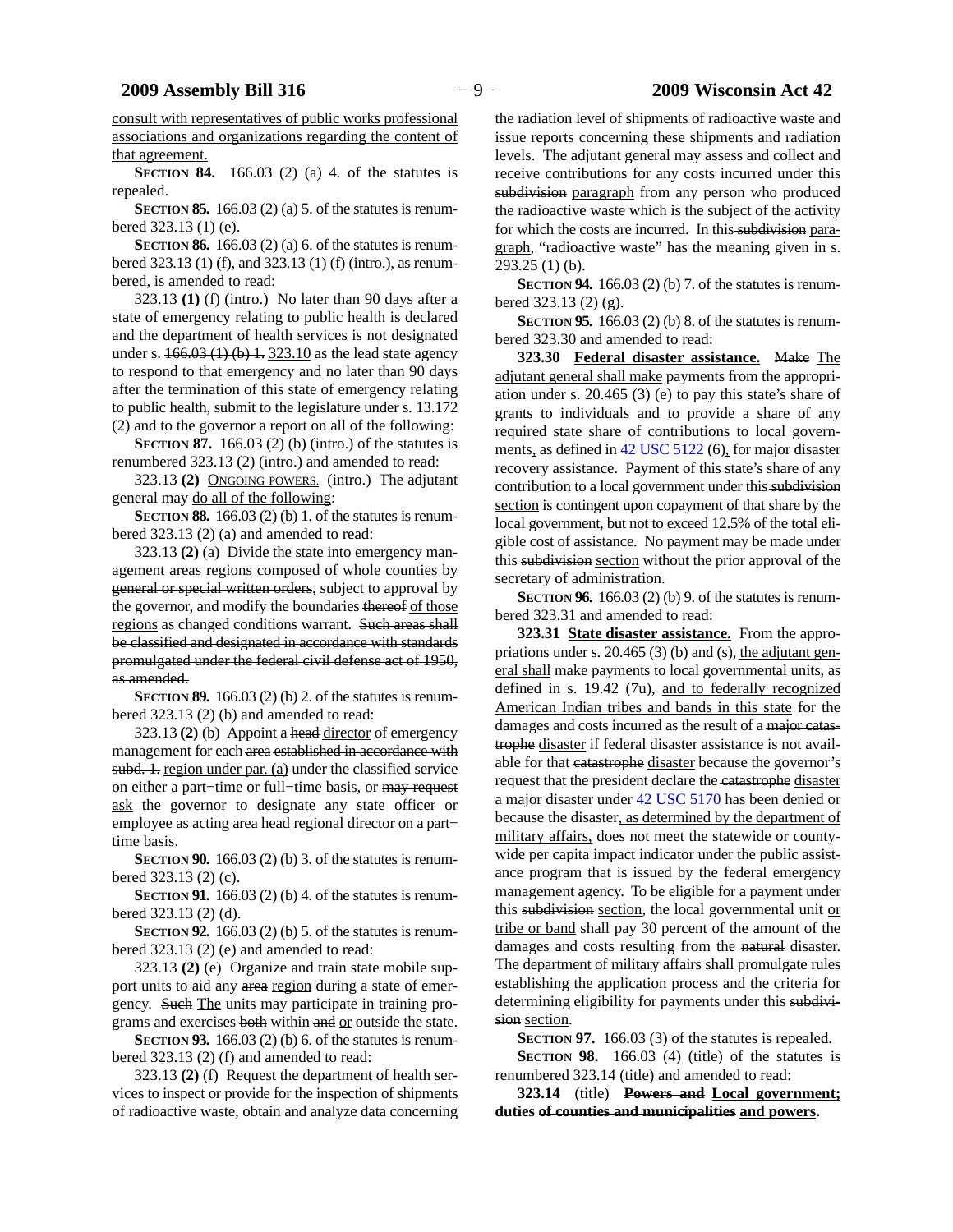consult with representatives of public works professional associations and organizations regarding the content of that agreement.

**SECTION 84.** 166.03 (2) (a) 4. of the statutes is repealed.

**SECTION 85.** 166.03 (2) (a) 5. of the statutes is renumbered 323.13 (1) (e).

**SECTION 86.** 166.03 (2) (a) 6. of the statutes is renumbered 323.13 (1) (f), and 323.13 (1) (f) (intro.), as renumbered, is amended to read:

323.13 **(1)** (f) (intro.) No later than 90 days after a state of emergency relating to public health is declared and the department of health services is not designated under s. ~~166.03 (1) (b) 1.~~ 323.10 as the lead state agency to respond to that emergency and no later than 90 days after the termination of this state of emergency relating to public health, submit to the legislature under s. 13.172 (2) and to the governor a report on all of the following:

**SECTION 87.** 166.03 (2) (b) (intro.) of the statutes is renumbered 323.13 (2) (intro.) and amended to read:

323.13 **(2)** ONGOING POWERS. (intro.) The adjutant general may do all of the following:

**SECTION 88.** 166.03 (2) (b) 1. of the statutes is renumbered 323.13 (2) (a) and amended to read:

323.13 **(2)** (a) Divide the state into emergency management ~~areas~~ regions composed of whole counties ~~by general or special written orders,~~ subject to approval by the governor, and modify the boundaries ~~thereof~~ of those regions as changed conditions warrant. ~~Such areas shall be classified and designated in accordance with standards promulgated under the federal civil defense act of 1950, as amended.~~

**SECTION 89.** 166.03 (2) (b) 2. of the statutes is renumbered 323.13 (2) (b) and amended to read:

323.13 **(2)** (b) Appoint a ~~head~~ director of emergency management for each ~~area established in accordance with subd. 1.~~ region under par. (a) under the classified service on either a part−time or full−time basis, or ~~may request~~ ask the governor to designate any state officer or employee as acting ~~area head~~ regional director on a part−time basis.

**SECTION 90.** 166.03 (2) (b) 3. of the statutes is renumbered 323.13 (2) (c).

**SECTION 91.** 166.03 (2) (b) 4. of the statutes is renumbered 323.13 (2) (d).

**SECTION 92.** 166.03 (2) (b) 5. of the statutes is renumbered 323.13 (2) (e) and amended to read:

323.13 **(2)** (e) Organize and train state mobile support units to aid any ~~area~~ region during a state of emergency. ~~Such~~ The units may participate in training programs and exercises ~~both~~ within ~~and~~ or outside the state.

**SECTION 93.** 166.03 (2) (b) 6. of the statutes is renumbered 323.13 (2) (f) and amended to read:

323.13 **(2)** (f) Request the department of health services to inspect or provide for the inspection of shipments of radioactive waste, obtain and analyze data concerning the radiation level of shipments of radioactive waste and issue reports concerning these shipments and radiation levels. The adjutant general may assess and collect and receive contributions for any costs incurred under this ~~subdivision~~ paragraph from any person who produced the radioactive waste which is the subject of the activity for which the costs are incurred. In this ~~subdivision~~ paragraph, "radioactive waste" has the meaning given in s. 293.25 (1) (b).

**SECTION 94.** 166.03 (2) (b) 7. of the statutes is renumbered 323.13 (2) (g).

**SECTION 95.** 166.03 (2) (b) 8. of the statutes is renumbered 323.30 and amended to read:

**323.30 Federal disaster assistance.** ~~Make~~ The adjutant general shall make payments from the appropriation under s. 20.465 (3) (e) to pay this state's share of grants to individuals and to provide a share of any required state share of contributions to local governments, as defined in 42 USC 5122 (6), for major disaster recovery assistance. Payment of this state's share of any contribution to a local government under this ~~subdivision~~ section is contingent upon copayment of that share by the local government, but not to exceed 12.5% of the total eligible cost of assistance. No payment may be made under this ~~subdivision~~ section without the prior approval of the secretary of administration.

**SECTION 96.** 166.03 (2) (b) 9. of the statutes is renumbered 323.31 and amended to read:

**323.31 State disaster assistance.** From the appropriations under s. 20.465 (3) (b) and (s), the adjutant general shall make payments to local governmental units, as defined in s. 19.42 (7u), and to federally recognized American Indian tribes and bands in this state for the damages and costs incurred as the result of a ~~major catastrophe~~ disaster if federal disaster assistance is not available for that ~~catastrophe~~ disaster because the governor's request that the president declare the ~~catastrophe~~ disaster a major disaster under 42 USC 5170 has been denied or because the disaster, as determined by the department of military affairs, does not meet the statewide or countywide per capita impact indicator under the public assistance program that is issued by the federal emergency management agency. To be eligible for a payment under this ~~subdivision~~ section, the local governmental unit or tribe or band shall pay 30 percent of the amount of the damages and costs resulting from the ~~natural~~ disaster. The department of military affairs shall promulgate rules establishing the application process and the criteria for determining eligibility for payments under this ~~subdivision~~ section.

**SECTION 97.** 166.03 (3) of the statutes is repealed.

**SECTION 98.** 166.03 (4) (title) of the statutes is renumbered 323.14 (title) and amended to read:

**323.14** (title) **~~Powers and~~ Local government; duties ~~of counties and municipalities~~ and powers.**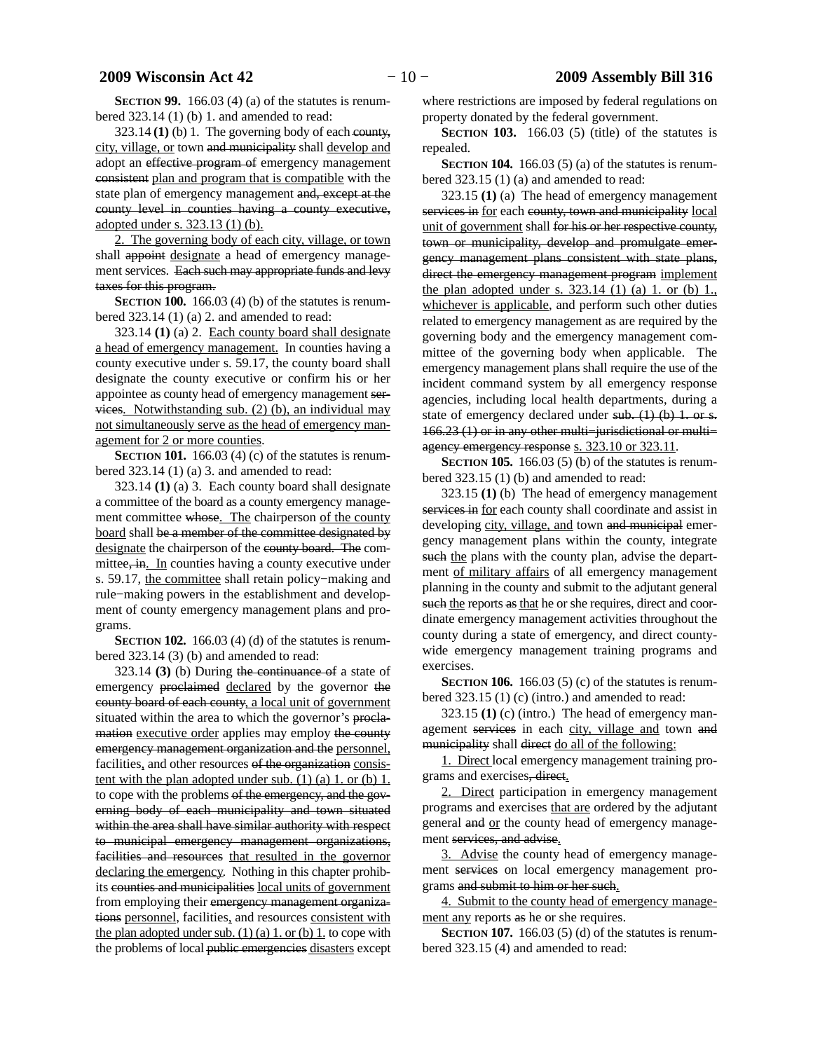**SECTION 99.** 166.03 (4) (a) of the statutes is renumbered 323.14 (1) (b) 1. and amended to read:

323.14 **(1)** (b) 1. The governing body of each ~~county,~~ <u>city, village, or</u> town ~~and municipality~~ shall <u>develop and</u> adopt an ~~effective program of~~ emergency management ~~consistent~~ <u>plan and program that is compatible</u> with the state plan of emergency management ~~and, except at the county level in counties having a county executive,~~ <u>adopted under s. 323.13 (1) (b).</u>

<u>2. The governing body of each city, village, or town</u> shall ~~appoint~~ <u>designate</u> a head of emergency management services. ~~Each such may appropriate funds and levy taxes for this program.~~

**SECTION 100.** 166.03 (4) (b) of the statutes is renumbered 323.14 (1) (a) 2. and amended to read:

323.14 **(1)** (a) 2. <u>Each county board shall designate a head of emergency management.</u> In counties having a county executive under s. 59.17, the county board shall designate the county executive or confirm his or her appointee as county head of emergency management ~~services~~. <u>Notwithstanding sub. (2) (b), an individual may not simultaneously serve as the head of emergency management for 2 or more counties</u>.

**SECTION 101.** 166.03 (4) (c) of the statutes is renumbered 323.14 (1) (a) 3. and amended to read:

323.14 **(1)** (a) 3. Each county board shall designate a committee of the board as a county emergency management committee ~~whose~~<u>. The</u> chairperson <u>of the county board</u> shall ~~be a member of the committee designated by~~ <u>designate</u> the chairperson of the ~~county board. The~~ committee~~, in~~<u>. In</u> counties having a county executive under s. 59.17, <u>the committee</u> shall retain policy−making and rule−making powers in the establishment and development of county emergency management plans and programs.

**SECTION 102.** 166.03 (4) (d) of the statutes is renumbered 323.14 (3) (b) and amended to read:

323.14 **(3)** (b) During ~~the continuance of~~ a state of emergency ~~proclaimed~~ <u>declared</u> by the governor ~~the county board of each county,~~ <u>a local unit of government</u> situated within the area to which the governor's ~~proclamation~~ <u>executive order</u> applies may employ ~~the county emergency management organization and the~~ <u>personnel,</u> facilities<u>,</u> and other resources ~~of the organization~~ <u>consistent with the plan adopted under sub. (1) (a) 1. or (b) 1.</u> to cope with the problems ~~of the emergency, and the governing body of each municipality and town situated within the area shall have similar authority with respect to municipal emergency management organizations, facilities and resources~~ <u>that resulted in the governor declaring the emergency</u>. Nothing in this chapter prohibits ~~counties and municipalities~~ <u>local units of government</u> from employing their ~~emergency management organizations~~ <u>personnel</u>, facilities<u>,</u> and resources <u>consistent with the plan adopted under sub. (1) (a) 1. or (b) 1.</u> to cope with the problems of local ~~public emergencies~~ <u>disasters</u> except where restrictions are imposed by federal regulations on property donated by the federal government.

**SECTION 103.** 166.03 (5) (title) of the statutes is repealed.

**SECTION 104.** 166.03 (5) (a) of the statutes is renumbered 323.15 (1) (a) and amended to read:

323.15 **(1)** (a) The head of emergency management ~~services in~~ <u>for</u> each ~~county, town and municipality~~ <u>local unit of government</u> shall ~~for his or her respective county, town or municipality, develop and promulgate emergency management plans consistent with state plans, direct the emergency management program~~ <u>implement the plan adopted under s. 323.14 (1) (a) 1. or (b) 1., whichever is applicable</u>, and perform such other duties related to emergency management as are required by the governing body and the emergency management committee of the governing body when applicable. The emergency management plans shall require the use of the incident command system by all emergency response agencies, including local health departments, during a state of emergency declared under ~~sub. (1) (b) 1. or s. 166.23 (1) or in any other multi−jurisdictional or multi−agency emergency response~~ <u>s. 323.10 or 323.11</u>.

**SECTION 105.** 166.03 (5) (b) of the statutes is renumbered 323.15 (1) (b) and amended to read:

323.15 **(1)** (b) The head of emergency management ~~services in~~ <u>for</u> each county shall coordinate and assist in developing <u>city, village, and</u> town ~~and municipal~~ emergency management plans within the county, integrate ~~such~~ <u>the</u> plans with the county plan, advise the department <u>of military affairs</u> of all emergency management planning in the county and submit to the adjutant general ~~such~~ <u>the</u> reports ~~as~~ <u>that</u> he or she requires, direct and coordinate emergency management activities throughout the county during a state of emergency, and direct countywide emergency management training programs and exercises.

**SECTION 106.** 166.03 (5) (c) of the statutes is renumbered 323.15 (1) (c) (intro.) and amended to read:

323.15 **(1)** (c) (intro.) The head of emergency management ~~services~~ in each <u>city, village and</u> town ~~and municipality~~ shall ~~direct~~ <u>do all of the following:</u>

<u>1. Direct</u> local emergency management training programs and exercises~~, direct~~<u>.</u>

<u>2. Direct</u> participation in emergency management programs and exercises <u>that are</u> ordered by the adjutant general ~~and~~ <u>or</u> the county head of emergency management ~~services, and advise~~<u>.</u>

<u>3. Advise</u> the county head of emergency management ~~services~~ on local emergency management programs ~~and submit to him or her such~~<u>.</u>

<u>4. Submit to the county head of emergency management any</u> reports ~~as~~ he or she requires.

**SECTION 107.** 166.03 (5) (d) of the statutes is renumbered 323.15 (4) and amended to read: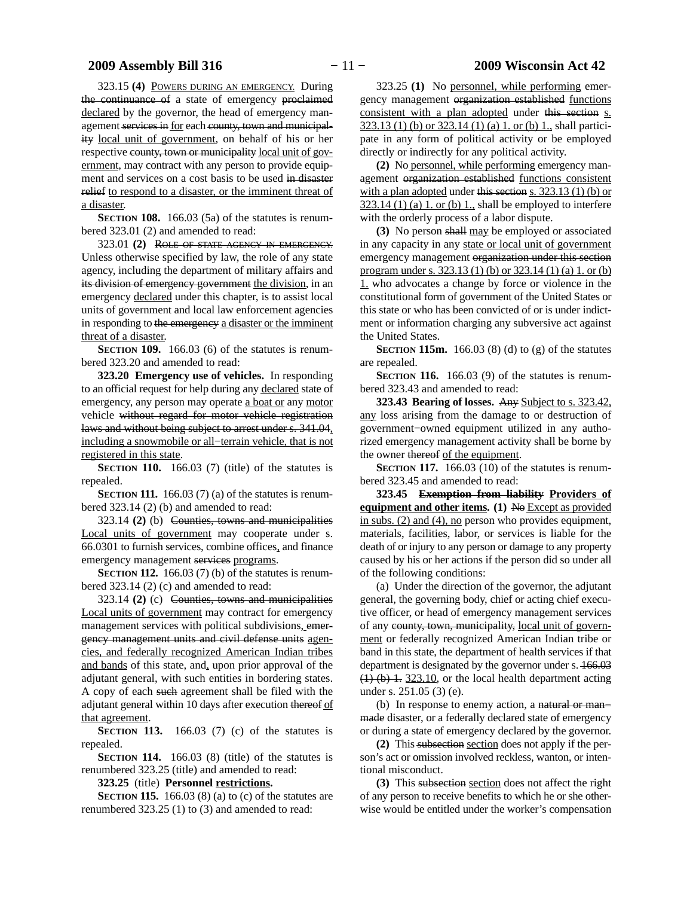323.15 **(4)** Powers during an emergency. During the continuance of a state of emergency proclaimed declared by the governor, the head of emergency management services in for each county, town and municipality local unit of government, on behalf of his or her respective county, town or municipality local unit of government, may contract with any person to provide equipment and services on a cost basis to be used in disaster relief to respond to a disaster, or the imminent threat of a disaster.

**Section 108.** 166.03 (5a) of the statutes is renumbered 323.01 (2) and amended to read:

323.01 **(2)** Role of state agency in emergency. Unless otherwise specified by law, the role of any state agency, including the department of military affairs and its division of emergency government the division, in an emergency declared under this chapter, is to assist local units of government and local law enforcement agencies in responding to the emergency a disaster or the imminent threat of a disaster.

**Section 109.** 166.03 (6) of the statutes is renumbered 323.20 and amended to read:

**323.20 Emergency use of vehicles.** In responding to an official request for help during any declared state of emergency, any person may operate a boat or any motor vehicle without regard for motor vehicle registration laws and without being subject to arrest under s. 341.04, including a snowmobile or all−terrain vehicle, that is not registered in this state.

**Section 110.** 166.03 (7) (title) of the statutes is repealed.

**Section 111.** 166.03 (7) (a) of the statutes is renumbered 323.14 (2) (b) and amended to read:

323.14 **(2)** (b) Counties, towns and municipalities Local units of government may cooperate under s. 66.0301 to furnish services, combine offices, and finance emergency management services programs.

**Section 112.** 166.03 (7) (b) of the statutes is renumbered 323.14 (2) (c) and amended to read:

323.14 **(2)** (c) Counties, towns and municipalities Local units of government may contract for emergency management services with political subdivisions, emergency management units and civil defense units agencies, and federally recognized American Indian tribes and bands of this state, and, upon prior approval of the adjutant general, with such entities in bordering states. A copy of each such agreement shall be filed with the adjutant general within 10 days after execution thereof of that agreement.

**Section 113.** 166.03 (7) (c) of the statutes is repealed.

**Section 114.** 166.03 (8) (title) of the statutes is renumbered 323.25 (title) and amended to read:

**323.25** (title) **Personnel restrictions.**

**Section 115.** 166.03 (8) (a) to (c) of the statutes are renumbered 323.25 (1) to (3) and amended to read:

323.25 **(1)** No personnel, while performing emergency management organization established functions consistent with a plan adopted under this section s. 323.13 (1) (b) or 323.14 (1) (a) 1. or (b) 1., shall participate in any form of political activity or be employed directly or indirectly for any political activity.

**(2)** No personnel, while performing emergency management organization established functions consistent with a plan adopted under this section s. 323.13 (1) (b) or 323.14 (1) (a) 1. or (b) 1., shall be employed to interfere with the orderly process of a labor dispute.

**(3)** No person shall may be employed or associated in any capacity in any state or local unit of government emergency management organization under this section program under s. 323.13 (1) (b) or 323.14 (1) (a) 1. or (b) 1. who advocates a change by force or violence in the constitutional form of government of the United States or this state or who has been convicted of or is under indictment or information charging any subversive act against the United States.

**Section 115m.** 166.03 (8) (d) to (g) of the statutes are repealed.

**Section 116.** 166.03 (9) of the statutes is renumbered 323.43 and amended to read:

**323.43 Bearing of losses.** Any Subject to s. 323.42, any loss arising from the damage to or destruction of government−owned equipment utilized in any authorized emergency management activity shall be borne by the owner thereof of the equipment.

**Section 117.** 166.03 (10) of the statutes is renumbered 323.45 and amended to read:

**323.45 Exemption from liability Providers of equipment and other items. (1)** No Except as provided in subs. (2) and (4), no person who provides equipment, materials, facilities, labor, or services is liable for the death of or injury to any person or damage to any property caused by his or her actions if the person did so under all of the following conditions:

(a) Under the direction of the governor, the adjutant general, the governing body, chief or acting chief executive officer, or head of emergency management services of any county, town, municipality, local unit of government or federally recognized American Indian tribe or band in this state, the department of health services if that department is designated by the governor under s. 166.03 (1) (b) 1. 323.10, or the local health department acting under s. 251.05 (3) (e).

(b) In response to enemy action, a natural or man−made disaster, or a federally declared state of emergency or during a state of emergency declared by the governor.

**(2)** This subsection section does not apply if the person's act or omission involved reckless, wanton, or intentional misconduct.

**(3)** This subsection section does not affect the right of any person to receive benefits to which he or she otherwise would be entitled under the worker's compensation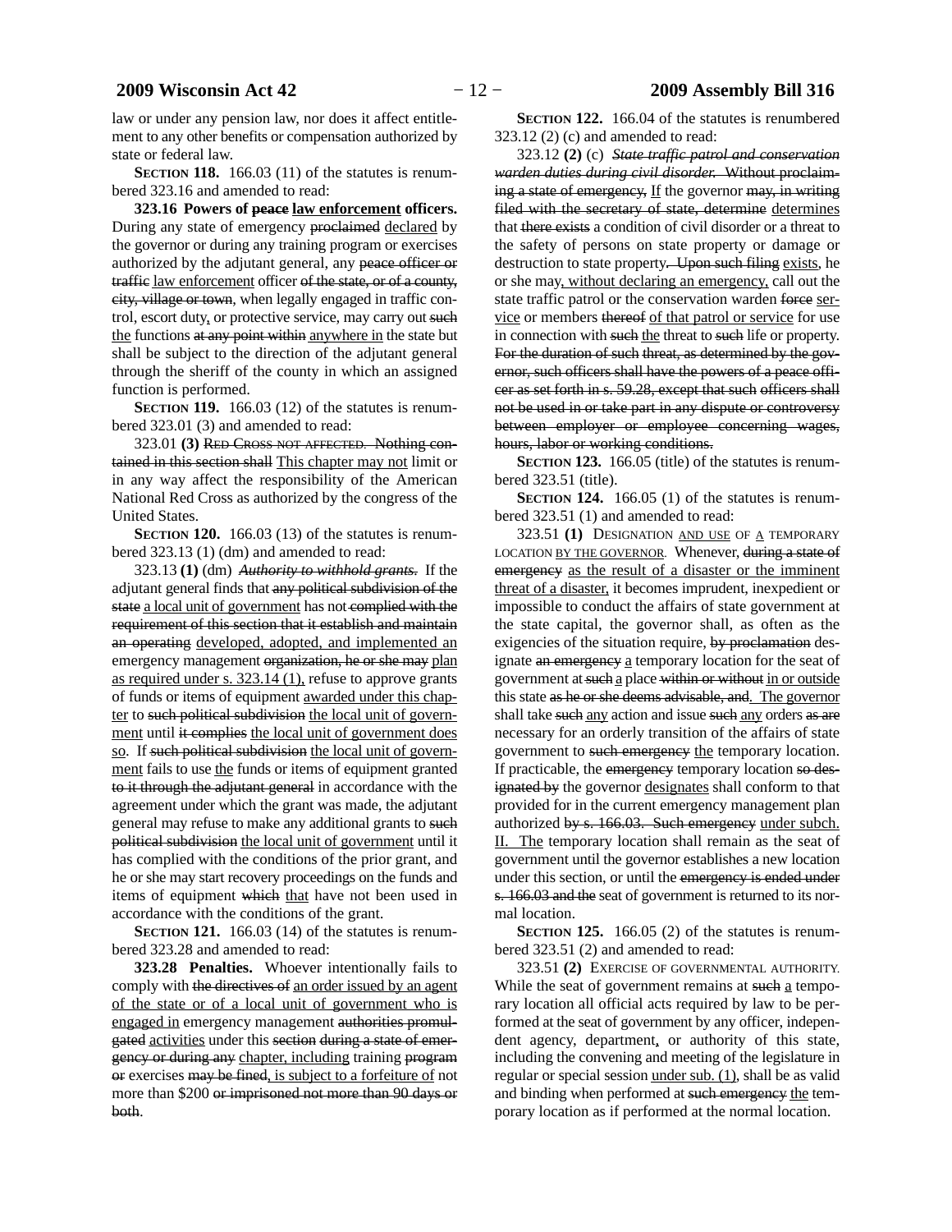law or under any pension law, nor does it affect entitlement to any other benefits or compensation authorized by state or federal law.

**SECTION 118.** 166.03 (11) of the statutes is renumbered 323.16 and amended to read:

**323.16 Powers of ~~peace~~ <u>law enforcement</u> officers.** During any state of emergency ~~proclaimed~~ <u>declared</u> by the governor or during any training program or exercises authorized by the adjutant general, any ~~peace officer or traffic~~ <u>law enforcement</u> officer ~~of the state, or of a county, city, village or town~~, when legally engaged in traffic control, escort duty<u>,</u> or protective service, may carry out ~~such~~ <u>the</u> functions ~~at any point within~~ <u>anywhere in</u> the state but shall be subject to the direction of the adjutant general through the sheriff of the county in which an assigned function is performed.

**SECTION 119.** 166.03 (12) of the statutes is renumbered 323.01 (3) and amended to read:

323.01 **(3)** ~~RED CROSS NOT AFFECTED. Nothing contained in this section shall~~ <u>This chapter may not</u> limit or in any way affect the responsibility of the American National Red Cross as authorized by the congress of the United States.

**SECTION 120.** 166.03 (13) of the statutes is renumbered 323.13 (1) (dm) and amended to read:

323.13 **(1)** (dm) *Authority to withhold grants.* If the adjutant general finds that ~~any political subdivision of the state~~ <u>a local unit of government</u> has not ~~complied with the requirement of this section that it establish and maintain an operating~~ <u>developed, adopted, and implemented an</u> emergency management ~~organization, he or she may~~ <u>plan as required under s. 323.14 (1),</u> refuse to approve grants of funds or items of equipment <u>awarded under this chapter</u> to ~~such political subdivision~~ <u>the local unit of government</u> until ~~it complies~~ <u>the local unit of government does so</u>. If ~~such political subdivision~~ <u>the local unit of government</u> fails to use <u>the</u> funds or items of equipment granted ~~to it through the adjutant general~~ in accordance with the agreement under which the grant was made, the adjutant general may refuse to make any additional grants to ~~such political subdivision~~ <u>the local unit of government</u> until it has complied with the conditions of the prior grant, and he or she may start recovery proceedings on the funds and items of equipment ~~which~~ <u>that</u> have not been used in accordance with the conditions of the grant.

**SECTION 121.** 166.03 (14) of the statutes is renumbered 323.28 and amended to read:

**323.28 Penalties.** Whoever intentionally fails to comply with ~~the directives of~~ <u>an order issued by an agent of the state or of a local unit of government who is engaged in</u> emergency management ~~authorities promulgated~~ <u>activities</u> under this ~~section during a state of emergency or during any~~ <u>chapter, including</u> training ~~program or~~ exercises ~~may be fined~~<u>, is subject to a forfeiture of</u> not more than $200 ~~or imprisoned not more than 90 days or both~~.

**SECTION 122.** 166.04 of the statutes is renumbered 323.12 (2) (c) and amended to read:

323.12 **(2)** (c) ~~*State traffic patrol and conservation warden duties during civil disorder.* Without proclaiming a state of emergency,~~ <u>If</u> the governor ~~may, in writing filed with the secretary of state, determine~~ <u>determines</u> that ~~there exists~~ a condition of civil disorder or a threat to the safety of persons on state property or damage or destruction to state property~~. Upon such filing~~ <u>exists</u>, he or she may<u>, without declaring an emergency,</u> call out the state traffic patrol or the conservation warden ~~force~~ <u>service</u> or members ~~thereof~~ <u>of that patrol or service</u> for use in connection with ~~such~~ <u>the</u> threat to ~~such~~ life or property. ~~For the duration of such threat, as determined by the governor, such officers shall have the powers of a peace officer as set forth in s. 59.28, except that such officers shall not be used in or take part in any dispute or controversy between employer or employee concerning wages, hours, labor or working conditions.~~

**SECTION 123.** 166.05 (title) of the statutes is renumbered 323.51 (title).

**SECTION 124.** 166.05 (1) of the statutes is renumbered 323.51 (1) and amended to read:

323.51 **(1)** DESIGNATION <u>AND USE</u> OF <u>A</u> TEMPORARY LOCATION <u>BY THE GOVERNOR</u>. Whenever, ~~during a state of emergency~~ <u>as the result of a disaster or the imminent threat of a disaster,</u> it becomes imprudent, inexpedient or impossible to conduct the affairs of state government at the state capital, the governor shall, as often as the exigencies of the situation require, ~~by proclamation~~ designate ~~an emergency~~ <u>a</u> temporary location for the seat of government at ~~such~~ <u>a</u> place ~~within or without~~ <u>in or outside</u> this state ~~as he or she deems advisable, and~~<u>. The governor</u> shall take ~~such~~ <u>any</u> action and issue ~~such~~ <u>any</u> orders ~~as are~~ necessary for an orderly transition of the affairs of state government to ~~such emergency~~ <u>the</u> temporary location. If practicable, the ~~emergency~~ temporary location ~~so designated by~~ the governor <u>designates</u> shall conform to that provided for in the current emergency management plan authorized ~~by s. 166.03. Such emergency~~ <u>under subch. II. The</u> temporary location shall remain as the seat of government until the governor establishes a new location under this section, or until the ~~emergency is ended under s. 166.03 and the~~ seat of government is returned to its normal location.

**SECTION 125.** 166.05 (2) of the statutes is renumbered 323.51 (2) and amended to read:

323.51 **(2)** EXERCISE OF GOVERNMENTAL AUTHORITY. While the seat of government remains at ~~such~~ <u>a</u> temporary location all official acts required by law to be performed at the seat of government by any officer, independent agency, department<u>,</u> or authority of this state, including the convening and meeting of the legislature in regular or special session <u>under sub. (1)</u>, shall be as valid and binding when performed at ~~such emergency~~ <u>the</u> temporary location as if performed at the normal location.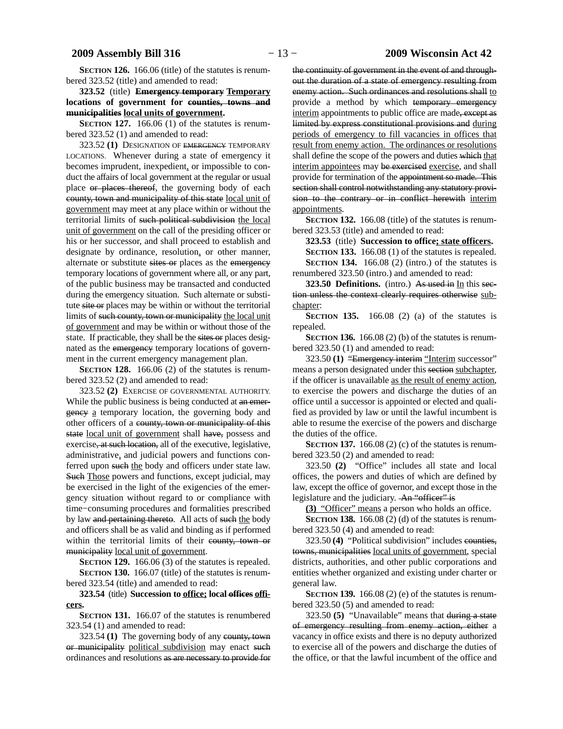**SECTION 126.** 166.06 (title) of the statutes is renumbered 323.52 (title) and amended to read:

**323.52** (title) **~~Emergency temporary~~ Temporary locations of government for ~~counties, towns and municipalities~~ local units of government.**

**SECTION 127.** 166.06 (1) of the statutes is renumbered 323.52 (1) and amended to read:

323.52 **(1)** DESIGNATION OF ~~EMERGENCY~~ TEMPORARY LOCATIONS. Whenever during a state of emergency it becomes imprudent, inexpedient, or impossible to conduct the affairs of local government at the regular or usual place ~~or places thereof~~, the governing body of each ~~county, town and municipality of this state~~ local unit of government may meet at any place within or without the territorial limits of ~~such political subdivision~~ the local unit of government on the call of the presiding officer or his or her successor, and shall proceed to establish and designate by ordinance, resolution, or other manner, alternate or substitute ~~sites or~~ places as the ~~emergency~~ temporary locations of government where all, or any part, of the public business may be transacted and conducted during the emergency situation. Such alternate or substitute ~~site or~~ places may be within or without the territorial limits of ~~such county, town or municipality~~ the local unit of government and may be within or without those of the state. If practicable, they shall be the ~~sites or~~ places designated as the ~~emergency~~ temporary locations of government in the current emergency management plan.

**SECTION 128.** 166.06 (2) of the statutes is renumbered 323.52 (2) and amended to read:

323.52 **(2)** EXERCISE OF GOVERNMENTAL AUTHORITY. While the public business is being conducted at ~~an emergency~~ a temporary location, the governing body and other officers of a ~~county, town or municipality of this state~~ local unit of government shall ~~have,~~ possess and exercise~~, at such location,~~ all of the executive, legislative, administrative, and judicial powers and functions conferred upon ~~such~~ the body and officers under state law. ~~Such~~ Those powers and functions, except judicial, may be exercised in the light of the exigencies of the emergency situation without regard to or compliance with time−consuming procedures and formalities prescribed by law ~~and pertaining thereto~~. All acts of ~~such~~ the body and officers shall be as valid and binding as if performed within the territorial limits of their ~~county, town or municipality~~ local unit of government.

**SECTION 129.** 166.06 (3) of the statutes is repealed.

**SECTION 130.** 166.07 (title) of the statutes is renumbered 323.54 (title) and amended to read:

**323.54** (title) **Succession to office; local ~~offices~~ officers.**

**SECTION 131.** 166.07 of the statutes is renumbered 323.54 (1) and amended to read:

323.54 **(1)** The governing body of any ~~county, town or municipality~~ political subdivision may enact ~~such~~ ordinances and resolutions ~~as are necessary to provide for the continuity of government in the event of and throughout the duration of a state of emergency resulting from enemy action. Such ordinances and resolutions shall~~ to provide a method by which ~~temporary emergency~~ interim appointments to public office are made~~, except as limited by express constitutional provisions and~~ during periods of emergency to fill vacancies in offices that result from enemy action. The ordinances or resolutions shall define the scope of the powers and duties ~~which~~ that interim appointees may ~~be exercised~~ exercise, and shall provide for termination of the ~~appointment so made. This section shall control notwithstanding any statutory provision to the contrary or in conflict herewith~~ interim appointments.

**SECTION 132.** 166.08 (title) of the statutes is renumbered 323.53 (title) and amended to read:

**323.53** (title) **Succession to office; state officers.**

**SECTION 133.** 166.08 (1) of the statutes is repealed.

**SECTION 134.** 166.08 (2) (intro.) of the statutes is renumbered 323.50 (intro.) and amended to read:

**323.50 Definitions.** (intro.) ~~As used in~~ In this ~~section unless the context clearly requires otherwise~~ subchapter:

**SECTION 135.** 166.08 (2) (a) of the statutes is repealed.

**SECTION 136.** 166.08 (2) (b) of the statutes is renumbered 323.50 (1) and amended to read:

323.50 **(1)** ~~"Emergency interim~~ "Interim successor" means a person designated under this ~~section~~ subchapter, if the officer is unavailable as the result of enemy action, to exercise the powers and discharge the duties of an office until a successor is appointed or elected and qualified as provided by law or until the lawful incumbent is able to resume the exercise of the powers and discharge the duties of the office.

**SECTION 137.** 166.08 (2) (c) of the statutes is renumbered 323.50 (2) and amended to read:

323.50 **(2)** "Office" includes all state and local offices, the powers and duties of which are defined by law, except the office of governor, and except those in the legislature and the judiciary. ~~An "officer" is~~

**(3)** "Officer" means a person who holds an office.

**SECTION 138.** 166.08 (2) (d) of the statutes is renumbered 323.50 (4) and amended to read:

323.50 **(4)** "Political subdivision" includes ~~counties, towns, municipalities~~ local units of government, special districts, authorities, and other public corporations and entities whether organized and existing under charter or general law.

**SECTION 139.** 166.08 (2) (e) of the statutes is renumbered 323.50 (5) and amended to read:

323.50 **(5)** "Unavailable" means that ~~during a state of emergency resulting from enemy action, either~~ a vacancy in office exists and there is no deputy authorized to exercise all of the powers and discharge the duties of the office, or that the lawful incumbent of the office and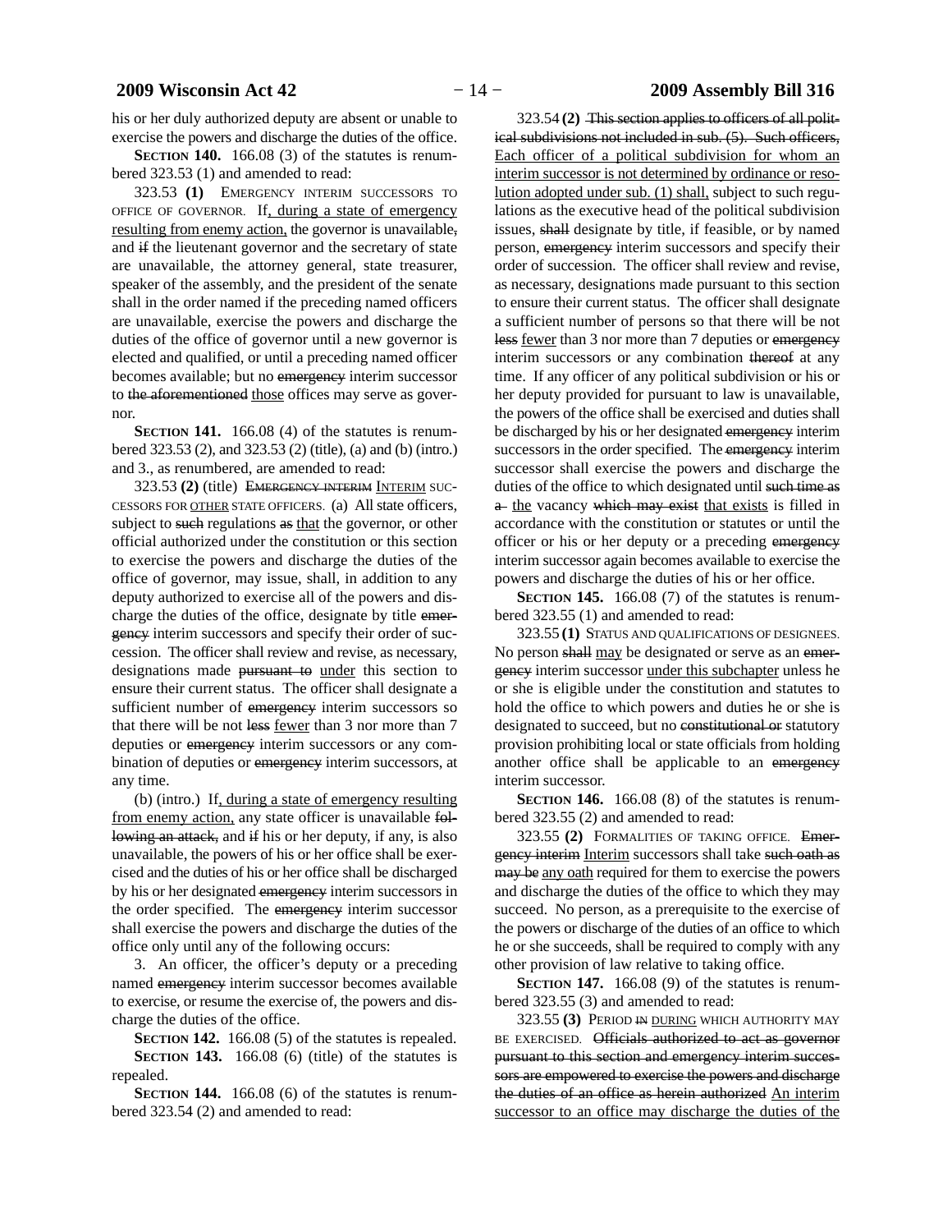his or her duly authorized deputy are absent or unable to exercise the powers and discharge the duties of the office.

**SECTION 140.** 166.08 (3) of the statutes is renumbered 323.53 (1) and amended to read:

323.53 **(1)** EMERGENCY INTERIM SUCCESSORS TO OFFICE OF GOVERNOR. If, during a state of emergency resulting from enemy action, the governor is unavailable, and if the lieutenant governor and the secretary of state are unavailable, the attorney general, state treasurer, speaker of the assembly, and the president of the senate shall in the order named if the preceding named officers are unavailable, exercise the powers and discharge the duties of the office of governor until a new governor is elected and qualified, or until a preceding named officer becomes available; but no emergency interim successor to the aforementioned those offices may serve as governor.

**SECTION 141.** 166.08 (4) of the statutes is renumbered 323.53 (2), and 323.53 (2) (title), (a) and (b) (intro.) and 3., as renumbered, are amended to read:

323.53 **(2)** (title) EMERGENCY INTERIM INTERIM SUCCESSORS FOR OTHER STATE OFFICERS. (a) All state officers, subject to such regulations as that the governor, or other official authorized under the constitution or this section to exercise the powers and discharge the duties of the office of governor, may issue, shall, in addition to any deputy authorized to exercise all of the powers and discharge the duties of the office, designate by title emergency interim successors and specify their order of succession. The officer shall review and revise, as necessary, designations made pursuant to under this section to ensure their current status. The officer shall designate a sufficient number of emergency interim successors so that there will be not less fewer than 3 nor more than 7 deputies or emergency interim successors or any combination of deputies or emergency interim successors, at any time.

(b) (intro.) If, during a state of emergency resulting from enemy action, any state officer is unavailable following an attack, and if his or her deputy, if any, is also unavailable, the powers of his or her office shall be exercised and the duties of his or her office shall be discharged by his or her designated emergency interim successors in the order specified. The emergency interim successor shall exercise the powers and discharge the duties of the office only until any of the following occurs:

3. An officer, the officer's deputy or a preceding named emergency interim successor becomes available to exercise, or resume the exercise of, the powers and discharge the duties of the office.

**SECTION 142.** 166.08 (5) of the statutes is repealed.

**SECTION 143.** 166.08 (6) (title) of the statutes is repealed.

**SECTION 144.** 166.08 (6) of the statutes is renumbered 323.54 (2) and amended to read:

323.54 **(2)** This section applies to officers of all political subdivisions not included in sub. (5). Such officers, Each officer of a political subdivision for whom an interim successor is not determined by ordinance or resolution adopted under sub. (1) shall, subject to such regulations as the executive head of the political subdivision issues, shall designate by title, if feasible, or by named person, emergency interim successors and specify their order of succession. The officer shall review and revise, as necessary, designations made pursuant to this section to ensure their current status. The officer shall designate a sufficient number of persons so that there will be not less fewer than 3 nor more than 7 deputies or emergency interim successors or any combination thereof at any time. If any officer of any political subdivision or his or her deputy provided for pursuant to law is unavailable, the powers of the office shall be exercised and duties shall be discharged by his or her designated emergency interim successors in the order specified. The emergency interim successor shall exercise the powers and discharge the duties of the office to which designated until such time as a the vacancy which may exist that exists is filled in accordance with the constitution or statutes or until the officer or his or her deputy or a preceding emergency interim successor again becomes available to exercise the powers and discharge the duties of his or her office.

**SECTION 145.** 166.08 (7) of the statutes is renumbered 323.55 (1) and amended to read:

323.55 **(1)** STATUS AND QUALIFICATIONS OF DESIGNEES. No person shall may be designated or serve as an emergency interim successor under this subchapter unless he or she is eligible under the constitution and statutes to hold the office to which powers and duties he or she is designated to succeed, but no constitutional or statutory provision prohibiting local or state officials from holding another office shall be applicable to an emergency interim successor.

**SECTION 146.** 166.08 (8) of the statutes is renumbered 323.55 (2) and amended to read:

323.55 **(2)** FORMALITIES OF TAKING OFFICE. Emergency interim Interim successors shall take such oath as may be any oath required for them to exercise the powers and discharge the duties of the office to which they may succeed. No person, as a prerequisite to the exercise of the powers or discharge of the duties of an office to which he or she succeeds, shall be required to comply with any other provision of law relative to taking office.

**SECTION 147.** 166.08 (9) of the statutes is renumbered 323.55 (3) and amended to read:

323.55 **(3)** PERIOD IN DURING WHICH AUTHORITY MAY BE EXERCISED. Officials authorized to act as governor pursuant to this section and emergency interim successors are empowered to exercise the powers and discharge the duties of an office as herein authorized An interim successor to an office may discharge the duties of the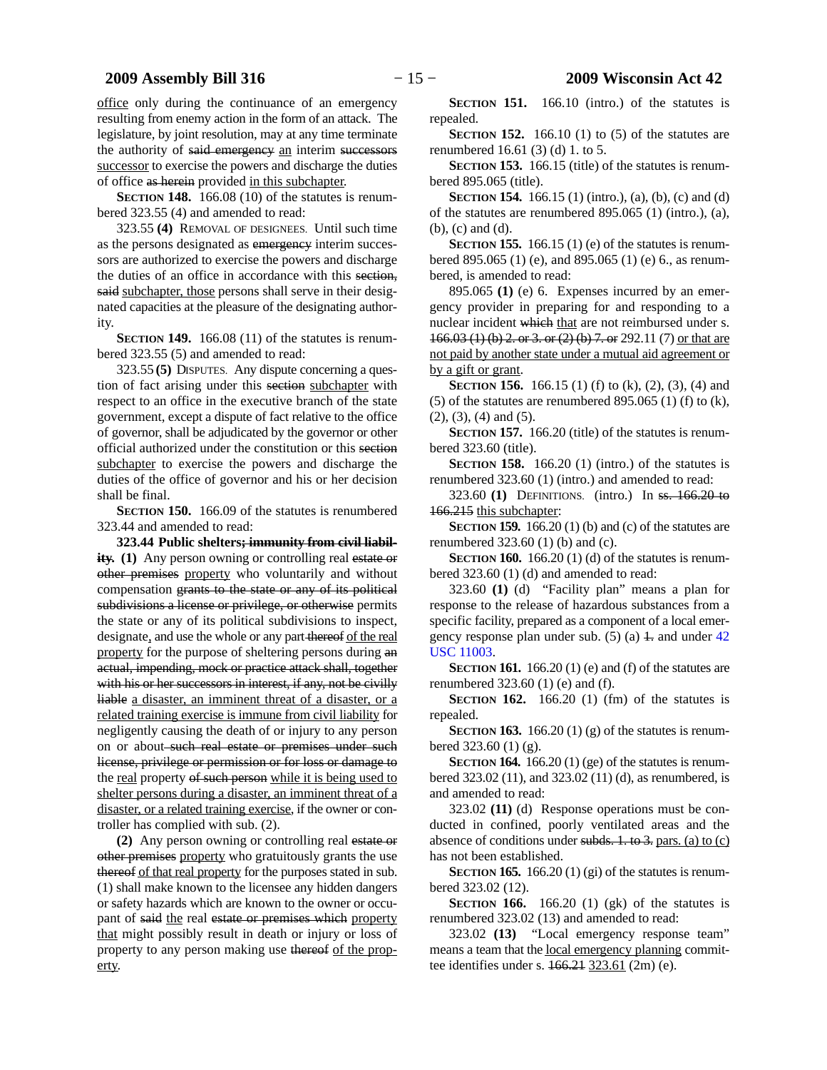<u>office</u> only during the continuance of an emergency resulting from enemy action in the form of an attack. The legislature, by joint resolution, may at any time terminate the authority of ~~said emergency~~ <u>an</u> interim ~~successors~~ <u>successor</u> to exercise the powers and discharge the duties of office ~~as herein~~ provided <u>in this subchapter</u>.

**SECTION 148.** 166.08 (10) of the statutes is renumbered 323.55 (4) and amended to read:

323.55 **(4)** REMOVAL OF DESIGNEES. Until such time as the persons designated as ~~emergency~~ interim successors are authorized to exercise the powers and discharge the duties of an office in accordance with this ~~section, said~~ <u>subchapter, those</u> persons shall serve in their designated capacities at the pleasure of the designating authority.

**SECTION 149.** 166.08 (11) of the statutes is renumbered 323.55 (5) and amended to read:

323.55 **(5)** DISPUTES. Any dispute concerning a question of fact arising under this ~~section~~ <u>subchapter</u> with respect to an office in the executive branch of the state government, except a dispute of fact relative to the office of governor, shall be adjudicated by the governor or other official authorized under the constitution or this ~~section~~ <u>subchapter</u> to exercise the powers and discharge the duties of the office of governor and his or her decision shall be final.

**SECTION 150.** 166.09 of the statutes is renumbered 323.44 and amended to read:

**323.44 Public shelters~~; immunity from civil liability~~. (1)** Any person owning or controlling real ~~estate or other premises~~ <u>property</u> who voluntarily and without compensation ~~grants to the state or any of its political subdivisions a license or privilege, or otherwise~~ permits the state or any of its political subdivisions to inspect, designate<u>,</u> and use the whole or any part ~~thereof~~ <u>of the real property</u> for the purpose of sheltering persons during ~~an actual, impending, mock or practice attack shall, together with his or her successors in interest, if any, not be civilly liable~~ <u>a disaster, an imminent threat of a disaster, or a related training exercise is immune from civil liability</u> for negligently causing the death of or injury to any person on or about ~~such real estate or premises under such license, privilege or permission or for loss or damage to~~ the <u>real</u> property ~~of such person~~ <u>while it is being used to shelter persons during a disaster, an imminent threat of a disaster, or a related training exercise</u>, if the owner or controller has complied with sub. (2).

**(2)** Any person owning or controlling real ~~estate or other premises~~ <u>property</u> who gratuitously grants the use ~~thereof~~ <u>of that real property</u> for the purposes stated in sub. (1) shall make known to the licensee any hidden dangers or safety hazards which are known to the owner or occupant of ~~said~~ <u>the</u> real ~~estate or premises which~~ <u>property that</u> might possibly result in death or injury or loss of property to any person making use ~~thereof~~ <u>of the property</u>.

**SECTION 151.** 166.10 (intro.) of the statutes is repealed.

**SECTION 152.** 166.10 (1) to (5) of the statutes are renumbered 16.61 (3) (d) 1. to 5.

**SECTION 153.** 166.15 (title) of the statutes is renumbered 895.065 (title).

**SECTION 154.** 166.15 (1) (intro.), (a), (b), (c) and (d) of the statutes are renumbered 895.065 (1) (intro.), (a), (b), (c) and (d).

**SECTION 155.** 166.15 (1) (e) of the statutes is renumbered 895.065 (1) (e), and 895.065 (1) (e) 6., as renumbered, is amended to read:

895.065 **(1)** (e) 6. Expenses incurred by an emergency provider in preparing for and responding to a nuclear incident ~~which~~ <u>that</u> are not reimbursed under s. ~~166.03 (1) (b) 2. or 3. or (2) (b) 7. or~~ 292.11 (7) <u>or that are not paid by another state under a mutual aid agreement or by a gift or grant</u>.

**SECTION 156.** 166.15 (1) (f) to (k), (2), (3), (4) and (5) of the statutes are renumbered 895.065 (1) (f) to (k), (2), (3), (4) and (5).

**SECTION 157.** 166.20 (title) of the statutes is renumbered 323.60 (title).

**SECTION 158.** 166.20 (1) (intro.) of the statutes is renumbered 323.60 (1) (intro.) and amended to read:

323.60 **(1)** DEFINITIONS. (intro.) In ~~ss. 166.20 to 166.215~~ <u>this subchapter</u>:

**SECTION 159.** 166.20 (1) (b) and (c) of the statutes are renumbered 323.60 (1) (b) and (c).

**SECTION 160.** 166.20 (1) (d) of the statutes is renumbered 323.60 (1) (d) and amended to read:

323.60 **(1)** (d) "Facility plan" means a plan for response to the release of hazardous substances from a specific facility, prepared as a component of a local emergency response plan under sub. (5) (a) ~~1.~~ and under 42 USC 11003.

**SECTION 161.** 166.20 (1) (e) and (f) of the statutes are renumbered 323.60 (1) (e) and (f).

**SECTION 162.** 166.20 (1) (fm) of the statutes is repealed.

**SECTION 163.** 166.20 (1) (g) of the statutes is renumbered 323.60 (1) (g).

**SECTION 164.** 166.20 (1) (ge) of the statutes is renumbered 323.02 (11), and 323.02 (11) (d), as renumbered, is and amended to read:

323.02 **(11)** (d) Response operations must be conducted in confined, poorly ventilated areas and the absence of conditions under ~~subds. 1. to 3.~~ <u>pars. (a) to (c)</u> has not been established.

**SECTION 165.** 166.20 (1) (gi) of the statutes is renumbered 323.02 (12).

**SECTION 166.** 166.20 (1) (gk) of the statutes is renumbered 323.02 (13) and amended to read:

323.02 **(13)** "Local emergency response team" means a team that the <u>local emergency planning</u> committee identifies under s. ~~166.21~~ <u>323.61</u> (2m) (e).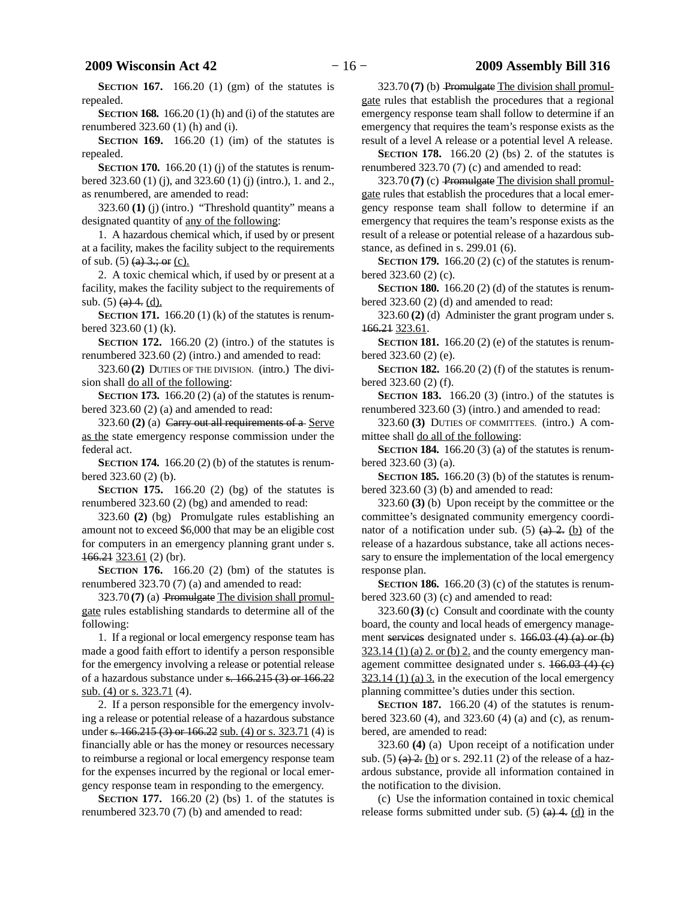**SECTION 167.** 166.20 (1) (gm) of the statutes is repealed.

**SECTION 168.** 166.20 (1) (h) and (i) of the statutes are renumbered 323.60 (1) (h) and (i).

**SECTION 169.** 166.20 (1) (im) of the statutes is repealed.

**SECTION 170.** 166.20 (1) (j) of the statutes is renumbered 323.60 (1) (j), and 323.60 (1) (j) (intro.), 1. and 2., as renumbered, are amended to read:

323.60 **(1)** (j) (intro.) "Threshold quantity" means a designated quantity of any of the following:

1. A hazardous chemical which, if used by or present at a facility, makes the facility subject to the requirements of sub. (5) ~~(a) 3.; or~~ (c).

2. A toxic chemical which, if used by or present at a facility, makes the facility subject to the requirements of sub. (5) ~~(a) 4.~~ (d).

**SECTION 171.** 166.20 (1) (k) of the statutes is renumbered 323.60 (1) (k).

**SECTION 172.** 166.20 (2) (intro.) of the statutes is renumbered 323.60 (2) (intro.) and amended to read:

323.60 **(2)** DUTIES OF THE DIVISION. (intro.) The division shall do all of the following:

**SECTION 173.** 166.20 (2) (a) of the statutes is renumbered 323.60 (2) (a) and amended to read:

323.60 **(2)** (a) ~~Carry out all requirements of a~~ Serve as the state emergency response commission under the federal act.

**SECTION 174.** 166.20 (2) (b) of the statutes is renumbered 323.60 (2) (b).

**SECTION 175.** 166.20 (2) (bg) of the statutes is renumbered 323.60 (2) (bg) and amended to read:

323.60 **(2)** (bg) Promulgate rules establishing an amount not to exceed $6,000 that may be an eligible cost for computers in an emergency planning grant under s. ~~166.21~~ 323.61 (2) (br).

**SECTION 176.** 166.20 (2) (bm) of the statutes is renumbered 323.70 (7) (a) and amended to read:

323.70 **(7)** (a) ~~Promulgate~~ The division shall promulgate rules establishing standards to determine all of the following:

1. If a regional or local emergency response team has made a good faith effort to identify a person responsible for the emergency involving a release or potential release of a hazardous substance under ~~s. 166.215 (3) or 166.22~~ sub. (4) or s. 323.71 (4).

2. If a person responsible for the emergency involving a release or potential release of a hazardous substance under ~~s. 166.215 (3) or 166.22~~ sub. (4) or s. 323.71 (4) is financially able or has the money or resources necessary to reimburse a regional or local emergency response team for the expenses incurred by the regional or local emergency response team in responding to the emergency.

**SECTION 177.** 166.20 (2) (bs) 1. of the statutes is renumbered 323.70 (7) (b) and amended to read:

323.70 **(7)** (b) ~~Promulgate~~ The division shall promulgate rules that establish the procedures that a regional emergency response team shall follow to determine if an emergency that requires the team's response exists as the result of a level A release or a potential level A release.

**SECTION 178.** 166.20 (2) (bs) 2. of the statutes is renumbered 323.70 (7) (c) and amended to read:

323.70 **(7)** (c) ~~Promulgate~~ The division shall promulgate rules that establish the procedures that a local emergency response team shall follow to determine if an emergency that requires the team's response exists as the result of a release or potential release of a hazardous substance, as defined in s. 299.01 (6).

**SECTION 179.** 166.20 (2) (c) of the statutes is renumbered 323.60 (2) (c).

**SECTION 180.** 166.20 (2) (d) of the statutes is renumbered 323.60 (2) (d) and amended to read:

323.60 **(2)** (d) Administer the grant program under s. ~~166.21~~ 323.61.

**SECTION 181.** 166.20 (2) (e) of the statutes is renumbered 323.60 (2) (e).

**SECTION 182.** 166.20 (2) (f) of the statutes is renumbered 323.60 (2) (f).

**SECTION 183.** 166.20 (3) (intro.) of the statutes is renumbered 323.60 (3) (intro.) and amended to read:

323.60 **(3)** DUTIES OF COMMITTEES. (intro.) A committee shall do all of the following:

**SECTION 184.** 166.20 (3) (a) of the statutes is renumbered 323.60 (3) (a).

**SECTION 185.** 166.20 (3) (b) of the statutes is renumbered 323.60 (3) (b) and amended to read:

323.60 **(3)** (b) Upon receipt by the committee or the committee's designated community emergency coordinator of a notification under sub. (5) ~~(a) 2.~~ (b) of the release of a hazardous substance, take all actions necessary to ensure the implementation of the local emergency response plan.

**SECTION 186.** 166.20 (3) (c) of the statutes is renumbered 323.60 (3) (c) and amended to read:

323.60 **(3)** (c) Consult and coordinate with the county board, the county and local heads of emergency management ~~services~~ designated under s. ~~166.03 (4) (a) or (b)~~ 323.14 (1) (a) 2. or (b) 2. and the county emergency management committee designated under s. ~~166.03 (4) (c)~~ 323.14 (1) (a) 3. in the execution of the local emergency planning committee's duties under this section.

**SECTION 187.** 166.20 (4) of the statutes is renumbered 323.60 (4), and 323.60 (4) (a) and (c), as renumbered, are amended to read:

323.60 **(4)** (a) Upon receipt of a notification under sub. (5) ~~(a) 2.~~ (b) or s. 292.11 (2) of the release of a hazardous substance, provide all information contained in the notification to the division.

(c) Use the information contained in toxic chemical release forms submitted under sub. (5) ~~(a) 4.~~ (d) in the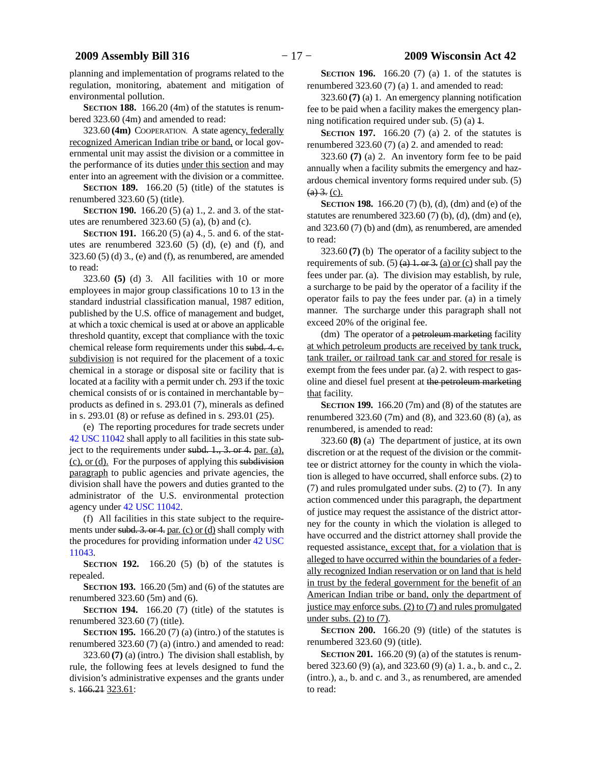planning and implementation of programs related to the regulation, monitoring, abatement and mitigation of environmental pollution.

**SECTION 188.** 166.20 (4m) of the statutes is renumbered 323.60 (4m) and amended to read:

323.60 **(4m)** COOPERATION. A state agency, federally recognized American Indian tribe or band, or local governmental unit may assist the division or a committee in the performance of its duties under this section and may enter into an agreement with the division or a committee.

**SECTION 189.** 166.20 (5) (title) of the statutes is renumbered 323.60 (5) (title).

**SECTION 190.** 166.20 (5) (a) 1., 2. and 3. of the statutes are renumbered 323.60 (5) (a), (b) and (c).

**SECTION 191.** 166.20 (5) (a) 4., 5. and 6. of the statutes are renumbered 323.60 (5) (d), (e) and (f), and 323.60 (5) (d) 3., (e) and (f), as renumbered, are amended to read:

323.60 **(5)** (d) 3. All facilities with 10 or more employees in major group classifications 10 to 13 in the standard industrial classification manual, 1987 edition, published by the U.S. office of management and budget, at which a toxic chemical is used at or above an applicable threshold quantity, except that compliance with the toxic chemical release form requirements under this ~~subd. 4. c.~~ subdivision is not required for the placement of a toxic chemical in a storage or disposal site or facility that is located at a facility with a permit under ch. 293 if the toxic chemical consists of or is contained in merchantable by−products as defined in s. 293.01 (7), minerals as defined in s. 293.01 (8) or refuse as defined in s. 293.01 (25).

(e) The reporting procedures for trade secrets under 42 USC 11042 shall apply to all facilities in this state subject to the requirements under ~~subd. 1., 3. or 4.~~ par. (a), (c), or (d). For the purposes of applying this ~~subdivision~~ paragraph to public agencies and private agencies, the division shall have the powers and duties granted to the administrator of the U.S. environmental protection agency under 42 USC 11042.

(f) All facilities in this state subject to the requirements under ~~subd. 3. or 4.~~ par. (c) or (d) shall comply with the procedures for providing information under 42 USC 11043.

**SECTION 192.** 166.20 (5) (b) of the statutes is repealed.

**SECTION 193.** 166.20 (5m) and (6) of the statutes are renumbered 323.60 (5m) and (6).

**SECTION 194.** 166.20 (7) (title) of the statutes is renumbered 323.60 (7) (title).

**SECTION 195.** 166.20 (7) (a) (intro.) of the statutes is renumbered 323.60 (7) (a) (intro.) and amended to read:

323.60 **(7)** (a) (intro.) The division shall establish, by rule, the following fees at levels designed to fund the division's administrative expenses and the grants under s. ~~166.21~~ 323.61:

**SECTION 196.** 166.20 (7) (a) 1. of the statutes is renumbered 323.60 (7) (a) 1. and amended to read:

323.60 **(7)** (a) 1. An emergency planning notification fee to be paid when a facility makes the emergency planning notification required under sub. (5) (a) ~~1~~.

**SECTION 197.** 166.20 (7) (a) 2. of the statutes is renumbered 323.60 (7) (a) 2. and amended to read:

323.60 **(7)** (a) 2. An inventory form fee to be paid annually when a facility submits the emergency and hazardous chemical inventory forms required under sub. (5) ~~(a) 3.~~ (c).

**SECTION 198.** 166.20 (7) (b), (d), (dm) and (e) of the statutes are renumbered 323.60 (7) (b), (d), (dm) and (e), and 323.60 (7) (b) and (dm), as renumbered, are amended to read:

323.60 **(7)** (b) The operator of a facility subject to the requirements of sub. (5) ~~(a) 1. or 3.~~ (a) or (c) shall pay the fees under par. (a). The division may establish, by rule, a surcharge to be paid by the operator of a facility if the operator fails to pay the fees under par. (a) in a timely manner. The surcharge under this paragraph shall not exceed 20% of the original fee.

(dm) The operator of a ~~petroleum marketing~~ facility at which petroleum products are received by tank truck, tank trailer, or railroad tank car and stored for resale is exempt from the fees under par. (a) 2. with respect to gasoline and diesel fuel present at ~~the petroleum marketing~~ that facility.

**SECTION 199.** 166.20 (7m) and (8) of the statutes are renumbered 323.60 (7m) and (8), and 323.60 (8) (a), as renumbered, is amended to read:

323.60 **(8)** (a) The department of justice, at its own discretion or at the request of the division or the committee or district attorney for the county in which the violation is alleged to have occurred, shall enforce subs. (2) to (7) and rules promulgated under subs. (2) to (7). In any action commenced under this paragraph, the department of justice may request the assistance of the district attorney for the county in which the violation is alleged to have occurred and the district attorney shall provide the requested assistance, except that, for a violation that is alleged to have occurred within the boundaries of a federally recognized Indian reservation or on land that is held in trust by the federal government for the benefit of an American Indian tribe or band, only the department of justice may enforce subs. (2) to (7) and rules promulgated under subs. (2) to (7).

**SECTION 200.** 166.20 (9) (title) of the statutes is renumbered 323.60 (9) (title).

**SECTION 201.** 166.20 (9) (a) of the statutes is renumbered 323.60 (9) (a), and 323.60 (9) (a) 1. a., b. and c., 2. (intro.), a., b. and c. and 3., as renumbered, are amended to read: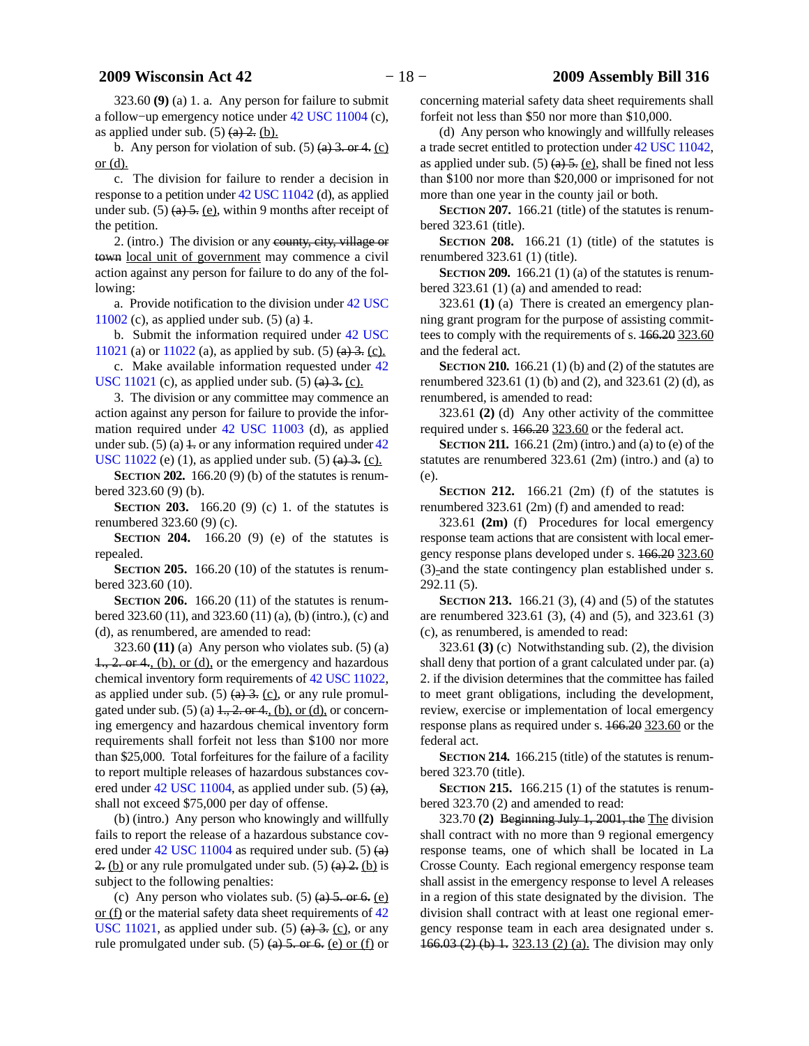323.60 **(9)** (a) 1. a. Any person for failure to submit a follow−up emergency notice under 42 USC 11004 (c), as applied under sub. (5) ~~(a) 2.~~ (b).

b. Any person for violation of sub. (5) ~~(a) 3. or 4.~~ (c) or (d).

c. The division for failure to render a decision in response to a petition under 42 USC 11042 (d), as applied under sub. (5) ~~(a) 5.~~ (e), within 9 months after receipt of the petition.

2. (intro.) The division or any ~~county, city, village or town~~ local unit of government may commence a civil action against any person for failure to do any of the following:

a. Provide notification to the division under 42 USC 11002 (c), as applied under sub. (5) (a) ~~1~~.

b. Submit the information required under 42 USC 11021 (a) or 11022 (a), as applied by sub. (5) ~~(a) 3.~~ (c).

c. Make available information requested under 42 USC 11021 (c), as applied under sub. (5) ~~(a) 3.~~ (c).

3. The division or any committee may commence an action against any person for failure to provide the information required under 42 USC 11003 (d), as applied under sub. (5) (a) ~~1.~~ or any information required under 42 USC 11022 (e) (1), as applied under sub. (5) ~~(a) 3.~~ (c).

**SECTION 202.** 166.20 (9) (b) of the statutes is renumbered 323.60 (9) (b).

**SECTION 203.** 166.20 (9) (c) 1. of the statutes is renumbered 323.60 (9) (c).

**SECTION 204.** 166.20 (9) (e) of the statutes is repealed.

**SECTION 205.** 166.20 (10) of the statutes is renumbered 323.60 (10).

**SECTION 206.** 166.20 (11) of the statutes is renumbered 323.60 (11), and 323.60 (11) (a), (b) (intro.), (c) and (d), as renumbered, are amended to read:

323.60 **(11)** (a) Any person who violates sub. (5) (a) ~~1., 2. or 4.~~, (b), or (d), or the emergency and hazardous chemical inventory form requirements of 42 USC 11022, as applied under sub. (5) ~~(a) 3.~~ (c), or any rule promulgated under sub. (5) (a) ~~1., 2. or 4.~~, (b), or (d), or concerning emergency and hazardous chemical inventory form requirements shall forfeit not less than $100 nor more than $25,000. Total forfeitures for the failure of a facility to report multiple releases of hazardous substances covered under 42 USC 11004, as applied under sub. (5) ~~(a)~~, shall not exceed $75,000 per day of offense.

(b) (intro.) Any person who knowingly and willfully fails to report the release of a hazardous substance covered under 42 USC 11004 as required under sub. (5) ~~(a) 2.~~ (b) or any rule promulgated under sub. (5) ~~(a) 2.~~ (b) is subject to the following penalties:

(c) Any person who violates sub. (5) ~~(a) 5. or 6.~~ (e) or (f) or the material safety data sheet requirements of 42 USC 11021, as applied under sub. (5) ~~(a) 3.~~ (c), or any rule promulgated under sub. (5) ~~(a) 5. or 6.~~ (e) or (f) or concerning material safety data sheet requirements shall forfeit not less than $50 nor more than $10,000.

(d) Any person who knowingly and willfully releases a trade secret entitled to protection under 42 USC 11042, as applied under sub. (5) ~~(a) 5.~~ (e), shall be fined not less than $100 nor more than $20,000 or imprisoned for not more than one year in the county jail or both.

**SECTION 207.** 166.21 (title) of the statutes is renumbered 323.61 (title).

**SECTION 208.** 166.21 (1) (title) of the statutes is renumbered 323.61 (1) (title).

**SECTION 209.** 166.21 (1) (a) of the statutes is renumbered 323.61 (1) (a) and amended to read:

323.61 **(1)** (a) There is created an emergency planning grant program for the purpose of assisting committees to comply with the requirements of s. ~~166.20~~ 323.60 and the federal act.

**SECTION 210.** 166.21 (1) (b) and (2) of the statutes are renumbered 323.61 (1) (b) and (2), and 323.61 (2) (d), as renumbered, is amended to read:

323.61 **(2)** (d) Any other activity of the committee required under s. ~~166.20~~ 323.60 or the federal act.

**SECTION 211.** 166.21 (2m) (intro.) and (a) to (e) of the statutes are renumbered 323.61 (2m) (intro.) and (a) to (e).

**SECTION 212.** 166.21 (2m) (f) of the statutes is renumbered 323.61 (2m) (f) and amended to read:

323.61 **(2m)** (f) Procedures for local emergency response team actions that are consistent with local emergency response plans developed under s. ~~166.20~~ 323.60 (3) and the state contingency plan established under s. 292.11 (5).

**SECTION 213.** 166.21 (3), (4) and (5) of the statutes are renumbered 323.61 (3), (4) and (5), and 323.61 (3) (c), as renumbered, is amended to read:

323.61 **(3)** (c) Notwithstanding sub. (2), the division shall deny that portion of a grant calculated under par. (a) 2. if the division determines that the committee has failed to meet grant obligations, including the development, review, exercise or implementation of local emergency response plans as required under s. ~~166.20~~ 323.60 or the federal act.

**SECTION 214.** 166.215 (title) of the statutes is renumbered 323.70 (title).

**SECTION 215.** 166.215 (1) of the statutes is renumbered 323.70 (2) and amended to read:

323.70 **(2)** ~~Beginning July 1, 2001, the~~ The division shall contract with no more than 9 regional emergency response teams, one of which shall be located in La Crosse County. Each regional emergency response team shall assist in the emergency response to level A releases in a region of this state designated by the division. The division shall contract with at least one regional emergency response team in each area designated under s. ~~166.03 (2) (b) 1.~~ 323.13 (2) (a). The division may only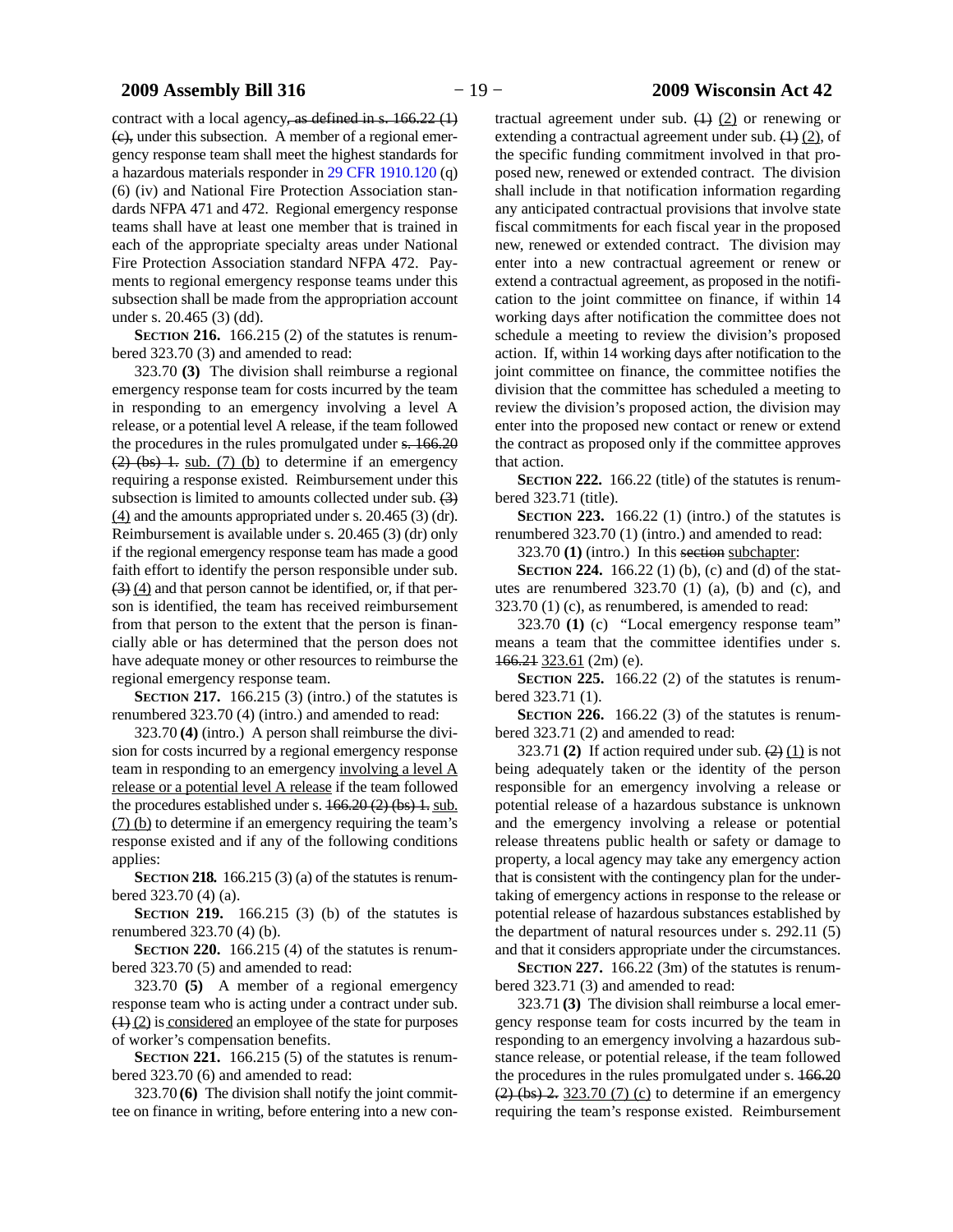contract with a local agency~~, as defined in s. 166.22 (1) (c),~~ under this subsection. A member of a regional emergency response team shall meet the highest standards for a hazardous materials responder in 29 CFR 1910.120 (q) (6) (iv) and National Fire Protection Association standards NFPA 471 and 472. Regional emergency response teams shall have at least one member that is trained in each of the appropriate specialty areas under National Fire Protection Association standard NFPA 472. Payments to regional emergency response teams under this subsection shall be made from the appropriation account under s. 20.465 (3) (dd).

**SECTION 216.** 166.215 (2) of the statutes is renumbered 323.70 (3) and amended to read:

323.70 **(3)** The division shall reimburse a regional emergency response team for costs incurred by the team in responding to an emergency involving a level A release, or a potential level A release, if the team followed the procedures in the rules promulgated under ~~s. 166.20 (2) (bs) 1.~~ <u>sub. (7) (b)</u> to determine if an emergency requiring a response existed. Reimbursement under this subsection is limited to amounts collected under sub. ~~(3)~~ <u>(4)</u> and the amounts appropriated under s. 20.465 (3) (dr). Reimbursement is available under s. 20.465 (3) (dr) only if the regional emergency response team has made a good faith effort to identify the person responsible under sub. ~~(3)~~ <u>(4)</u> and that person cannot be identified, or, if that person is identified, the team has received reimbursement from that person to the extent that the person is financially able or has determined that the person does not have adequate money or other resources to reimburse the regional emergency response team.

**SECTION 217.** 166.215 (3) (intro.) of the statutes is renumbered 323.70 (4) (intro.) and amended to read:

323.70 **(4)** (intro.) A person shall reimburse the division for costs incurred by a regional emergency response team in responding to an emergency <u>involving a level A release or a potential level A release</u> if the team followed the procedures established under s. ~~166.20 (2) (bs) 1.~~ <u>sub. (7) (b)</u> to determine if an emergency requiring the team's response existed and if any of the following conditions applies:

**SECTION 218.** 166.215 (3) (a) of the statutes is renumbered 323.70 (4) (a).

**SECTION 219.** 166.215 (3) (b) of the statutes is renumbered 323.70 (4) (b).

**SECTION 220.** 166.215 (4) of the statutes is renumbered 323.70 (5) and amended to read:

323.70 **(5)** A member of a regional emergency response team who is acting under a contract under sub. ~~(1)~~ <u>(2)</u> is <u>considered</u> an employee of the state for purposes of worker's compensation benefits.

**SECTION 221.** 166.215 (5) of the statutes is renumbered 323.70 (6) and amended to read:

323.70 **(6)** The division shall notify the joint committee on finance in writing, before entering into a new contractual agreement under sub. ~~(1)~~ <u>(2)</u> or renewing or extending a contractual agreement under sub. ~~(1)~~ <u>(2)</u>, of the specific funding commitment involved in that proposed new, renewed or extended contract. The division shall include in that notification information regarding any anticipated contractual provisions that involve state fiscal commitments for each fiscal year in the proposed new, renewed or extended contract. The division may enter into a new contractual agreement or renew or extend a contractual agreement, as proposed in the notification to the joint committee on finance, if within 14 working days after notification the committee does not schedule a meeting to review the division's proposed action. If, within 14 working days after notification to the joint committee on finance, the committee notifies the division that the committee has scheduled a meeting to review the division's proposed action, the division may enter into the proposed new contact or renew or extend the contract as proposed only if the committee approves that action.

**SECTION 222.** 166.22 (title) of the statutes is renumbered 323.71 (title).

**SECTION 223.** 166.22 (1) (intro.) of the statutes is renumbered 323.70 (1) (intro.) and amended to read:

323.70 **(1)** (intro.) In this ~~section~~ <u>subchapter</u>:

**SECTION 224.** 166.22 (1) (b), (c) and (d) of the statutes are renumbered 323.70 (1) (a), (b) and (c), and 323.70 (1) (c), as renumbered, is amended to read:

323.70 **(1)** (c) "Local emergency response team" means a team that the committee identifies under s. ~~166.21~~ <u>323.61</u> (2m) (e).

**SECTION 225.** 166.22 (2) of the statutes is renumbered 323.71 (1).

**SECTION 226.** 166.22 (3) of the statutes is renumbered 323.71 (2) and amended to read:

323.71 **(2)** If action required under sub. ~~(2)~~ <u>(1)</u> is not being adequately taken or the identity of the person responsible for an emergency involving a release or potential release of a hazardous substance is unknown and the emergency involving a release or potential release threatens public health or safety or damage to property, a local agency may take any emergency action that is consistent with the contingency plan for the undertaking of emergency actions in response to the release or potential release of hazardous substances established by the department of natural resources under s. 292.11 (5) and that it considers appropriate under the circumstances.

**SECTION 227.** 166.22 (3m) of the statutes is renumbered 323.71 (3) and amended to read:

323.71 **(3)** The division shall reimburse a local emergency response team for costs incurred by the team in responding to an emergency involving a hazardous substance release, or potential release, if the team followed the procedures in the rules promulgated under s. ~~166.20 (2) (bs) 2.~~ <u>323.70 (7) (c)</u> to determine if an emergency requiring the team's response existed. Reimbursement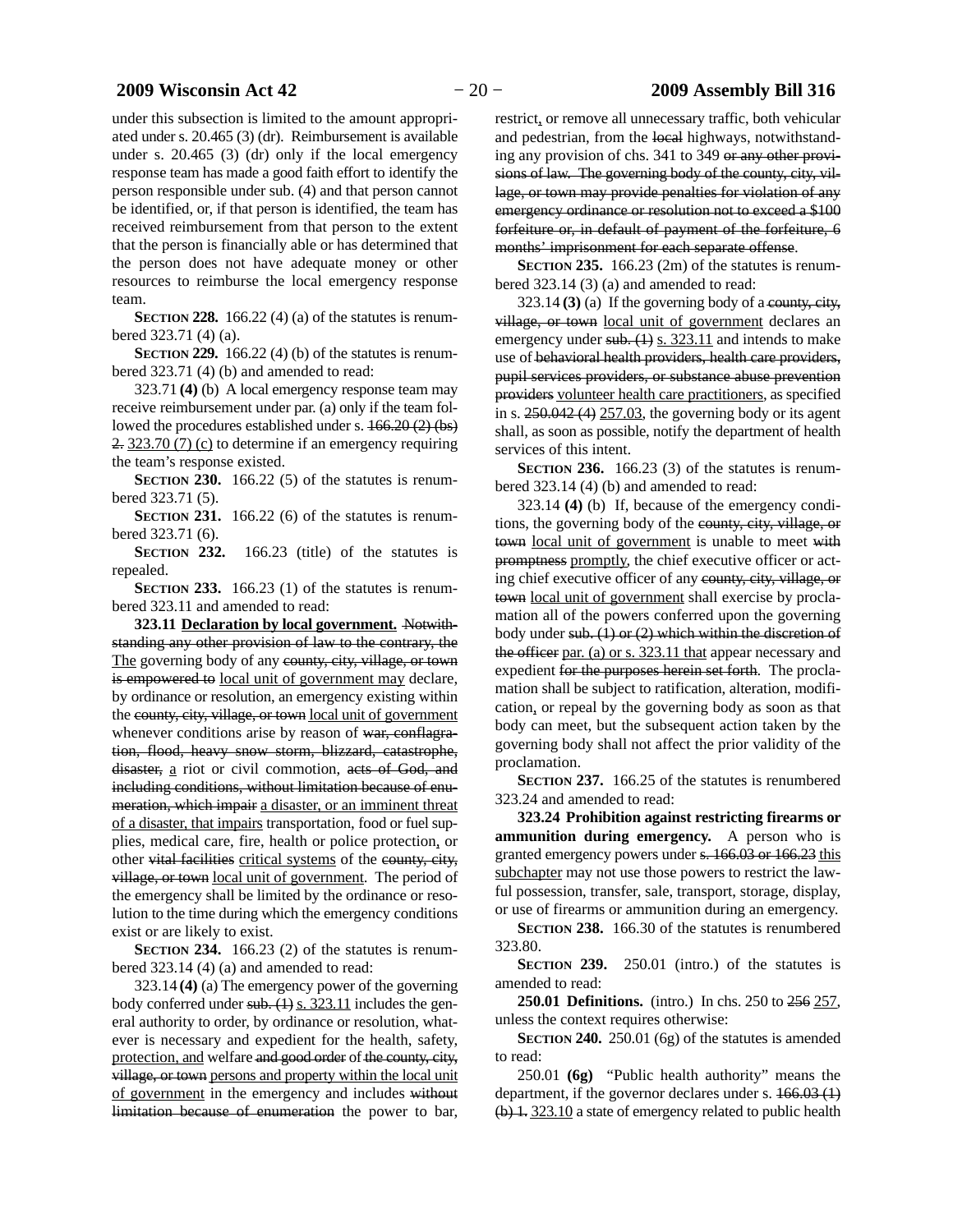under this subsection is limited to the amount appropriated under s. 20.465 (3) (dr). Reimbursement is available under s. 20.465 (3) (dr) only if the local emergency response team has made a good faith effort to identify the person responsible under sub. (4) and that person cannot be identified, or, if that person is identified, the team has received reimbursement from that person to the extent that the person is financially able or has determined that the person does not have adequate money or other resources to reimburse the local emergency response team.

**SECTION 228.** 166.22 (4) (a) of the statutes is renumbered 323.71 (4) (a).

**SECTION 229.** 166.22 (4) (b) of the statutes is renumbered 323.71 (4) (b) and amended to read:

323.71 **(4)** (b) A local emergency response team may receive reimbursement under par. (a) only if the team followed the procedures established under s. ~~166.20 (2) (bs) 2.~~ 323.70 (7) (c) to determine if an emergency requiring the team's response existed.

**SECTION 230.** 166.22 (5) of the statutes is renumbered 323.71 (5).

**SECTION 231.** 166.22 (6) of the statutes is renumbered 323.71 (6).

**SECTION 232.** 166.23 (title) of the statutes is repealed.

**SECTION 233.** 166.23 (1) of the statutes is renumbered 323.11 and amended to read:

**323.11 Declaration by local government.** ~~Notwithstanding any other provision of law to the contrary, the~~ The governing body of any ~~county, city, village, or town is empowered to~~ local unit of government may declare, by ordinance or resolution, an emergency existing within the ~~county, city, village, or town~~ local unit of government whenever conditions arise by reason of ~~war, conflagration, flood, heavy snow storm, blizzard, catastrophe, disaster,~~ a riot or civil commotion, ~~acts of God, and including conditions, without limitation because of enumeration, which impair~~ a disaster, or an imminent threat of a disaster, that impairs transportation, food or fuel supplies, medical care, fire, health or police protection, or other ~~vital facilities~~ critical systems of the ~~county, city, village, or town~~ local unit of government. The period of the emergency shall be limited by the ordinance or resolution to the time during which the emergency conditions exist or are likely to exist.

**SECTION 234.** 166.23 (2) of the statutes is renumbered 323.14 (4) (a) and amended to read:

323.14 **(4)** (a) The emergency power of the governing body conferred under ~~sub. (1)~~ s. 323.11 includes the general authority to order, by ordinance or resolution, whatever is necessary and expedient for the health, safety, protection, and welfare ~~and good order~~ of ~~the county, city, village, or town~~ persons and property within the local unit of government in the emergency and includes ~~without limitation because of enumeration~~ the power to bar, restrict, or remove all unnecessary traffic, both vehicular and pedestrian, from the ~~local~~ highways, notwithstanding any provision of chs. 341 to 349 ~~or any other provisions of law. The governing body of the county, city, village, or town may provide penalties for violation of any emergency ordinance or resolution not to exceed a $100 forfeiture or, in default of payment of the forfeiture, 6 months' imprisonment for each separate offense~~.

**SECTION 235.** 166.23 (2m) of the statutes is renumbered 323.14 (3) (a) and amended to read:

323.14 **(3)** (a) If the governing body of a ~~county, city, village, or town~~ local unit of government declares an emergency under ~~sub. (1)~~ s. 323.11 and intends to make use of ~~behavioral health providers, health care providers, pupil services providers, or substance abuse prevention providers~~ volunteer health care practitioners, as specified in s. ~~250.042 (4)~~ 257.03, the governing body or its agent shall, as soon as possible, notify the department of health services of this intent.

**SECTION 236.** 166.23 (3) of the statutes is renumbered 323.14 (4) (b) and amended to read:

323.14 **(4)** (b) If, because of the emergency conditions, the governing body of the ~~county, city, village, or town~~ local unit of government is unable to meet ~~with promptness~~ promptly, the chief executive officer or acting chief executive officer of any ~~county, city, village, or town~~ local unit of government shall exercise by proclamation all of the powers conferred upon the governing body under ~~sub. (1) or (2) which within the discretion of the officer~~ par. (a) or s. 323.11 that appear necessary and expedient ~~for the purposes herein set forth~~. The proclamation shall be subject to ratification, alteration, modification, or repeal by the governing body as soon as that body can meet, but the subsequent action taken by the governing body shall not affect the prior validity of the proclamation.

**SECTION 237.** 166.25 of the statutes is renumbered 323.24 and amended to read:

**323.24 Prohibition against restricting firearms or ammunition during emergency.** A person who is granted emergency powers under ~~s. 166.03 or 166.23~~ this subchapter may not use those powers to restrict the lawful possession, transfer, sale, transport, storage, display, or use of firearms or ammunition during an emergency.

**SECTION 238.** 166.30 of the statutes is renumbered 323.80.

**SECTION 239.** 250.01 (intro.) of the statutes is amended to read:

**250.01 Definitions.** (intro.) In chs. 250 to ~~256~~ 257, unless the context requires otherwise:

**SECTION 240.** 250.01 (6g) of the statutes is amended to read:

250.01 **(6g)** "Public health authority" means the department, if the governor declares under s. ~~166.03 (1) (b) 1.~~ 323.10 a state of emergency related to public health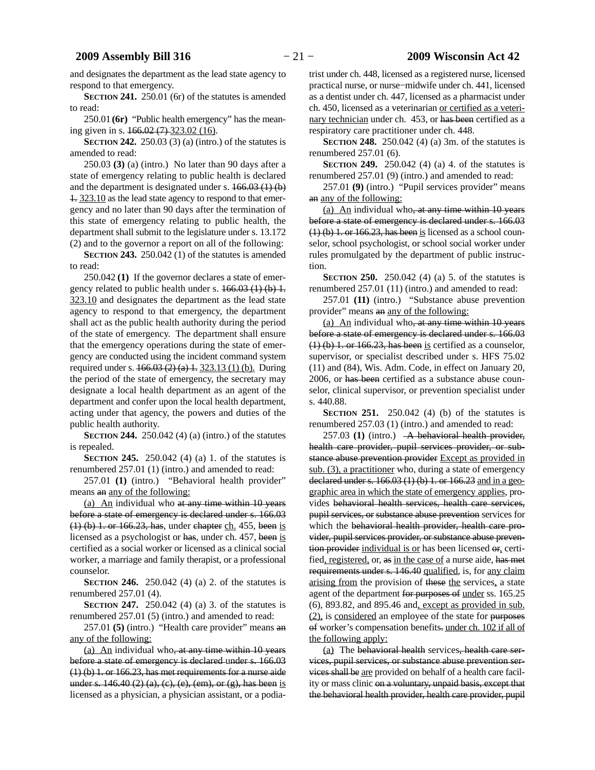and designates the department as the lead state agency to respond to that emergency.

**SECTION 241.** 250.01 (6r) of the statutes is amended to read:

250.01 **(6r)** "Public health emergency" has the meaning given in s. ~~166.02 (7)~~ <u>323.02 (16)</u>.

**SECTION 242.** 250.03 (3) (a) (intro.) of the statutes is amended to read:

250.03 **(3)** (a) (intro.) No later than 90 days after a state of emergency relating to public health is declared and the department is designated under s. ~~166.03 (1) (b) 1.~~ <u>323.10</u> as the lead state agency to respond to that emergency and no later than 90 days after the termination of this state of emergency relating to public health, the department shall submit to the legislature under s. 13.172 (2) and to the governor a report on all of the following:

**SECTION 243.** 250.042 (1) of the statutes is amended to read:

250.042 **(1)** If the governor declares a state of emergency related to public health under s. ~~166.03 (1) (b) 1.~~ <u>323.10</u> and designates the department as the lead state agency to respond to that emergency, the department shall act as the public health authority during the period of the state of emergency. The department shall ensure that the emergency operations during the state of emergency are conducted using the incident command system required under s. ~~166.03 (2) (a) 1.~~ <u>323.13 (1) (b).</u> During the period of the state of emergency, the secretary may designate a local health department as an agent of the department and confer upon the local health department, acting under that agency, the powers and duties of the public health authority.

**SECTION 244.** 250.042 (4) (a) (intro.) of the statutes is repealed.

**SECTION 245.** 250.042 (4) (a) 1. of the statutes is renumbered 257.01 (1) (intro.) and amended to read:

257.01 **(1)** (intro.) "Behavioral health provider" means ~~an~~ <u>any of the following:</u>

<u>(a) An</u> individual who ~~at any time within 10 years before a state of emergency is declared under s. 166.03 (1) (b) 1. or 166.23, has~~, under ~~chapter~~ <u>ch.</u> 455, ~~been~~ <u>is</u> licensed as a psychologist or ~~has~~, under ch. 457, ~~been~~ <u>is</u> certified as a social worker or licensed as a clinical social worker, a marriage and family therapist, or a professional counselor.

**SECTION 246.** 250.042 (4) (a) 2. of the statutes is renumbered 257.01 (4).

**SECTION 247.** 250.042 (4) (a) 3. of the statutes is renumbered 257.01 (5) (intro.) and amended to read:

257.01 **(5)** (intro.) "Health care provider" means ~~an~~ <u>any of the following:</u>

<u>(a) An</u> individual who~~, at any time within 10 years before a state of emergency is declared under s. 166.03 (1) (b) 1. or 166.23, has met requirements for a nurse aide under s. 146.40 (2) (a), (c), (e), (em), or (g), has been~~ <u>is</u> licensed as a physician, a physician assistant, or a podiatrist under ch. 448, licensed as a registered nurse, licensed practical nurse, or nurse−midwife under ch. 441, licensed as a dentist under ch. 447, licensed as a pharmacist under ch. 450, licensed as a veterinarian <u>or certified as a veterinary technician</u> under ch. 453, or ~~has been~~ certified as a respiratory care practitioner under ch. 448.

**SECTION 248.** 250.042 (4) (a) 3m. of the statutes is renumbered 257.01 (6).

**SECTION 249.** 250.042 (4) (a) 4. of the statutes is renumbered 257.01 (9) (intro.) and amended to read:

257.01 **(9)** (intro.) "Pupil services provider" means ~~an~~ <u>any of the following:</u>

<u>(a) An</u> individual who~~, at any time within 10 years before a state of emergency is declared under s. 166.03 (1) (b) 1. or 166.23, has been~~ <u>is</u> licensed as a school counselor, school psychologist, or school social worker under rules promulgated by the department of public instruction.

**SECTION 250.** 250.042 (4) (a) 5. of the statutes is renumbered 257.01 (11) (intro.) and amended to read:

257.01 **(11)** (intro.) "Substance abuse prevention provider" means ~~an~~ <u>any of the following:</u>

<u>(a) An</u> individual who~~, at any time within 10 years before a state of emergency is declared under s. 166.03 (1) (b) 1. or 166.23, has been~~ <u>is</u> certified as a counselor, supervisor, or specialist described under s. HFS 75.02 (11) and (84), Wis. Adm. Code, in effect on January 20, 2006, or ~~has been~~ certified as a substance abuse counselor, clinical supervisor, or prevention specialist under s. 440.88.

**SECTION 251.** 250.042 (4) (b) of the statutes is renumbered 257.03 (1) (intro.) and amended to read:

257.03 **(1)** (intro.) ~~A behavioral health provider, health care provider, pupil services provider, or substance abuse prevention provider~~ <u>Except as provided in sub. (3), a practitioner</u> who, during a state of emergency ~~declared under s. 166.03 (1) (b) 1. or 166.23~~ <u>and in a geographic area in which the state of emergency applies</u>, provides ~~behavioral health services, health care services, pupil services, or substance abuse prevention~~ services for which the ~~behavioral health provider, health care provider, pupil services provider, or substance abuse prevention provider~~ <u>individual is or</u> has been licensed ~~or~~, certified<u>, registered,</u> or, ~~as~~ <u>in the case of</u> a nurse aide, ~~has met requirements under s. 146.40~~ <u>qualified</u>, is, for <u>any claim arising from</u> the provision of ~~these~~ <u>the</u> services<u>,</u> a state agent of the department ~~for purposes of~~ <u>under</u> ss. 165.25 (6), 893.82, and 895.46 and<u>, except as provided in sub. (2),</u> is <u>considered</u> an employee of the state for ~~purposes of~~ worker's compensation benefits~~.~~ <u>under ch. 102 if all of the following apply:</u>

<u>(a)</u> The ~~behavioral health~~ services~~, health care services, pupil services, or substance abuse prevention services shall be~~ <u>are</u> provided on behalf of a health care facility or mass clinic ~~on a voluntary, unpaid basis, except that the behavioral health provider, health care provider, pupil~~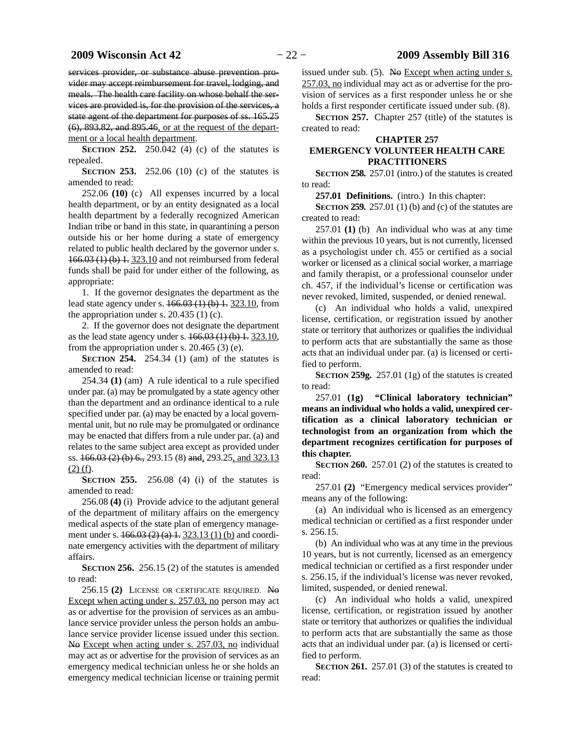services provider, or substance abuse prevention provider may accept reimbursement for travel, lodging, and meals. The health care facility on whose behalf the services are provided is, for the provision of the services, a state agent of the department for purposes of ss. 165.25 (6), 893.82, and 895.46, or at the request of the department or a local health department.

**SECTION 252.** 250.042 (4) (c) of the statutes is repealed.

**SECTION 253.** 252.06 (10) (c) of the statutes is amended to read:

252.06 **(10)** (c) All expenses incurred by a local health department, or by an entity designated as a local health department by a federally recognized American Indian tribe or band in this state, in quarantining a person outside his or her home during a state of emergency related to public health declared by the governor under s. 166.03 (1) (b) 1. 323.10 and not reimbursed from federal funds shall be paid for under either of the following, as appropriate:

1. If the governor designates the department as the lead state agency under s. 166.03 (1) (b) 1. 323.10, from the appropriation under s. 20.435 (1) (c).

2. If the governor does not designate the department as the lead state agency under s. 166.03 (1) (b) 1. 323.10, from the appropriation under s. 20.465 (3) (e).

**SECTION 254.** 254.34 (1) (am) of the statutes is amended to read:

254.34 **(1)** (am) A rule identical to a rule specified under par. (a) may be promulgated by a state agency other than the department and an ordinance identical to a rule specified under par. (a) may be enacted by a local governmental unit, but no rule may be promulgated or ordinance may be enacted that differs from a rule under par. (a) and relates to the same subject area except as provided under ss. 166.03 (2) (b) 6., 293.15 (8) and, 293.25, and 323.13 (2) (f).

**SECTION 255.** 256.08 (4) (i) of the statutes is amended to read:

256.08 **(4)** (i) Provide advice to the adjutant general of the department of military affairs on the emergency medical aspects of the state plan of emergency management under s. 166.03 (2) (a) 1. 323.13 (1) (b) and coordinate emergency activities with the department of military affairs.

**SECTION 256.** 256.15 (2) of the statutes is amended to read:

256.15 **(2)** LICENSE OR CERTIFICATE REQUIRED. No Except when acting under s. 257.03, no person may act as or advertise for the provision of services as an ambulance service provider unless the person holds an ambulance service provider license issued under this section. No Except when acting under s. 257.03, no individual may act as or advertise for the provision of services as an emergency medical technician unless he or she holds an emergency medical technician license or training permit issued under sub. (5). No Except when acting under s. 257.03, no individual may act as or advertise for the provision of services as a first responder unless he or she holds a first responder certificate issued under sub. (8).

**SECTION 257.** Chapter 257 (title) of the statutes is created to read:

## CHAPTER 257
## EMERGENCY VOLUNTEER HEALTH CARE PRACTITIONERS

**SECTION 258.** 257.01 (intro.) of the statutes is created to read:

**257.01 Definitions.** (intro.) In this chapter:

**SECTION 259.** 257.01 (1) (b) and (c) of the statutes are created to read:

257.01 **(1)** (b) An individual who was at any time within the previous 10 years, but is not currently, licensed as a psychologist under ch. 455 or certified as a social worker or licensed as a clinical social worker, a marriage and family therapist, or a professional counselor under ch. 457, if the individual's license or certification was never revoked, limited, suspended, or denied renewal.

(c) An individual who holds a valid, unexpired license, certification, or registration issued by another state or territory that authorizes or qualifies the individual to perform acts that are substantially the same as those acts that an individual under par. (a) is licensed or certified to perform.

**SECTION 259g.** 257.01 (1g) of the statutes is created to read:

257.01 **(1g) "Clinical laboratory technician" means an individual who holds a valid, unexpired certification as a clinical laboratory technician or technologist from an organization from which the department recognizes certification for purposes of this chapter.**

**SECTION 260.** 257.01 (2) of the statutes is created to read:

257.01 **(2)** "Emergency medical services provider" means any of the following:

(a) An individual who is licensed as an emergency medical technician or certified as a first responder under s. 256.15.

(b) An individual who was at any time in the previous 10 years, but is not currently, licensed as an emergency medical technician or certified as a first responder under s. 256.15, if the individual's license was never revoked, limited, suspended, or denied renewal.

(c) An individual who holds a valid, unexpired license, certification, or registration issued by another state or territory that authorizes or qualifies the individual to perform acts that are substantially the same as those acts that an individual under par. (a) is licensed or certified to perform.

**SECTION 261.** 257.01 (3) of the statutes is created to read: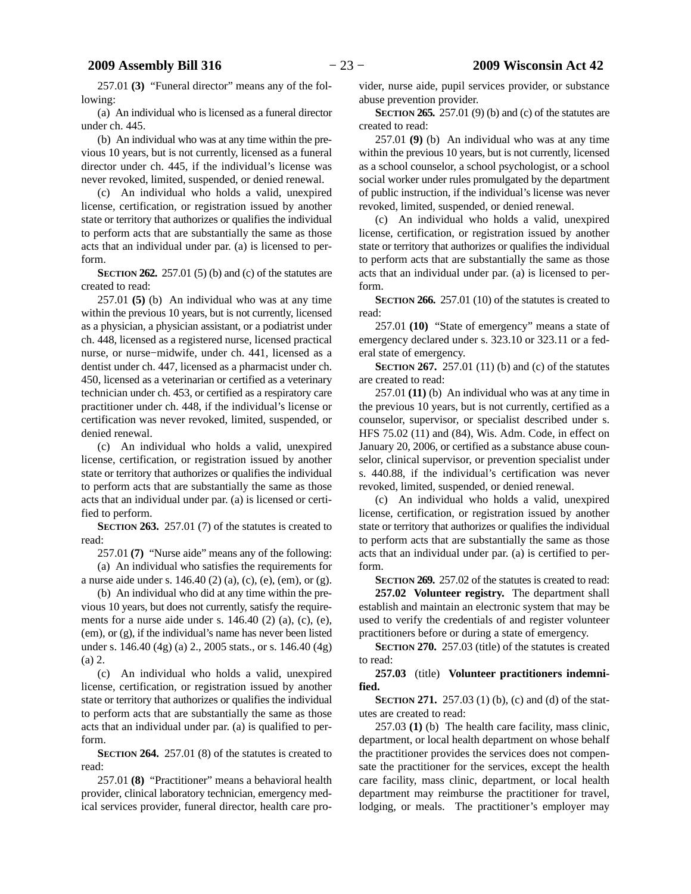257.01 **(3)** "Funeral director" means any of the following:

(a) An individual who is licensed as a funeral director under ch. 445.

(b) An individual who was at any time within the previous 10 years, but is not currently, licensed as a funeral director under ch. 445, if the individual's license was never revoked, limited, suspended, or denied renewal.

(c) An individual who holds a valid, unexpired license, certification, or registration issued by another state or territory that authorizes or qualifies the individual to perform acts that are substantially the same as those acts that an individual under par. (a) is licensed to perform.

**SECTION 262.** 257.01 (5) (b) and (c) of the statutes are created to read:

257.01 **(5)** (b) An individual who was at any time within the previous 10 years, but is not currently, licensed as a physician, a physician assistant, or a podiatrist under ch. 448, licensed as a registered nurse, licensed practical nurse, or nurse−midwife, under ch. 441, licensed as a dentist under ch. 447, licensed as a pharmacist under ch. 450, licensed as a veterinarian or certified as a veterinary technician under ch. 453, or certified as a respiratory care practitioner under ch. 448, if the individual's license or certification was never revoked, limited, suspended, or denied renewal.

(c) An individual who holds a valid, unexpired license, certification, or registration issued by another state or territory that authorizes or qualifies the individual to perform acts that are substantially the same as those acts that an individual under par. (a) is licensed or certified to perform.

**SECTION 263.** 257.01 (7) of the statutes is created to read:

257.01 **(7)** "Nurse aide" means any of the following:

(a) An individual who satisfies the requirements for a nurse aide under s. 146.40 (2) (a), (c), (e), (em), or (g).

(b) An individual who did at any time within the previous 10 years, but does not currently, satisfy the requirements for a nurse aide under s. 146.40 (2) (a), (c), (e), (em), or (g), if the individual's name has never been listed under s. 146.40 (4g) (a) 2., 2005 stats., or s. 146.40 (4g) (a) 2.

(c) An individual who holds a valid, unexpired license, certification, or registration issued by another state or territory that authorizes or qualifies the individual to perform acts that are substantially the same as those acts that an individual under par. (a) is qualified to perform.

**SECTION 264.** 257.01 (8) of the statutes is created to read:

257.01 **(8)** "Practitioner" means a behavioral health provider, clinical laboratory technician, emergency medical services provider, funeral director, health care provider, nurse aide, pupil services provider, or substance abuse prevention provider.

**SECTION 265.** 257.01 (9) (b) and (c) of the statutes are created to read:

257.01 **(9)** (b) An individual who was at any time within the previous 10 years, but is not currently, licensed as a school counselor, a school psychologist, or a school social worker under rules promulgated by the department of public instruction, if the individual's license was never revoked, limited, suspended, or denied renewal.

(c) An individual who holds a valid, unexpired license, certification, or registration issued by another state or territory that authorizes or qualifies the individual to perform acts that are substantially the same as those acts that an individual under par. (a) is licensed to perform.

**SECTION 266.** 257.01 (10) of the statutes is created to read:

257.01 **(10)** "State of emergency" means a state of emergency declared under s. 323.10 or 323.11 or a federal state of emergency.

**SECTION 267.** 257.01 (11) (b) and (c) of the statutes are created to read:

257.01 **(11)** (b) An individual who was at any time in the previous 10 years, but is not currently, certified as a counselor, supervisor, or specialist described under s. HFS 75.02 (11) and (84), Wis. Adm. Code, in effect on January 20, 2006, or certified as a substance abuse counselor, clinical supervisor, or prevention specialist under s. 440.88, if the individual's certification was never revoked, limited, suspended, or denied renewal.

(c) An individual who holds a valid, unexpired license, certification, or registration issued by another state or territory that authorizes or qualifies the individual to perform acts that are substantially the same as those acts that an individual under par. (a) is certified to perform.

**SECTION 269.** 257.02 of the statutes is created to read:

**257.02 Volunteer registry.** The department shall establish and maintain an electronic system that may be used to verify the credentials of and register volunteer practitioners before or during a state of emergency.

**SECTION 270.** 257.03 (title) of the statutes is created to read:

**257.03** (title) **Volunteer practitioners indemnified.**

**SECTION 271.** 257.03 (1) (b), (c) and (d) of the statutes are created to read:

257.03 **(1)** (b) The health care facility, mass clinic, department, or local health department on whose behalf the practitioner provides the services does not compensate the practitioner for the services, except the health care facility, mass clinic, department, or local health department may reimburse the practitioner for travel, lodging, or meals. The practitioner's employer may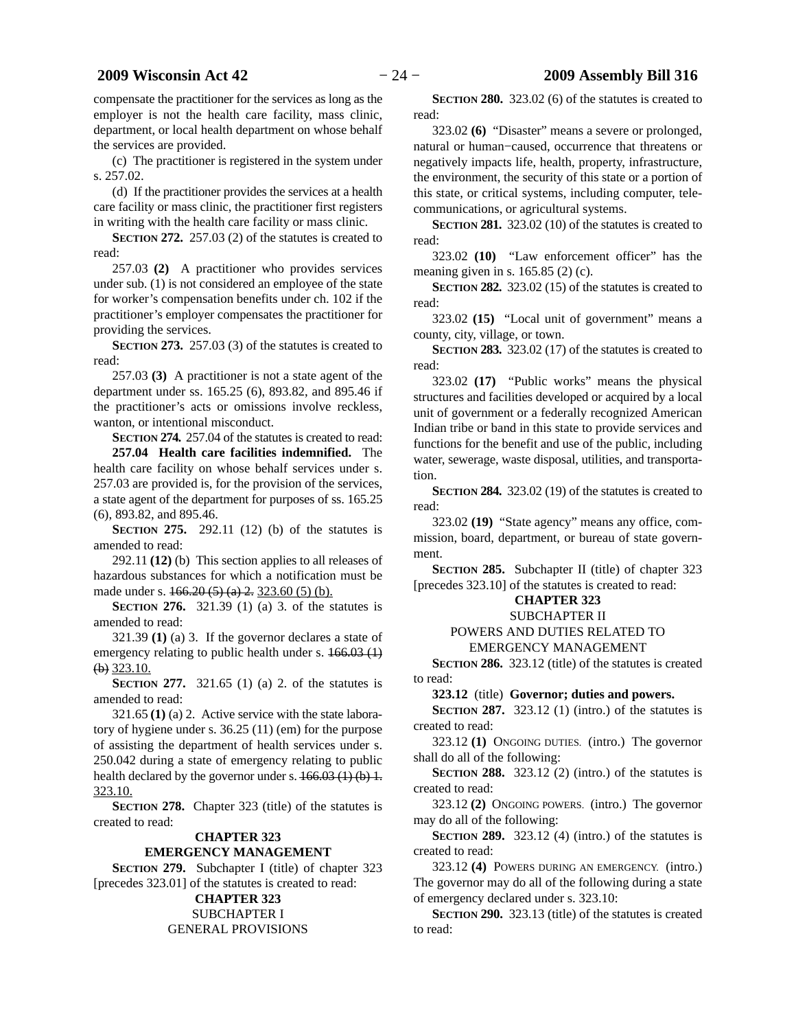compensate the practitioner for the services as long as the employer is not the health care facility, mass clinic, department, or local health department on whose behalf the services are provided.

(c) The practitioner is registered in the system under s. 257.02.

(d) If the practitioner provides the services at a health care facility or mass clinic, the practitioner first registers in writing with the health care facility or mass clinic.

**SECTION 272.** 257.03 (2) of the statutes is created to read:

257.03 **(2)** A practitioner who provides services under sub. (1) is not considered an employee of the state for worker's compensation benefits under ch. 102 if the practitioner's employer compensates the practitioner for providing the services.

**SECTION 273.** 257.03 (3) of the statutes is created to read:

257.03 **(3)** A practitioner is not a state agent of the department under ss. 165.25 (6), 893.82, and 895.46 if the practitioner's acts or omissions involve reckless, wanton, or intentional misconduct.

**SECTION 274.** 257.04 of the statutes is created to read:

**257.04 Health care facilities indemnified.** The health care facility on whose behalf services under s. 257.03 are provided is, for the provision of the services, a state agent of the department for purposes of ss. 165.25 (6), 893.82, and 895.46.

**SECTION 275.** 292.11 (12) (b) of the statutes is amended to read:

292.11 **(12)** (b) This section applies to all releases of hazardous substances for which a notification must be made under s. ~~166.20 (5) (a) 2.~~ 323.60 (5) (b).

**SECTION 276.** 321.39 (1) (a) 3. of the statutes is amended to read:

321.39 **(1)** (a) 3. If the governor declares a state of emergency relating to public health under s. ~~166.03 (1) (b)~~ 323.10.

**SECTION 277.** 321.65 (1) (a) 2. of the statutes is amended to read:

321.65 **(1)** (a) 2. Active service with the state laboratory of hygiene under s. 36.25 (11) (em) for the purpose of assisting the department of health services under s. 250.042 during a state of emergency relating to public health declared by the governor under s. ~~166.03 (1) (b) 1.~~ 323.10.

**SECTION 278.** Chapter 323 (title) of the statutes is created to read:

**CHAPTER 323**
**EMERGENCY MANAGEMENT**

**SECTION 279.** Subchapter I (title) of chapter 323 [precedes 323.01] of the statutes is created to read:

**CHAPTER 323**
SUBCHAPTER I
GENERAL PROVISIONS

**SECTION 280.** 323.02 (6) of the statutes is created to read:

323.02 **(6)** "Disaster" means a severe or prolonged, natural or human−caused, occurrence that threatens or negatively impacts life, health, property, infrastructure, the environment, the security of this state or a portion of this state, or critical systems, including computer, telecommunications, or agricultural systems.

**SECTION 281.** 323.02 (10) of the statutes is created to read:

323.02 **(10)** "Law enforcement officer" has the meaning given in s. 165.85 (2) (c).

**SECTION 282.** 323.02 (15) of the statutes is created to read:

323.02 **(15)** "Local unit of government" means a county, city, village, or town.

**SECTION 283.** 323.02 (17) of the statutes is created to read:

323.02 **(17)** "Public works" means the physical structures and facilities developed or acquired by a local unit of government or a federally recognized American Indian tribe or band in this state to provide services and functions for the benefit and use of the public, including water, sewerage, waste disposal, utilities, and transportation.

**SECTION 284.** 323.02 (19) of the statutes is created to read:

323.02 **(19)** "State agency" means any office, commission, board, department, or bureau of state government.

**SECTION 285.** Subchapter II (title) of chapter 323 [precedes 323.10] of the statutes is created to read:

**CHAPTER 323**
SUBCHAPTER II
POWERS AND DUTIES RELATED TO EMERGENCY MANAGEMENT

**SECTION 286.** 323.12 (title) of the statutes is created to read:

**323.12** (title) **Governor; duties and powers.**

**SECTION 287.** 323.12 (1) (intro.) of the statutes is created to read:

323.12 **(1)** ONGOING DUTIES. (intro.) The governor shall do all of the following:

**SECTION 288.** 323.12 (2) (intro.) of the statutes is created to read:

323.12 **(2)** ONGOING POWERS. (intro.) The governor may do all of the following:

**SECTION 289.** 323.12 (4) (intro.) of the statutes is created to read:

323.12 **(4)** POWERS DURING AN EMERGENCY. (intro.) The governor may do all of the following during a state of emergency declared under s. 323.10:

**SECTION 290.** 323.13 (title) of the statutes is created to read: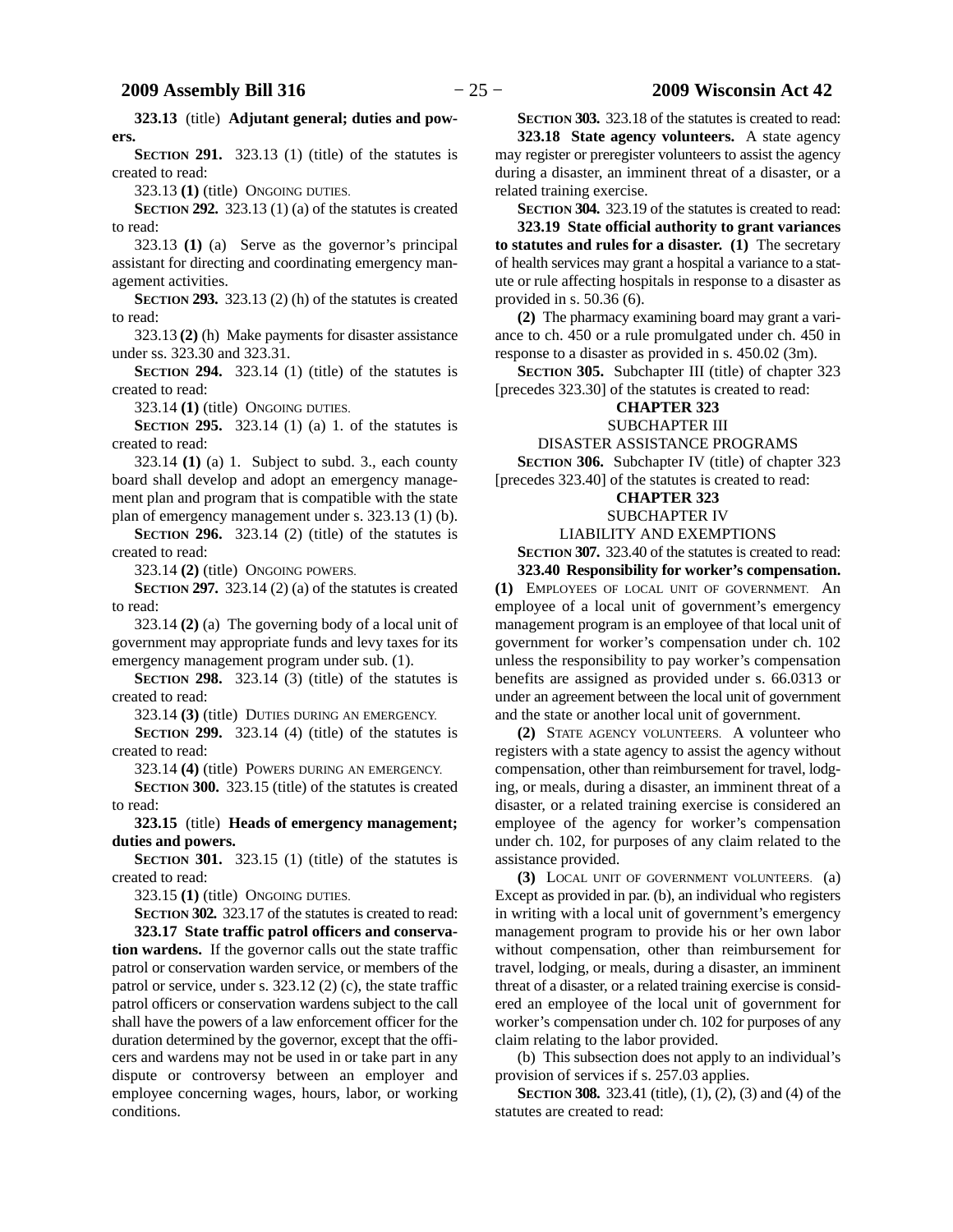**323.13** (title) **Adjutant general; duties and powers.**

**SECTION 291.** 323.13 (1) (title) of the statutes is created to read:

323.13 **(1)** (title) ONGOING DUTIES.

**SECTION 292.** 323.13 (1) (a) of the statutes is created to read:

323.13 **(1)** (a) Serve as the governor's principal assistant for directing and coordinating emergency management activities.

**SECTION 293.** 323.13 (2) (h) of the statutes is created to read:

323.13 **(2)** (h) Make payments for disaster assistance under ss. 323.30 and 323.31.

**SECTION 294.** 323.14 (1) (title) of the statutes is created to read:

323.14 **(1)** (title) ONGOING DUTIES.

**SECTION 295.** 323.14 (1) (a) 1. of the statutes is created to read:

323.14 **(1)** (a) 1. Subject to subd. 3., each county board shall develop and adopt an emergency management plan and program that is compatible with the state plan of emergency management under s. 323.13 (1) (b).

**SECTION 296.** 323.14 (2) (title) of the statutes is created to read:

323.14 **(2)** (title) ONGOING POWERS.

**SECTION 297.** 323.14 (2) (a) of the statutes is created to read:

323.14 **(2)** (a) The governing body of a local unit of government may appropriate funds and levy taxes for its emergency management program under sub. (1).

**SECTION 298.** 323.14 (3) (title) of the statutes is created to read:

323.14 **(3)** (title) DUTIES DURING AN EMERGENCY.

**SECTION 299.** 323.14 (4) (title) of the statutes is created to read:

323.14 **(4)** (title) POWERS DURING AN EMERGENCY.

**SECTION 300.** 323.15 (title) of the statutes is created to read:

**323.15** (title) **Heads of emergency management; duties and powers.**

**SECTION 301.** 323.15 (1) (title) of the statutes is created to read:

323.15 **(1)** (title) ONGOING DUTIES.

**SECTION 302.** 323.17 of the statutes is created to read:

**323.17 State traffic patrol officers and conservation wardens.** If the governor calls out the state traffic patrol or conservation warden service, or members of the patrol or service, under s. 323.12 (2) (c), the state traffic patrol officers or conservation wardens subject to the call shall have the powers of a law enforcement officer for the duration determined by the governor, except that the officers and wardens may not be used in or take part in any dispute or controversy between an employer and employee concerning wages, hours, labor, or working conditions.

**SECTION 303.** 323.18 of the statutes is created to read:

**323.18 State agency volunteers.** A state agency may register or preregister volunteers to assist the agency during a disaster, an imminent threat of a disaster, or a related training exercise.

**SECTION 304.** 323.19 of the statutes is created to read:

**323.19 State official authority to grant variances to statutes and rules for a disaster. (1)** The secretary of health services may grant a hospital a variance to a statute or rule affecting hospitals in response to a disaster as provided in s. 50.36 (6).

**(2)** The pharmacy examining board may grant a variance to ch. 450 or a rule promulgated under ch. 450 in response to a disaster as provided in s. 450.02 (3m).

**SECTION 305.** Subchapter III (title) of chapter 323 [precedes 323.30] of the statutes is created to read:

**CHAPTER 323**
SUBCHAPTER III
DISASTER ASSISTANCE PROGRAMS

**SECTION 306.** Subchapter IV (title) of chapter 323 [precedes 323.40] of the statutes is created to read:

**CHAPTER 323**
SUBCHAPTER IV
LIABILITY AND EXEMPTIONS

**SECTION 307.** 323.40 of the statutes is created to read:

**323.40 Responsibility for worker's compensation. (1)** EMPLOYEES OF LOCAL UNIT OF GOVERNMENT. An employee of a local unit of government's emergency management program is an employee of that local unit of government for worker's compensation under ch. 102 unless the responsibility to pay worker's compensation benefits are assigned as provided under s. 66.0313 or under an agreement between the local unit of government and the state or another local unit of government.

**(2)** STATE AGENCY VOLUNTEERS. A volunteer who registers with a state agency to assist the agency without compensation, other than reimbursement for travel, lodging, or meals, during a disaster, an imminent threat of a disaster, or a related training exercise is considered an employee of the agency for worker's compensation under ch. 102, for purposes of any claim related to the assistance provided.

**(3)** LOCAL UNIT OF GOVERNMENT VOLUNTEERS. (a) Except as provided in par. (b), an individual who registers in writing with a local unit of government's emergency management program to provide his or her own labor without compensation, other than reimbursement for travel, lodging, or meals, during a disaster, an imminent threat of a disaster, or a related training exercise is considered an employee of the local unit of government for worker's compensation under ch. 102 for purposes of any claim relating to the labor provided.

(b) This subsection does not apply to an individual's provision of services if s. 257.03 applies.

**SECTION 308.** 323.41 (title), (1), (2), (3) and (4) of the statutes are created to read: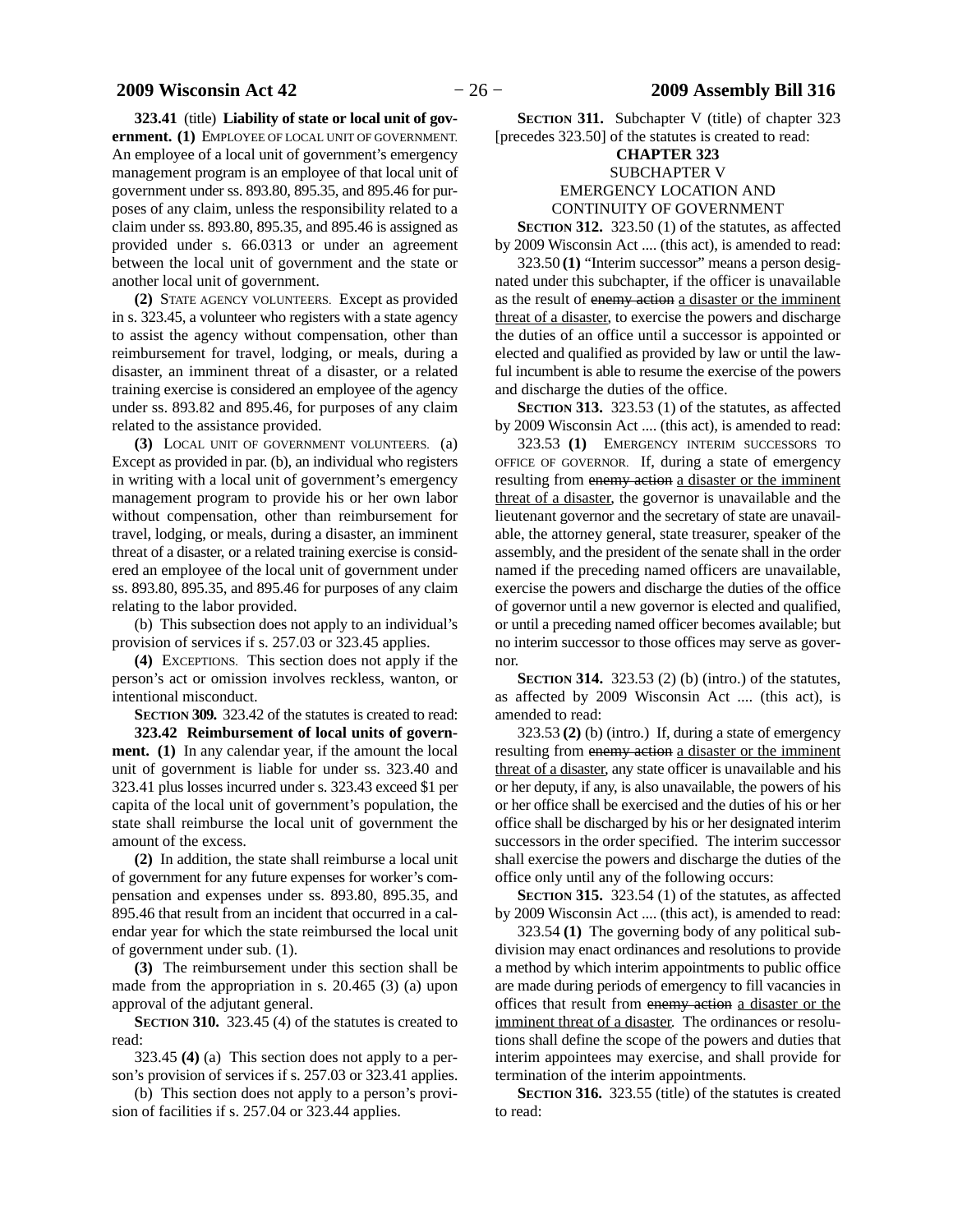**323.41** (title) **Liability of state or local unit of government. (1)** EMPLOYEE OF LOCAL UNIT OF GOVERNMENT. An employee of a local unit of government's emergency management program is an employee of that local unit of government under ss. 893.80, 895.35, and 895.46 for purposes of any claim, unless the responsibility related to a claim under ss. 893.80, 895.35, and 895.46 is assigned as provided under s. 66.0313 or under an agreement between the local unit of government and the state or another local unit of government.

**(2)** STATE AGENCY VOLUNTEERS. Except as provided in s. 323.45, a volunteer who registers with a state agency to assist the agency without compensation, other than reimbursement for travel, lodging, or meals, during a disaster, an imminent threat of a disaster, or a related training exercise is considered an employee of the agency under ss. 893.82 and 895.46, for purposes of any claim related to the assistance provided.

**(3)** LOCAL UNIT OF GOVERNMENT VOLUNTEERS. (a) Except as provided in par. (b), an individual who registers in writing with a local unit of government's emergency management program to provide his or her own labor without compensation, other than reimbursement for travel, lodging, or meals, during a disaster, an imminent threat of a disaster, or a related training exercise is considered an employee of the local unit of government under ss. 893.80, 895.35, and 895.46 for purposes of any claim relating to the labor provided.

(b) This subsection does not apply to an individual's provision of services if s. 257.03 or 323.45 applies.

**(4)** EXCEPTIONS. This section does not apply if the person's act or omission involves reckless, wanton, or intentional misconduct.

**SECTION 309.** 323.42 of the statutes is created to read:

**323.42 Reimbursement of local units of government. (1)** In any calendar year, if the amount the local unit of government is liable for under ss. 323.40 and 323.41 plus losses incurred under s. 323.43 exceed $1 per capita of the local unit of government's population, the state shall reimburse the local unit of government the amount of the excess.

**(2)** In addition, the state shall reimburse a local unit of government for any future expenses for worker's compensation and expenses under ss. 893.80, 895.35, and 895.46 that result from an incident that occurred in a calendar year for which the state reimbursed the local unit of government under sub. (1).

**(3)** The reimbursement under this section shall be made from the appropriation in s. 20.465 (3) (a) upon approval of the adjutant general.

**SECTION 310.** 323.45 (4) of the statutes is created to read:

323.45 **(4)** (a) This section does not apply to a person's provision of services if s. 257.03 or 323.41 applies.

(b) This section does not apply to a person's provision of facilities if s. 257.04 or 323.44 applies.

**SECTION 311.** Subchapter V (title) of chapter 323 [precedes 323.50] of the statutes is created to read:

**CHAPTER 323**

SUBCHAPTER V

EMERGENCY LOCATION AND CONTINUITY OF GOVERNMENT

**SECTION 312.** 323.50 (1) of the statutes, as affected by 2009 Wisconsin Act .... (this act), is amended to read:

323.50 **(1)** "Interim successor" means a person designated under this subchapter, if the officer is unavailable as the result of ~~enemy action~~ a disaster or the imminent threat of a disaster, to exercise the powers and discharge the duties of an office until a successor is appointed or elected and qualified as provided by law or until the lawful incumbent is able to resume the exercise of the powers and discharge the duties of the office.

**SECTION 313.** 323.53 (1) of the statutes, as affected by 2009 Wisconsin Act .... (this act), is amended to read:

323.53 **(1)** EMERGENCY INTERIM SUCCESSORS TO OFFICE OF GOVERNOR. If, during a state of emergency resulting from ~~enemy action~~ a disaster or the imminent threat of a disaster, the governor is unavailable and the lieutenant governor and the secretary of state are unavailable, the attorney general, state treasurer, speaker of the assembly, and the president of the senate shall in the order named if the preceding named officers are unavailable, exercise the powers and discharge the duties of the office of governor until a new governor is elected and qualified, or until a preceding named officer becomes available; but no interim successor to those offices may serve as governor.

**SECTION 314.** 323.53 (2) (b) (intro.) of the statutes, as affected by 2009 Wisconsin Act .... (this act), is amended to read:

323.53 **(2)** (b) (intro.) If, during a state of emergency resulting from ~~enemy action~~ a disaster or the imminent threat of a disaster, any state officer is unavailable and his or her deputy, if any, is also unavailable, the powers of his or her office shall be exercised and the duties of his or her office shall be discharged by his or her designated interim successors in the order specified. The interim successor shall exercise the powers and discharge the duties of the office only until any of the following occurs:

**SECTION 315.** 323.54 (1) of the statutes, as affected by 2009 Wisconsin Act .... (this act), is amended to read:

323.54 **(1)** The governing body of any political subdivision may enact ordinances and resolutions to provide a method by which interim appointments to public office are made during periods of emergency to fill vacancies in offices that result from ~~enemy action~~ a disaster or the imminent threat of a disaster. The ordinances or resolutions shall define the scope of the powers and duties that interim appointees may exercise, and shall provide for termination of the interim appointments.

**SECTION 316.** 323.55 (title) of the statutes is created to read: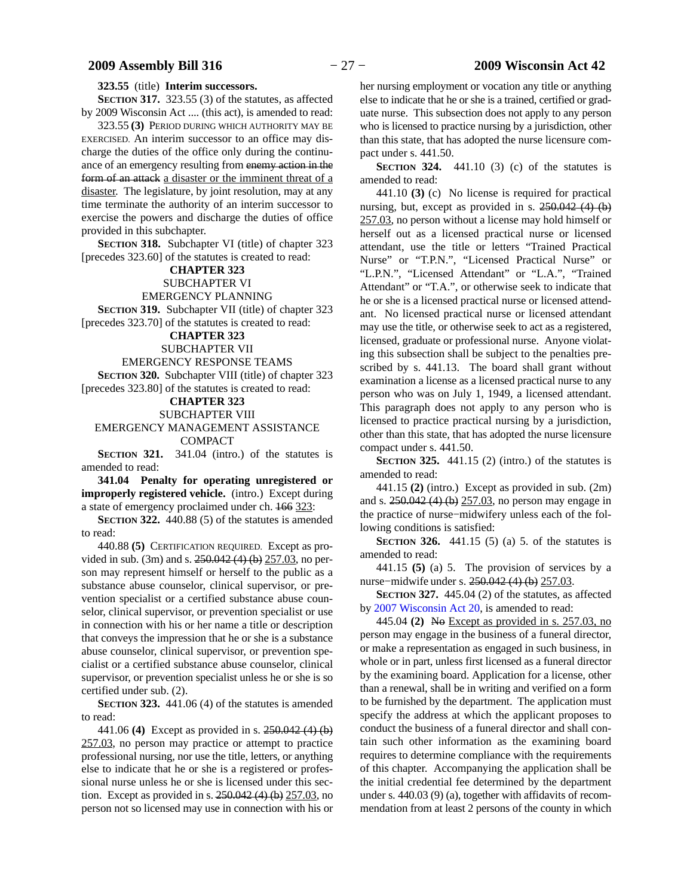**323.55** (title) **Interim successors.**

**SECTION 317.** 323.55 (3) of the statutes, as affected by 2009 Wisconsin Act .... (this act), is amended to read:

323.55 **(3)** PERIOD DURING WHICH AUTHORITY MAY BE EXERCISED. An interim successor to an office may discharge the duties of the office only during the continuance of an emergency resulting from ~~enemy action in the form of an attack~~ a disaster or the imminent threat of a disaster. The legislature, by joint resolution, may at any time terminate the authority of an interim successor to exercise the powers and discharge the duties of office provided in this subchapter.

**SECTION 318.** Subchapter VI (title) of chapter 323 [precedes 323.60] of the statutes is created to read:

**CHAPTER 323**

SUBCHAPTER VI

EMERGENCY PLANNING

**SECTION 319.** Subchapter VII (title) of chapter 323 [precedes 323.70] of the statutes is created to read:

**CHAPTER 323**

SUBCHAPTER VII

EMERGENCY RESPONSE TEAMS

**SECTION 320.** Subchapter VIII (title) of chapter 323 [precedes 323.80] of the statutes is created to read:

**CHAPTER 323**

SUBCHAPTER VIII

EMERGENCY MANAGEMENT ASSISTANCE COMPACT

**SECTION 321.** 341.04 (intro.) of the statutes is amended to read:

**341.04 Penalty for operating unregistered or improperly registered vehicle.** (intro.) Except during a state of emergency proclaimed under ch. ~~166~~ 323:

**SECTION 322.** 440.88 (5) of the statutes is amended to read:

440.88 **(5)** CERTIFICATION REQUIRED. Except as provided in sub. (3m) and s. ~~250.042 (4) (b)~~ 257.03, no person may represent himself or herself to the public as a substance abuse counselor, clinical supervisor, or prevention specialist or a certified substance abuse counselor, clinical supervisor, or prevention specialist or use in connection with his or her name a title or description that conveys the impression that he or she is a substance abuse counselor, clinical supervisor, or prevention specialist or a certified substance abuse counselor, clinical supervisor, or prevention specialist unless he or she is so certified under sub. (2).

**SECTION 323.** 441.06 (4) of the statutes is amended to read:

441.06 **(4)** Except as provided in s. ~~250.042 (4) (b)~~ 257.03, no person may practice or attempt to practice professional nursing, nor use the title, letters, or anything else to indicate that he or she is a registered or professional nurse unless he or she is licensed under this section. Except as provided in s. ~~250.042 (4) (b)~~ 257.03, no person not so licensed may use in connection with his or her nursing employment or vocation any title or anything else to indicate that he or she is a trained, certified or graduate nurse. This subsection does not apply to any person who is licensed to practice nursing by a jurisdiction, other than this state, that has adopted the nurse licensure compact under s. 441.50.

**SECTION 324.** 441.10 (3) (c) of the statutes is amended to read:

441.10 **(3)** (c) No license is required for practical nursing, but, except as provided in s. ~~250.042 (4) (b)~~ 257.03, no person without a license may hold himself or herself out as a licensed practical nurse or licensed attendant, use the title or letters "Trained Practical Nurse" or "T.P.N.", "Licensed Practical Nurse" or "L.P.N.", "Licensed Attendant" or "L.A.", "Trained Attendant" or "T.A.", or otherwise seek to indicate that he or she is a licensed practical nurse or licensed attendant. No licensed practical nurse or licensed attendant may use the title, or otherwise seek to act as a registered, licensed, graduate or professional nurse. Anyone violating this subsection shall be subject to the penalties prescribed by s. 441.13. The board shall grant without examination a license as a licensed practical nurse to any person who was on July 1, 1949, a licensed attendant. This paragraph does not apply to any person who is licensed to practice practical nursing by a jurisdiction, other than this state, that has adopted the nurse licensure compact under s. 441.50.

**SECTION 325.** 441.15 (2) (intro.) of the statutes is amended to read:

441.15 **(2)** (intro.) Except as provided in sub. (2m) and s. ~~250.042 (4) (b)~~ 257.03, no person may engage in the practice of nurse−midwifery unless each of the following conditions is satisfied:

**SECTION 326.** 441.15 (5) (a) 5. of the statutes is amended to read:

441.15 **(5)** (a) 5. The provision of services by a nurse−midwife under s. ~~250.042 (4) (b)~~ 257.03.

**SECTION 327.** 445.04 (2) of the statutes, as affected by 2007 Wisconsin Act 20, is amended to read:

445.04 **(2)** ~~No~~ Except as provided in s. 257.03, no person may engage in the business of a funeral director, or make a representation as engaged in such business, in whole or in part, unless first licensed as a funeral director by the examining board. Application for a license, other than a renewal, shall be in writing and verified on a form to be furnished by the department. The application must specify the address at which the applicant proposes to conduct the business of a funeral director and shall contain such other information as the examining board requires to determine compliance with the requirements of this chapter. Accompanying the application shall be the initial credential fee determined by the department under s. 440.03 (9) (a), together with affidavits of recommendation from at least 2 persons of the county in which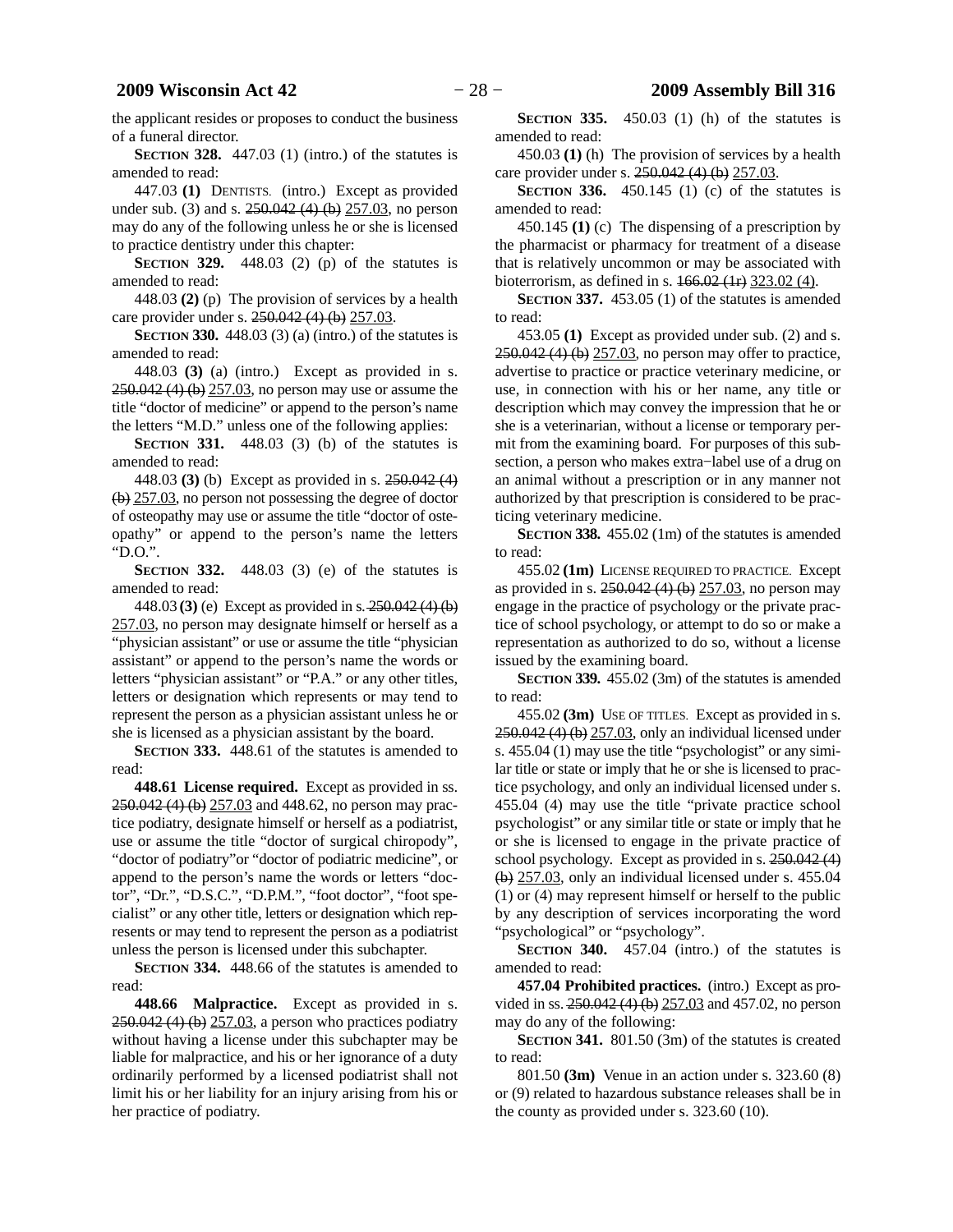the applicant resides or proposes to conduct the business of a funeral director.

**SECTION 328.** 447.03 (1) (intro.) of the statutes is amended to read:

447.03 **(1)** DENTISTS. (intro.) Except as provided under sub. (3) and s. ~~250.042 (4) (b)~~ 257.03, no person may do any of the following unless he or she is licensed to practice dentistry under this chapter:

**SECTION 329.** 448.03 (2) (p) of the statutes is amended to read:

448.03 **(2)** (p) The provision of services by a health care provider under s. ~~250.042 (4) (b)~~ 257.03.

**SECTION 330.** 448.03 (3) (a) (intro.) of the statutes is amended to read:

448.03 **(3)** (a) (intro.) Except as provided in s. ~~250.042 (4) (b)~~ 257.03, no person may use or assume the title "doctor of medicine" or append to the person's name the letters "M.D." unless one of the following applies:

**SECTION 331.** 448.03 (3) (b) of the statutes is amended to read:

448.03 **(3)** (b) Except as provided in s. ~~250.042 (4) (b)~~ 257.03, no person not possessing the degree of doctor of osteopathy may use or assume the title "doctor of osteopathy" or append to the person's name the letters "D.O.".

**SECTION 332.** 448.03 (3) (e) of the statutes is amended to read:

448.03 **(3)** (e) Except as provided in s. ~~250.042 (4) (b)~~ 257.03, no person may designate himself or herself as a "physician assistant" or use or assume the title "physician assistant" or append to the person's name the words or letters "physician assistant" or "P.A." or any other titles, letters or designation which represents or may tend to represent the person as a physician assistant unless he or she is licensed as a physician assistant by the board.

**SECTION 333.** 448.61 of the statutes is amended to read:

**448.61 License required.** Except as provided in ss. ~~250.042 (4) (b)~~ 257.03 and 448.62, no person may practice podiatry, designate himself or herself as a podiatrist, use or assume the title "doctor of surgical chiropody", "doctor of podiatry"or "doctor of podiatric medicine", or append to the person's name the words or letters "doctor", "Dr.", "D.S.C.", "D.P.M.", "foot doctor", "foot specialist" or any other title, letters or designation which represents or may tend to represent the person as a podiatrist unless the person is licensed under this subchapter.

**SECTION 334.** 448.66 of the statutes is amended to read:

**448.66 Malpractice.** Except as provided in s. ~~250.042 (4) (b)~~ 257.03, a person who practices podiatry without having a license under this subchapter may be liable for malpractice, and his or her ignorance of a duty ordinarily performed by a licensed podiatrist shall not limit his or her liability for an injury arising from his or her practice of podiatry.

**SECTION 335.** 450.03 (1) (h) of the statutes is amended to read:

450.03 **(1)** (h) The provision of services by a health care provider under s. ~~250.042 (4) (b)~~ 257.03.

**SECTION 336.** 450.145 (1) (c) of the statutes is amended to read:

450.145 **(1)** (c) The dispensing of a prescription by the pharmacist or pharmacy for treatment of a disease that is relatively uncommon or may be associated with bioterrorism, as defined in s. ~~166.02 (1r)~~ 323.02 (4).

**SECTION 337.** 453.05 (1) of the statutes is amended to read:

453.05 **(1)** Except as provided under sub. (2) and s. ~~250.042 (4) (b)~~ 257.03, no person may offer to practice, advertise to practice or practice veterinary medicine, or use, in connection with his or her name, any title or description which may convey the impression that he or she is a veterinarian, without a license or temporary permit from the examining board. For purposes of this subsection, a person who makes extra−label use of a drug on an animal without a prescription or in any manner not authorized by that prescription is considered to be practicing veterinary medicine.

**SECTION 338.** 455.02 (1m) of the statutes is amended to read:

455.02 **(1m)** LICENSE REQUIRED TO PRACTICE. Except as provided in s. ~~250.042 (4) (b)~~ 257.03, no person may engage in the practice of psychology or the private practice of school psychology, or attempt to do so or make a representation as authorized to do so, without a license issued by the examining board.

**SECTION 339.** 455.02 (3m) of the statutes is amended to read:

455.02 **(3m)** USE OF TITLES. Except as provided in s. ~~250.042 (4) (b)~~ 257.03, only an individual licensed under s. 455.04 (1) may use the title "psychologist" or any similar title or state or imply that he or she is licensed to practice psychology, and only an individual licensed under s. 455.04 (4) may use the title "private practice school psychologist" or any similar title or state or imply that he or she is licensed to engage in the private practice of school psychology. Except as provided in s. ~~250.042 (4) (b)~~ 257.03, only an individual licensed under s. 455.04 (1) or (4) may represent himself or herself to the public by any description of services incorporating the word "psychological" or "psychology".

**SECTION 340.** 457.04 (intro.) of the statutes is amended to read:

**457.04 Prohibited practices.** (intro.) Except as provided in ss. ~~250.042 (4) (b)~~ 257.03 and 457.02, no person may do any of the following:

**SECTION 341.** 801.50 (3m) of the statutes is created to read:

801.50 **(3m)** Venue in an action under s. 323.60 (8) or (9) related to hazardous substance releases shall be in the county as provided under s. 323.60 (10).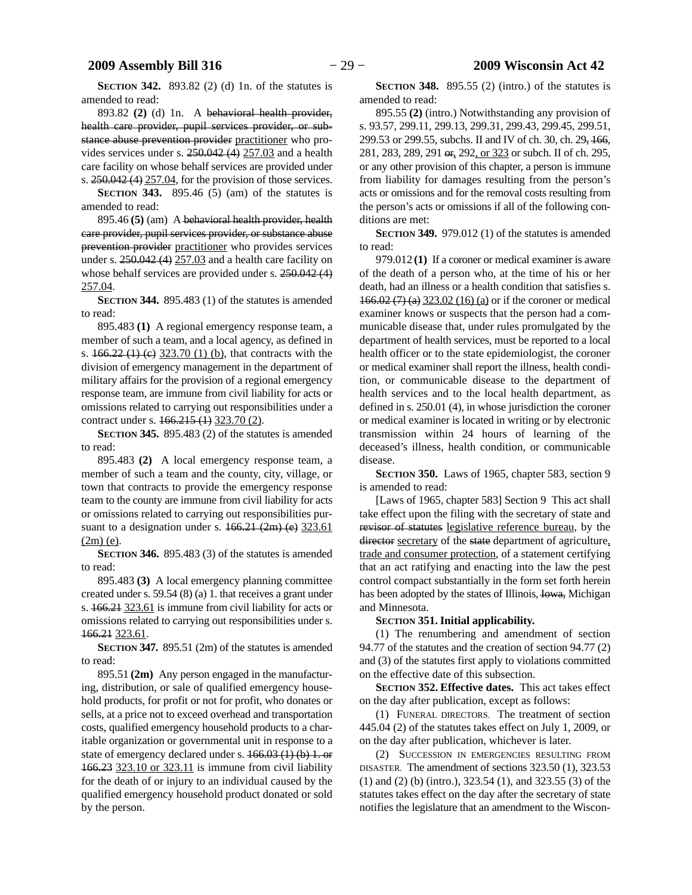**SECTION 342.** 893.82 (2) (d) 1n. of the statutes is amended to read:

893.82 **(2)** (d) 1n. A ~~behavioral health provider, health care provider, pupil services provider, or substance abuse prevention provider~~ practitioner who provides services under s. ~~250.042 (4)~~ 257.03 and a health care facility on whose behalf services are provided under s. ~~250.042 (4)~~ 257.04, for the provision of those services.

**SECTION 343.** 895.46 (5) (am) of the statutes is amended to read:

895.46 **(5)** (am) A ~~behavioral health provider, health care provider, pupil services provider, or substance abuse prevention provider~~ practitioner who provides services under s. ~~250.042 (4)~~ 257.03 and a health care facility on whose behalf services are provided under s. ~~250.042 (4)~~ 257.04.

**SECTION 344.** 895.483 (1) of the statutes is amended to read:

895.483 **(1)** A regional emergency response team, a member of such a team, and a local agency, as defined in s. ~~166.22 (1) (c)~~ 323.70 (1) (b), that contracts with the division of emergency management in the department of military affairs for the provision of a regional emergency response team, are immune from civil liability for acts or omissions related to carrying out responsibilities under a contract under s. ~~166.215 (1)~~ 323.70 (2).

**SECTION 345.** 895.483 (2) of the statutes is amended to read:

895.483 **(2)** A local emergency response team, a member of such a team and the county, city, village, or town that contracts to provide the emergency response team to the county are immune from civil liability for acts or omissions related to carrying out responsibilities pursuant to a designation under s. ~~166.21 (2m) (e)~~ 323.61 (2m) (e).

**SECTION 346.** 895.483 (3) of the statutes is amended to read:

895.483 **(3)** A local emergency planning committee created under s. 59.54 (8) (a) 1. that receives a grant under s. ~~166.21~~ 323.61 is immune from civil liability for acts or omissions related to carrying out responsibilities under s. ~~166.21~~ 323.61.

**SECTION 347.** 895.51 (2m) of the statutes is amended to read:

895.51 **(2m)** Any person engaged in the manufacturing, distribution, or sale of qualified emergency household products, for profit or not for profit, who donates or sells, at a price not to exceed overhead and transportation costs, qualified emergency household products to a charitable organization or governmental unit in response to a state of emergency declared under s. ~~166.03 (1) (b) 1. or 166.23~~ 323.10 or 323.11 is immune from civil liability for the death of or injury to an individual caused by the qualified emergency household product donated or sold by the person.

**SECTION 348.** 895.55 (2) (intro.) of the statutes is amended to read:

895.55 **(2)** (intro.) Notwithstanding any provision of s. 93.57, 299.11, 299.13, 299.31, 299.43, 299.45, 299.51, 299.53 or 299.55, subchs. II and IV of ch. 30, ch. 29, ~~166,~~ 281, 283, 289, 291 ~~or,~~ 292, or 323 or subch. II of ch. 295, or any other provision of this chapter, a person is immune from liability for damages resulting from the person's acts or omissions and for the removal costs resulting from the person's acts or omissions if all of the following conditions are met:

**SECTION 349.** 979.012 (1) of the statutes is amended to read:

979.012 **(1)** If a coroner or medical examiner is aware of the death of a person who, at the time of his or her death, had an illness or a health condition that satisfies s. ~~166.02 (7) (a)~~ 323.02 (16) (a) or if the coroner or medical examiner knows or suspects that the person had a communicable disease that, under rules promulgated by the department of health services, must be reported to a local health officer or to the state epidemiologist, the coroner or medical examiner shall report the illness, health condition, or communicable disease to the department of health services and to the local health department, as defined in s. 250.01 (4), in whose jurisdiction the coroner or medical examiner is located in writing or by electronic transmission within 24 hours of learning of the deceased's illness, health condition, or communicable disease.

**SECTION 350.** Laws of 1965, chapter 583, section 9 is amended to read:

[Laws of 1965, chapter 583] Section 9 This act shall take effect upon the filing with the secretary of state and ~~revisor of statutes~~ legislative reference bureau, by the ~~director~~ secretary of the ~~state~~ department of agriculture, trade and consumer protection, of a statement certifying that an act ratifying and enacting into the law the pest control compact substantially in the form set forth herein has been adopted by the states of Illinois, ~~Iowa,~~ Michigan and Minnesota.

**SECTION 351. Initial applicability.**

(1) The renumbering and amendment of section 94.77 of the statutes and the creation of section 94.77 (2) and (3) of the statutes first apply to violations committed on the effective date of this subsection.

**SECTION 352. Effective dates.** This act takes effect on the day after publication, except as follows:

(1) FUNERAL DIRECTORS. The treatment of section 445.04 (2) of the statutes takes effect on July 1, 2009, or on the day after publication, whichever is later.

(2) SUCCESSION IN EMERGENCIES RESULTING FROM DISASTER. The amendment of sections 323.50 (1), 323.53 (1) and (2) (b) (intro.), 323.54 (1), and 323.55 (3) of the statutes takes effect on the day after the secretary of state notifies the legislature that an amendment to the Wiscon-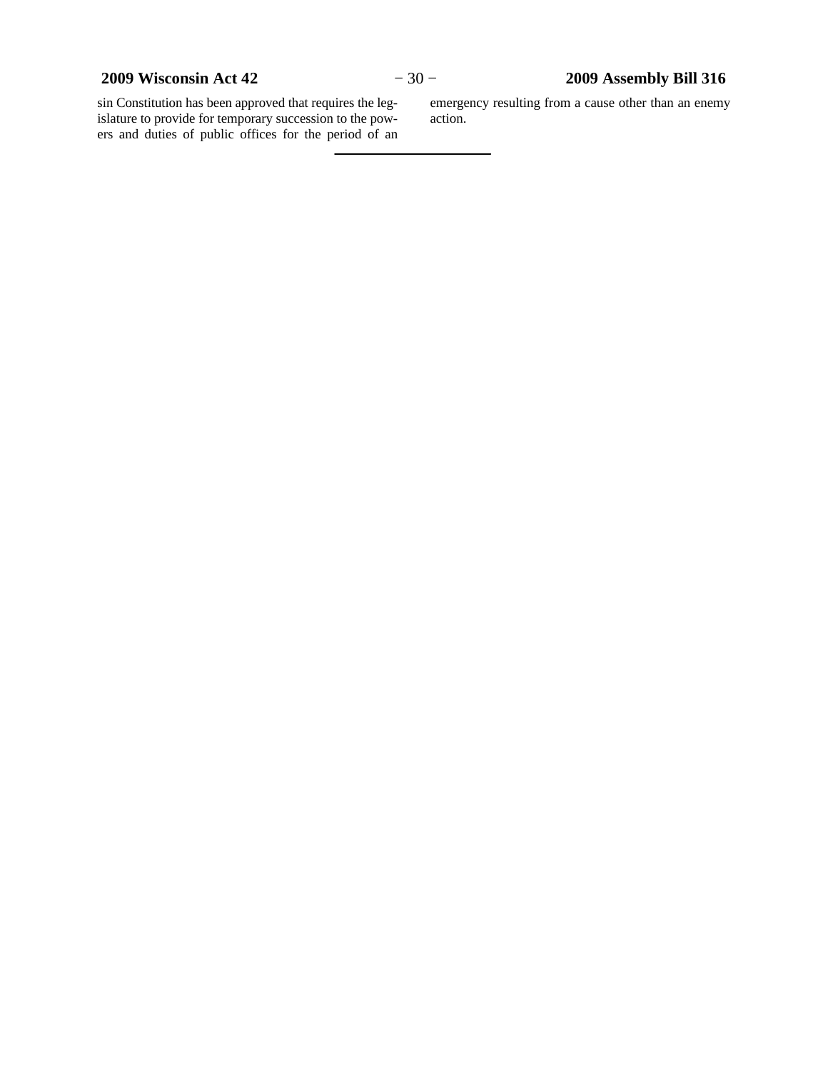sin Constitution has been approved that requires the legislature to provide for temporary succession to the powers and duties of public offices for the period of an emergency resulting from a cause other than an enemy action.

---